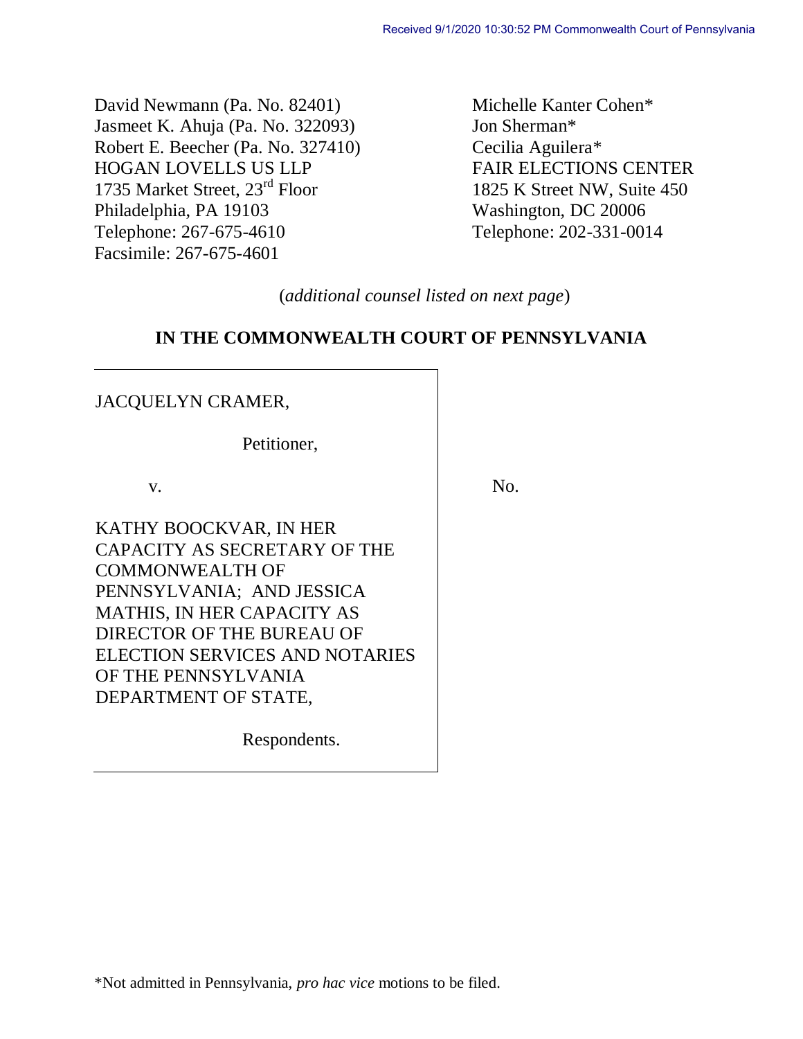Received 9/1/2020 10:30:52 PM Commonwealth Court of Pennsylvania

David Newmann (Pa. No. 82401)
Jasmeet K. Ahuja (Pa. No. 322093)
Robert E. Beecher (Pa. No. 327410)
HOGAN LOVELLS US LLP
1735 Market Street, 23rd Floor
Philadelphia, PA 19103
Telephone: 267-675-4610
Facsimile: 267-675-4601

Michelle Kanter Cohen*
Jon Sherman*
Cecilia Aguilera*
FAIR ELECTIONS CENTER
1825 K Street NW, Suite 450
Washington, DC 20006
Telephone: 202-331-0014

(*additional counsel listed on next page*)

**IN THE COMMONWEALTH COURT OF PENNSYLVANIA**

JACQUELYN CRAMER,

Petitioner,

v.

KATHY BOOCKVAR, IN HER CAPACITY AS SECRETARY OF THE COMMONWEALTH OF PENNSYLVANIA; AND JESSICA MATHIS, IN HER CAPACITY AS DIRECTOR OF THE BUREAU OF ELECTION SERVICES AND NOTARIES OF THE PENNSYLVANIA DEPARTMENT OF STATE,

Respondents.

No.

*Not admitted in Pennsylvania, *pro hac vice* motions to be filed.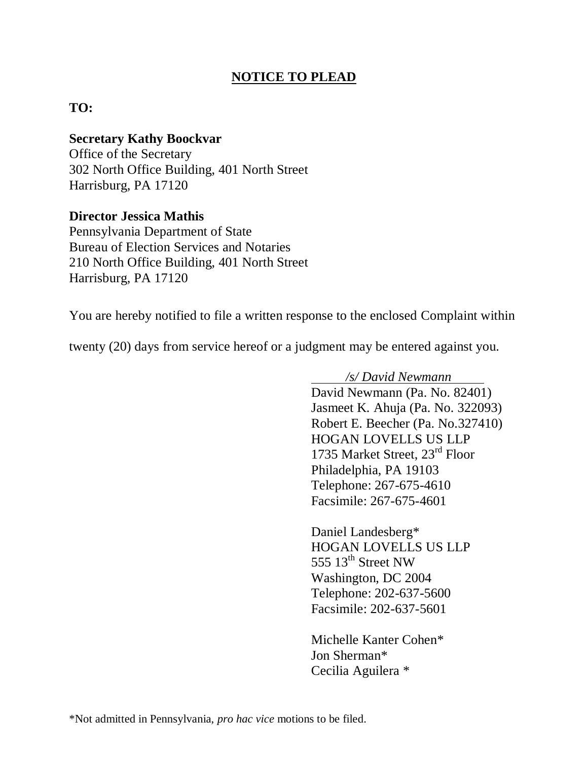# NOTICE TO PLEAD

**TO:**

**Secretary Kathy Boockvar**
Office of the Secretary
302 North Office Building, 401 North Street
Harrisburg, PA 17120

**Director Jessica Mathis**
Pennsylvania Department of State
Bureau of Election Services and Notaries
210 North Office Building, 401 North Street
Harrisburg, PA 17120

You are hereby notified to file a written response to the enclosed Complaint within twenty (20) days from service hereof or a judgment may be entered against you.

*/s/ David Newmann*
David Newmann (Pa. No. 82401)
Jasmeet K. Ahuja (Pa. No. 322093)
Robert E. Beecher (Pa. No.327410)
HOGAN LOVELLS US LLP
1735 Market Street, 23rd Floor
Philadelphia, PA 19103
Telephone: 267-675-4610
Facsimile: 267-675-4601

Daniel Landesberg*
HOGAN LOVELLS US LLP
555 13th Street NW
Washington, DC 2004
Telephone: 202-637-5600
Facsimile: 202-637-5601

Michelle Kanter Cohen*
Jon Sherman*
Cecilia Aguilera *

*Not admitted in Pennsylvania, *pro hac vice* motions to be filed.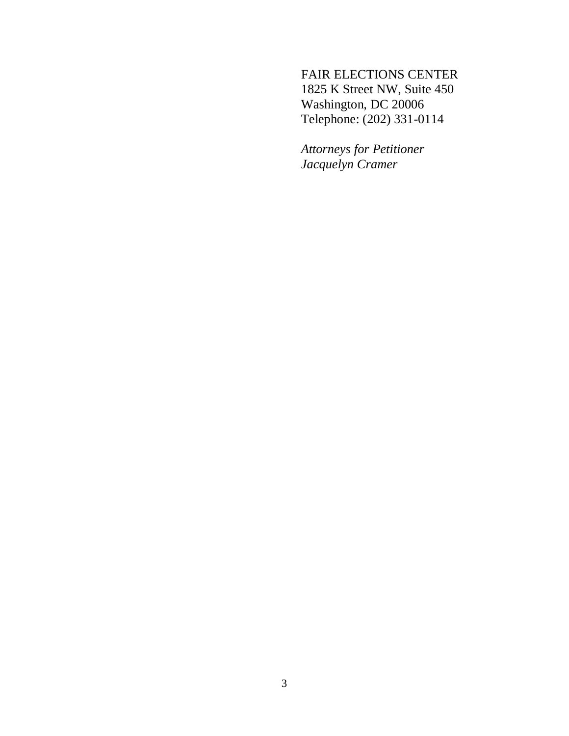FAIR ELECTIONS CENTER
1825 K Street NW, Suite 450
Washington, DC 20006
Telephone: (202) 331-0114

*Attorneys for Petitioner*
*Jacquelyn Cramer*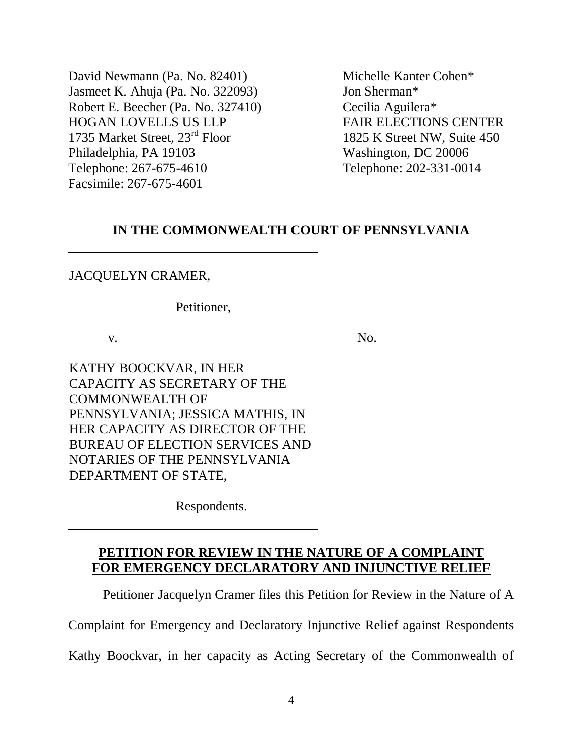David Newmann (Pa. No. 82401)
Jasmeet K. Ahuja (Pa. No. 322093)
Robert E. Beecher (Pa. No. 327410)
HOGAN LOVELLS US LLP
1735 Market Street, 23rd Floor
Philadelphia, PA 19103
Telephone: 267-675-4610
Facsimile: 267-675-4601

Michelle Kanter Cohen*
Jon Sherman*
Cecilia Aguilera*
FAIR ELECTIONS CENTER
1825 K Street NW, Suite 450
Washington, DC 20006
Telephone: 202-331-0014

**IN THE COMMONWEALTH COURT OF PENNSYLVANIA**

JACQUELYN CRAMER,

Petitioner,

v.

KATHY BOOCKVAR, IN HER CAPACITY AS SECRETARY OF THE COMMONWEALTH OF PENNSYLVANIA; JESSICA MATHIS, IN HER CAPACITY AS DIRECTOR OF THE BUREAU OF ELECTION SERVICES AND NOTARIES OF THE PENNSYLVANIA DEPARTMENT OF STATE,

Respondents.

No.

**PETITION FOR REVIEW IN THE NATURE OF A COMPLAINT FOR EMERGENCY DECLARATORY AND INJUNCTIVE RELIEF**

Petitioner Jacquelyn Cramer files this Petition for Review in the Nature of A Complaint for Emergency and Declaratory Injunctive Relief against Respondents Kathy Boockvar, in her capacity as Acting Secretary of the Commonwealth of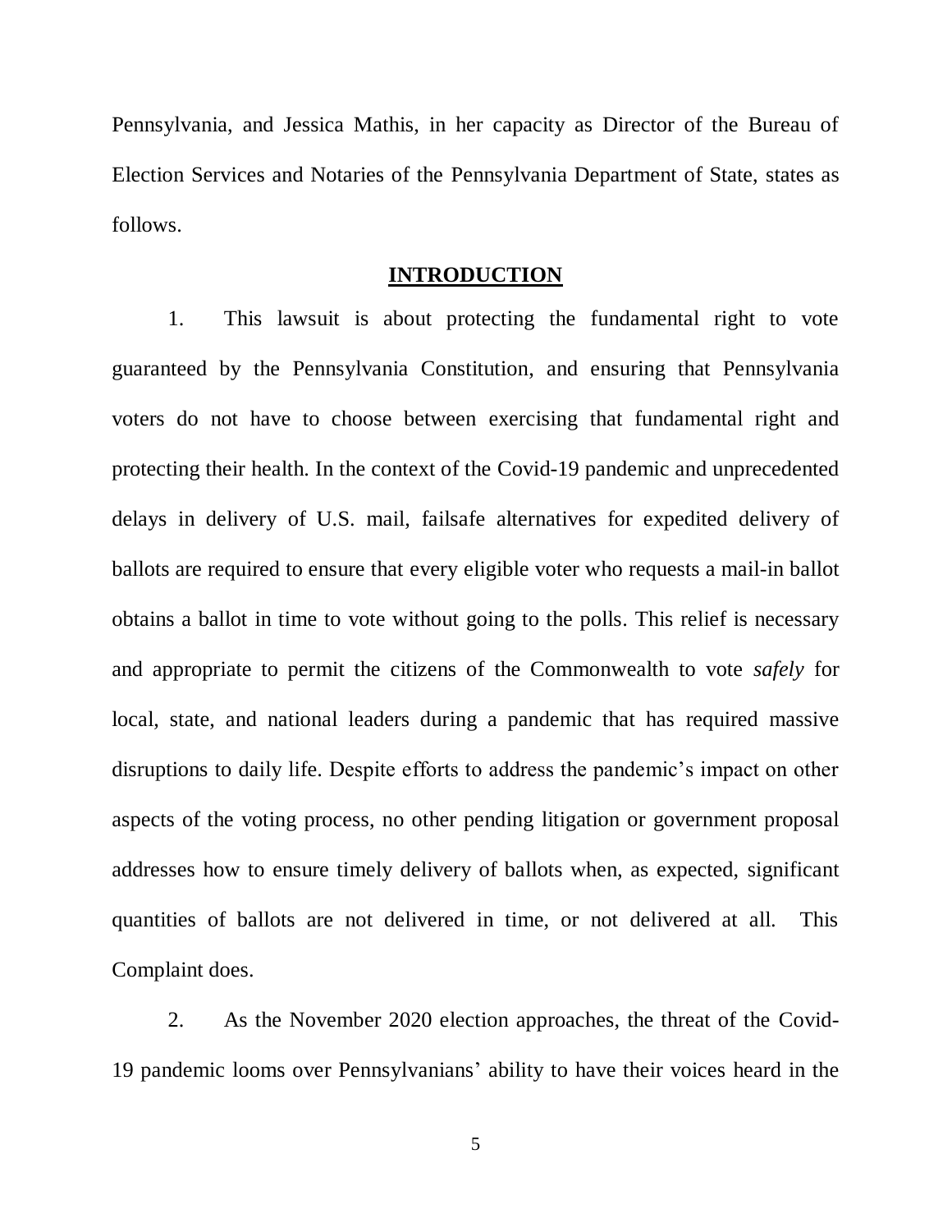Pennsylvania, and Jessica Mathis, in her capacity as Director of the Bureau of Election Services and Notaries of the Pennsylvania Department of State, states as follows.

## INTRODUCTION

1. This lawsuit is about protecting the fundamental right to vote guaranteed by the Pennsylvania Constitution, and ensuring that Pennsylvania voters do not have to choose between exercising that fundamental right and protecting their health. In the context of the Covid-19 pandemic and unprecedented delays in delivery of U.S. mail, failsafe alternatives for expedited delivery of ballots are required to ensure that every eligible voter who requests a mail-in ballot obtains a ballot in time to vote without going to the polls. This relief is necessary and appropriate to permit the citizens of the Commonwealth to vote *safely* for local, state, and national leaders during a pandemic that has required massive disruptions to daily life. Despite efforts to address the pandemic's impact on other aspects of the voting process, no other pending litigation or government proposal addresses how to ensure timely delivery of ballots when, as expected, significant quantities of ballots are not delivered in time, or not delivered at all. This Complaint does.

2. As the November 2020 election approaches, the threat of the Covid-19 pandemic looms over Pennsylvanians' ability to have their voices heard in the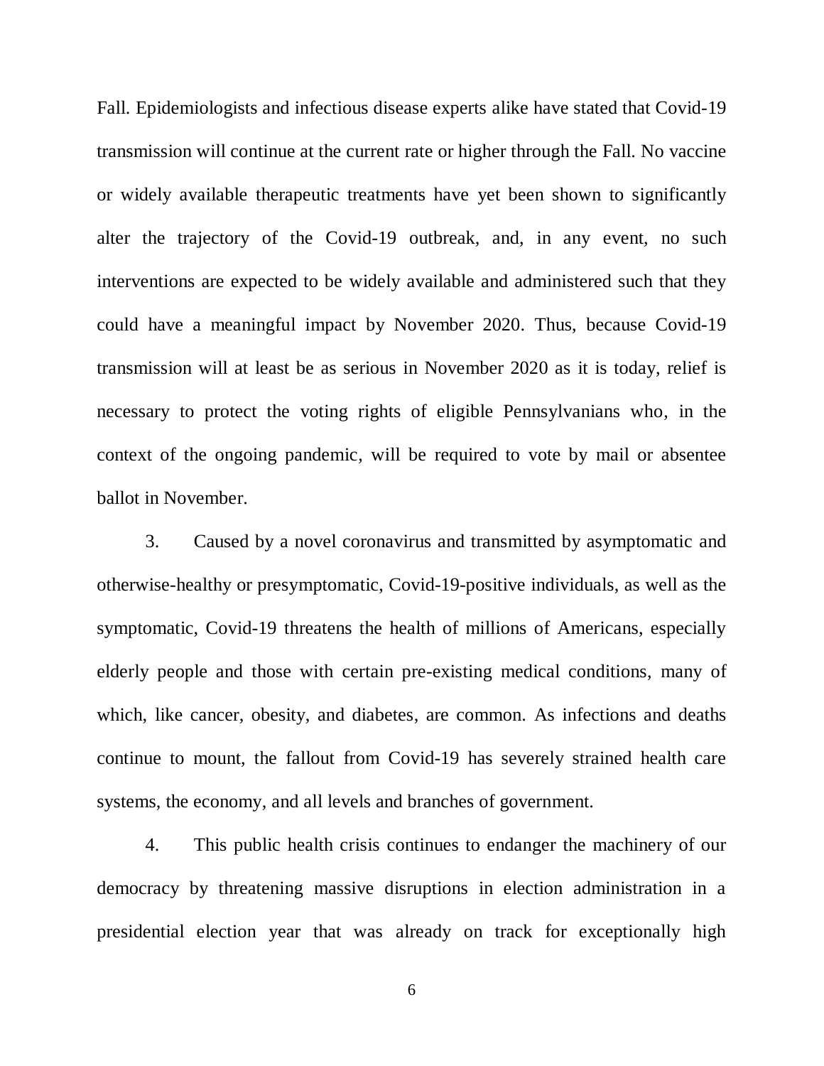Fall. Epidemiologists and infectious disease experts alike have stated that Covid-19 transmission will continue at the current rate or higher through the Fall. No vaccine or widely available therapeutic treatments have yet been shown to significantly alter the trajectory of the Covid-19 outbreak, and, in any event, no such interventions are expected to be widely available and administered such that they could have a meaningful impact by November 2020. Thus, because Covid-19 transmission will at least be as serious in November 2020 as it is today, relief is necessary to protect the voting rights of eligible Pennsylvanians who, in the context of the ongoing pandemic, will be required to vote by mail or absentee ballot in November.

3. Caused by a novel coronavirus and transmitted by asymptomatic and otherwise-healthy or presymptomatic, Covid-19-positive individuals, as well as the symptomatic, Covid-19 threatens the health of millions of Americans, especially elderly people and those with certain pre-existing medical conditions, many of which, like cancer, obesity, and diabetes, are common. As infections and deaths continue to mount, the fallout from Covid-19 has severely strained health care systems, the economy, and all levels and branches of government.

4. This public health crisis continues to endanger the machinery of our democracy by threatening massive disruptions in election administration in a presidential election year that was already on track for exceptionally high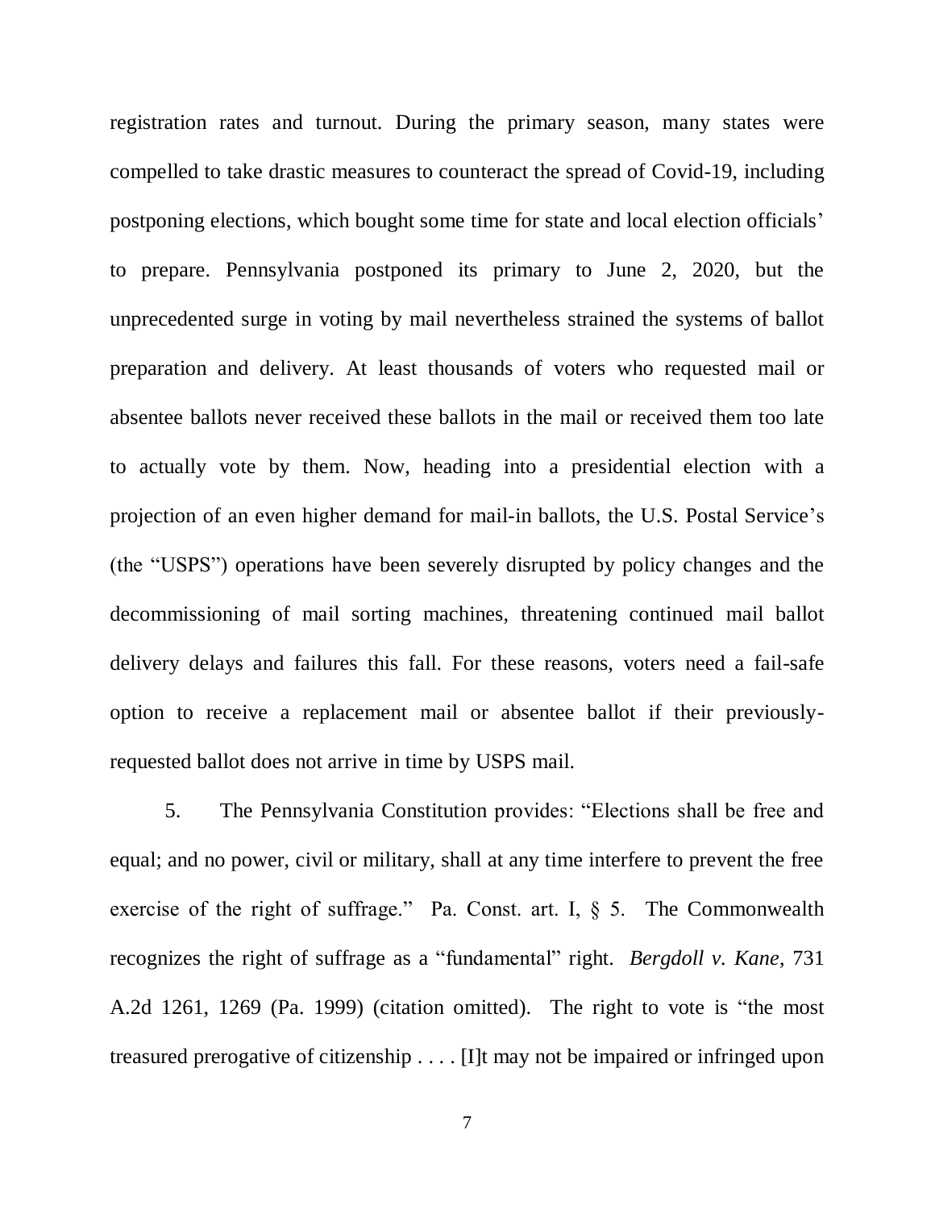registration rates and turnout. During the primary season, many states were compelled to take drastic measures to counteract the spread of Covid-19, including postponing elections, which bought some time for state and local election officials' to prepare. Pennsylvania postponed its primary to June 2, 2020, but the unprecedented surge in voting by mail nevertheless strained the systems of ballot preparation and delivery. At least thousands of voters who requested mail or absentee ballots never received these ballots in the mail or received them too late to actually vote by them. Now, heading into a presidential election with a projection of an even higher demand for mail-in ballots, the U.S. Postal Service's (the "USPS") operations have been severely disrupted by policy changes and the decommissioning of mail sorting machines, threatening continued mail ballot delivery delays and failures this fall. For these reasons, voters need a fail-safe option to receive a replacement mail or absentee ballot if their previously-requested ballot does not arrive in time by USPS mail.

5. The Pennsylvania Constitution provides: "Elections shall be free and equal; and no power, civil or military, shall at any time interfere to prevent the free exercise of the right of suffrage." Pa. Const. art. I, § 5. The Commonwealth recognizes the right of suffrage as a "fundamental" right. *Bergdoll v. Kane*, 731 A.2d 1261, 1269 (Pa. 1999) (citation omitted). The right to vote is "the most treasured prerogative of citizenship . . . . [I]t may not be impaired or infringed upon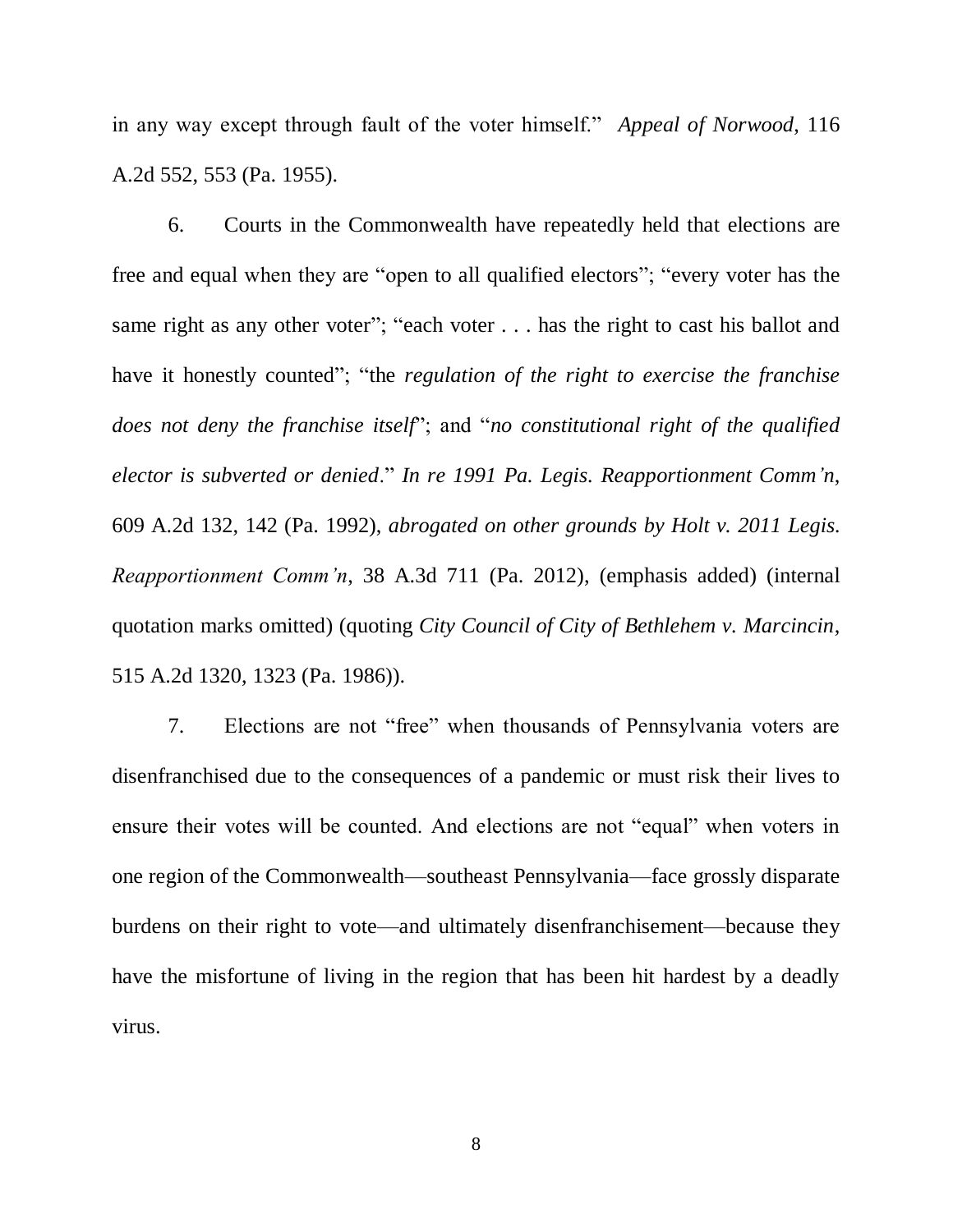in any way except through fault of the voter himself." *Appeal of Norwood*, 116 A.2d 552, 553 (Pa. 1955).

6. Courts in the Commonwealth have repeatedly held that elections are free and equal when they are "open to all qualified electors"; "every voter has the same right as any other voter"; "each voter . . . has the right to cast his ballot and have it honestly counted"; "the *regulation of the right to exercise the franchise does not deny the franchise itself*"; and "*no constitutional right of the qualified elector is subverted or denied*." *In re 1991 Pa. Legis. Reapportionment Comm'n*, 609 A.2d 132, 142 (Pa. 1992), *abrogated on other grounds by Holt v. 2011 Legis. Reapportionment Comm'n*, 38 A.3d 711 (Pa. 2012), (emphasis added) (internal quotation marks omitted) (quoting *City Council of City of Bethlehem v. Marcincin*, 515 A.2d 1320, 1323 (Pa. 1986)).

7. Elections are not "free" when thousands of Pennsylvania voters are disenfranchised due to the consequences of a pandemic or must risk their lives to ensure their votes will be counted. And elections are not "equal" when voters in one region of the Commonwealth—southeast Pennsylvania—face grossly disparate burdens on their right to vote—and ultimately disenfranchisement—because they have the misfortune of living in the region that has been hit hardest by a deadly virus.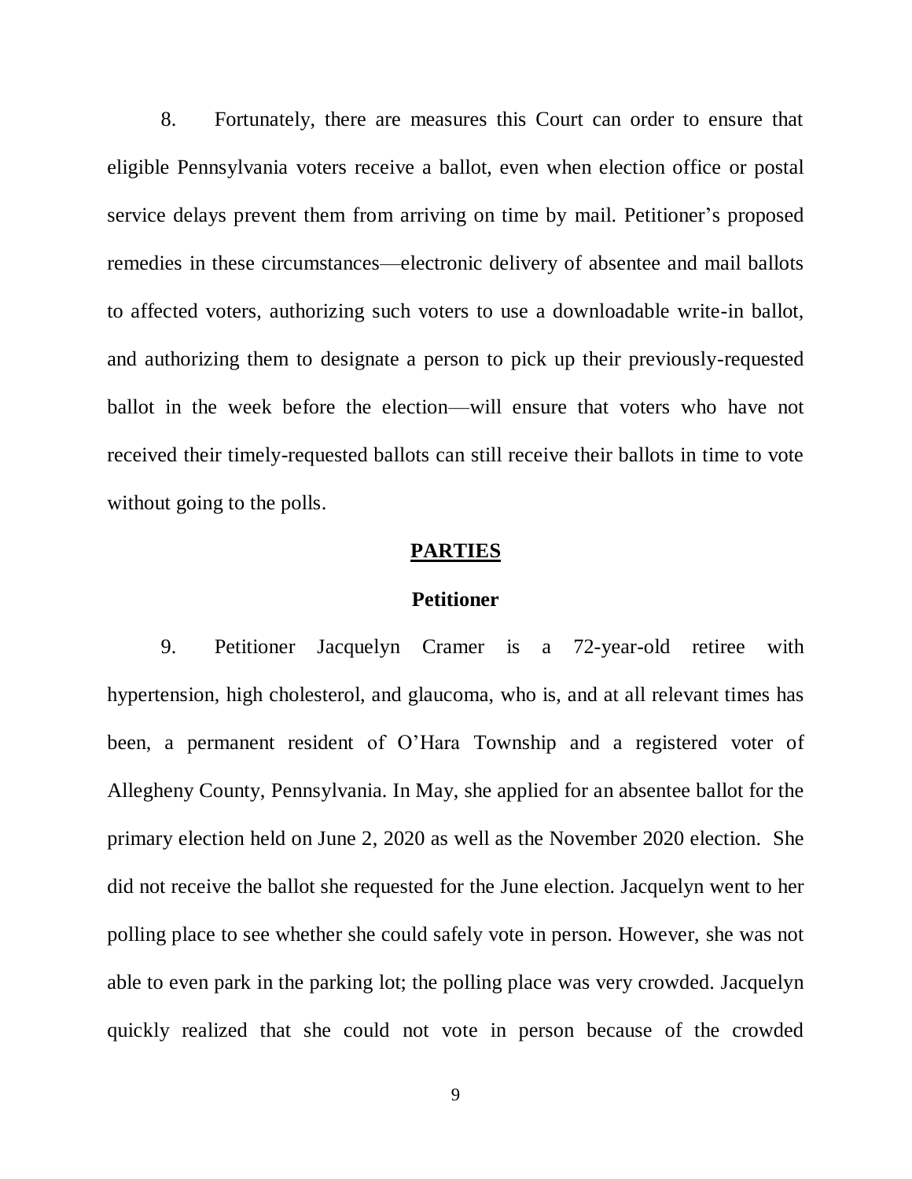8. Fortunately, there are measures this Court can order to ensure that eligible Pennsylvania voters receive a ballot, even when election office or postal service delays prevent them from arriving on time by mail. Petitioner's proposed remedies in these circumstances—electronic delivery of absentee and mail ballots to affected voters, authorizing such voters to use a downloadable write-in ballot, and authorizing them to designate a person to pick up their previously-requested ballot in the week before the election—will ensure that voters who have not received their timely-requested ballots can still receive their ballots in time to vote without going to the polls.

## PARTIES

### Petitioner

9. Petitioner Jacquelyn Cramer is a 72-year-old retiree with hypertension, high cholesterol, and glaucoma, who is, and at all relevant times has been, a permanent resident of O'Hara Township and a registered voter of Allegheny County, Pennsylvania. In May, she applied for an absentee ballot for the primary election held on June 2, 2020 as well as the November 2020 election. She did not receive the ballot she requested for the June election. Jacquelyn went to her polling place to see whether she could safely vote in person. However, she was not able to even park in the parking lot; the polling place was very crowded. Jacquelyn quickly realized that she could not vote in person because of the crowded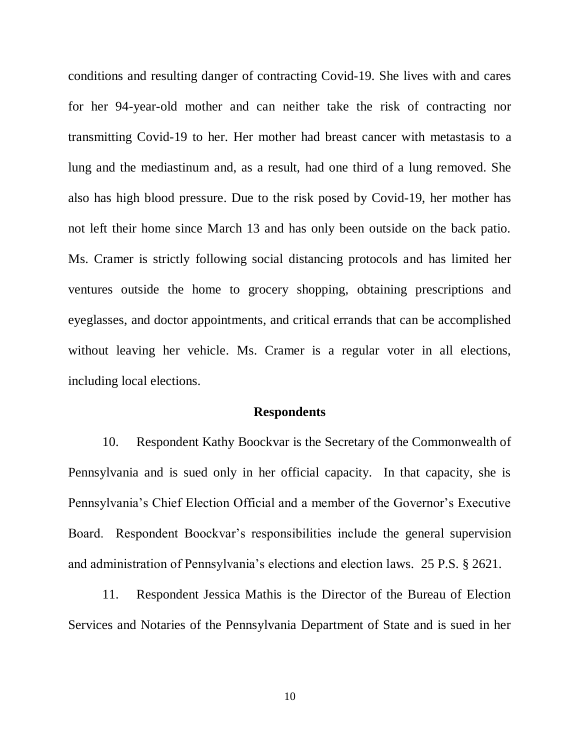conditions and resulting danger of contracting Covid-19. She lives with and cares for her 94-year-old mother and can neither take the risk of contracting nor transmitting Covid-19 to her. Her mother had breast cancer with metastasis to a lung and the mediastinum and, as a result, had one third of a lung removed. She also has high blood pressure. Due to the risk posed by Covid-19, her mother has not left their home since March 13 and has only been outside on the back patio. Ms. Cramer is strictly following social distancing protocols and has limited her ventures outside the home to grocery shopping, obtaining prescriptions and eyeglasses, and doctor appointments, and critical errands that can be accomplished without leaving her vehicle. Ms. Cramer is a regular voter in all elections, including local elections.

## Respondents

10. Respondent Kathy Boockvar is the Secretary of the Commonwealth of Pennsylvania and is sued only in her official capacity. In that capacity, she is Pennsylvania's Chief Election Official and a member of the Governor's Executive Board. Respondent Boockvar's responsibilities include the general supervision and administration of Pennsylvania's elections and election laws. 25 P.S. § 2621.

11. Respondent Jessica Mathis is the Director of the Bureau of Election Services and Notaries of the Pennsylvania Department of State and is sued in her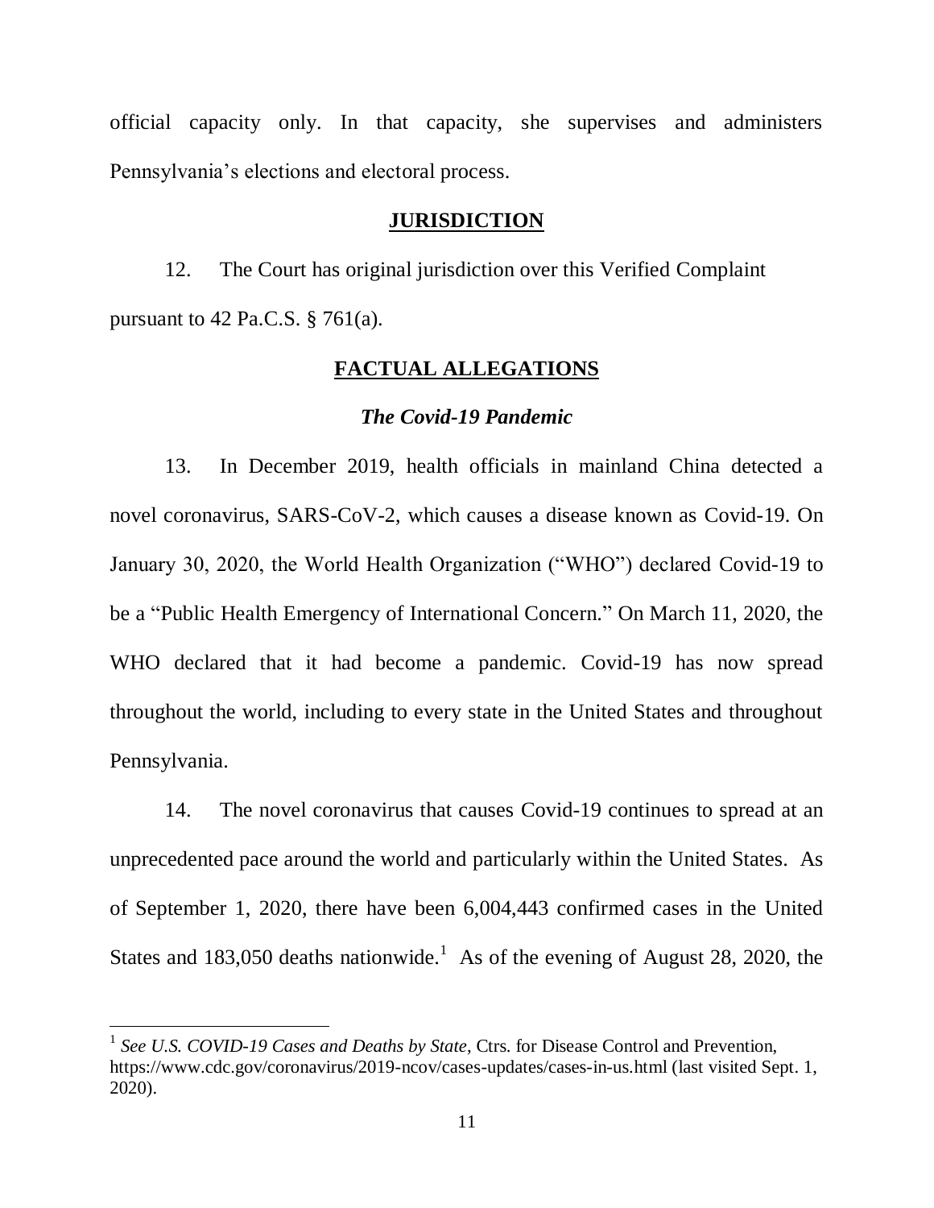official capacity only. In that capacity, she supervises and administers Pennsylvania's elections and electoral process.

## JURISDICTION

12. The Court has original jurisdiction over this Verified Complaint pursuant to 42 Pa.C.S. § 761(a).

## FACTUAL ALLEGATIONS

### *The Covid-19 Pandemic*

13. In December 2019, health officials in mainland China detected a novel coronavirus, SARS-CoV-2, which causes a disease known as Covid-19. On January 30, 2020, the World Health Organization ("WHO") declared Covid-19 to be a "Public Health Emergency of International Concern." On March 11, 2020, the WHO declared that it had become a pandemic. Covid-19 has now spread throughout the world, including to every state in the United States and throughout Pennsylvania.

14. The novel coronavirus that causes Covid-19 continues to spread at an unprecedented pace around the world and particularly within the United States. As of September 1, 2020, there have been 6,004,443 confirmed cases in the United States and 183,050 deaths nationwide.[1] As of the evening of August 28, 2020, the

[1] *See U.S. COVID-19 Cases and Deaths by State*, Ctrs. for Disease Control and Prevention, https://www.cdc.gov/coronavirus/2019-ncov/cases-updates/cases-in-us.html (last visited Sept. 1, 2020).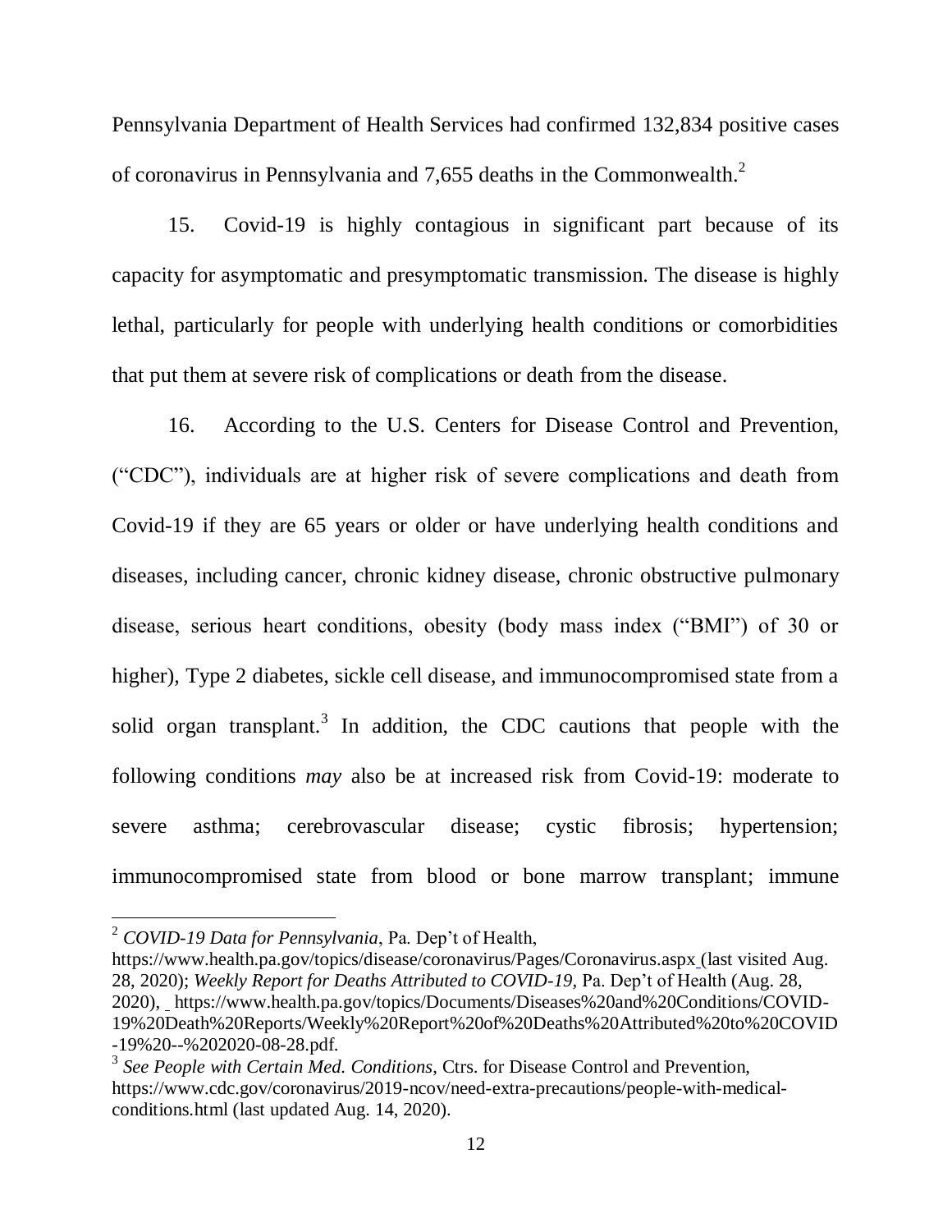Pennsylvania Department of Health Services had confirmed 132,834 positive cases of coronavirus in Pennsylvania and 7,655 deaths in the Commonwealth.[2]

15. Covid-19 is highly contagious in significant part because of its capacity for asymptomatic and presymptomatic transmission. The disease is highly lethal, particularly for people with underlying health conditions or comorbidities that put them at severe risk of complications or death from the disease.

16. According to the U.S. Centers for Disease Control and Prevention, ("CDC"), individuals are at higher risk of severe complications and death from Covid-19 if they are 65 years or older or have underlying health conditions and diseases, including cancer, chronic kidney disease, chronic obstructive pulmonary disease, serious heart conditions, obesity (body mass index ("BMI") of 30 or higher), Type 2 diabetes, sickle cell disease, and immunocompromised state from a solid organ transplant.[3] In addition, the CDC cautions that people with the following conditions *may* also be at increased risk from Covid-19: moderate to severe asthma; cerebrovascular disease; cystic fibrosis; hypertension; immunocompromised state from blood or bone marrow transplant; immune

---

[2] *COVID-19 Data for Pennsylvania*, Pa. Dep't of Health, https://www.health.pa.gov/topics/disease/coronavirus/Pages/Coronavirus.aspx (last visited Aug. 28, 2020); *Weekly Report for Deaths Attributed to COVID-19,* Pa. Dep't of Health (Aug. 28, 2020), https://www.health.pa.gov/topics/Documents/Diseases%20and%20Conditions/COVID-19%20Death%20Reports/Weekly%20Report%20of%20Deaths%20Attributed%20to%20COVID-19%20--%202020-08-28.pdf.

[3] *See People with Certain Med. Conditions*, Ctrs. for Disease Control and Prevention, https://www.cdc.gov/coronavirus/2019-ncov/need-extra-precautions/people-with-medical-conditions.html (last updated Aug. 14, 2020).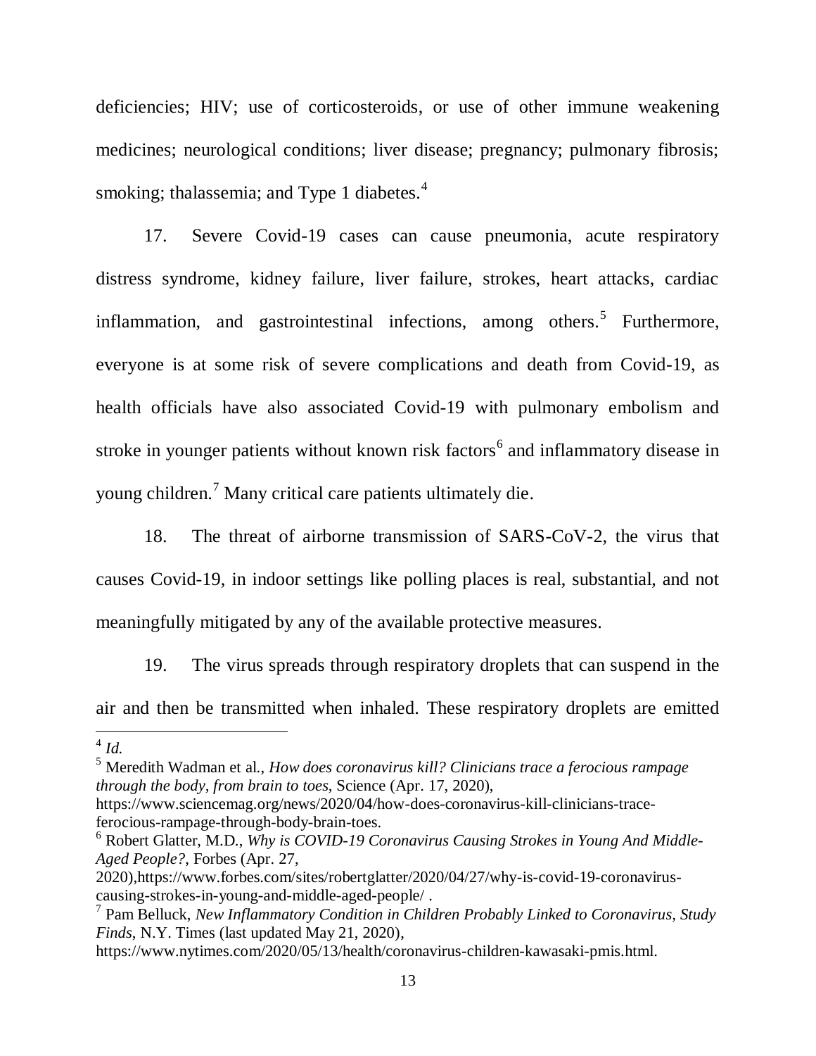deficiencies; HIV; use of corticosteroids, or use of other immune weakening medicines; neurological conditions; liver disease; pregnancy; pulmonary fibrosis; smoking; thalassemia; and Type 1 diabetes.[4]

17. Severe Covid-19 cases can cause pneumonia, acute respiratory distress syndrome, kidney failure, liver failure, strokes, heart attacks, cardiac inflammation, and gastrointestinal infections, among others.[5] Furthermore, everyone is at some risk of severe complications and death from Covid-19, as health officials have also associated Covid-19 with pulmonary embolism and stroke in younger patients without known risk factors[6] and inflammatory disease in young children.[7] Many critical care patients ultimately die.

18. The threat of airborne transmission of SARS-CoV-2, the virus that causes Covid-19, in indoor settings like polling places is real, substantial, and not meaningfully mitigated by any of the available protective measures.

19. The virus spreads through respiratory droplets that can suspend in the air and then be transmitted when inhaled. These respiratory droplets are emitted

---

[4] *Id.*

[5] Meredith Wadman et al., *How does coronavirus kill? Clinicians trace a ferocious rampage through the body, from brain to toes*, Science (Apr. 17, 2020), https://www.sciencemag.org/news/2020/04/how-does-coronavirus-kill-clinicians-trace-ferocious-rampage-through-body-brain-toes.

[6] Robert Glatter, M.D., *Why is COVID-19 Coronavirus Causing Strokes in Young And Middle-Aged People?*, Forbes (Apr. 27, 2020),https://www.forbes.com/sites/robertglatter/2020/04/27/why-is-covid-19-coronavirus-causing-strokes-in-young-and-middle-aged-people/ .

[7] Pam Belluck, *New Inflammatory Condition in Children Probably Linked to Coronavirus, Study Finds*, N.Y. Times (last updated May 21, 2020), https://www.nytimes.com/2020/05/13/health/coronavirus-children-kawasaki-pmis.html.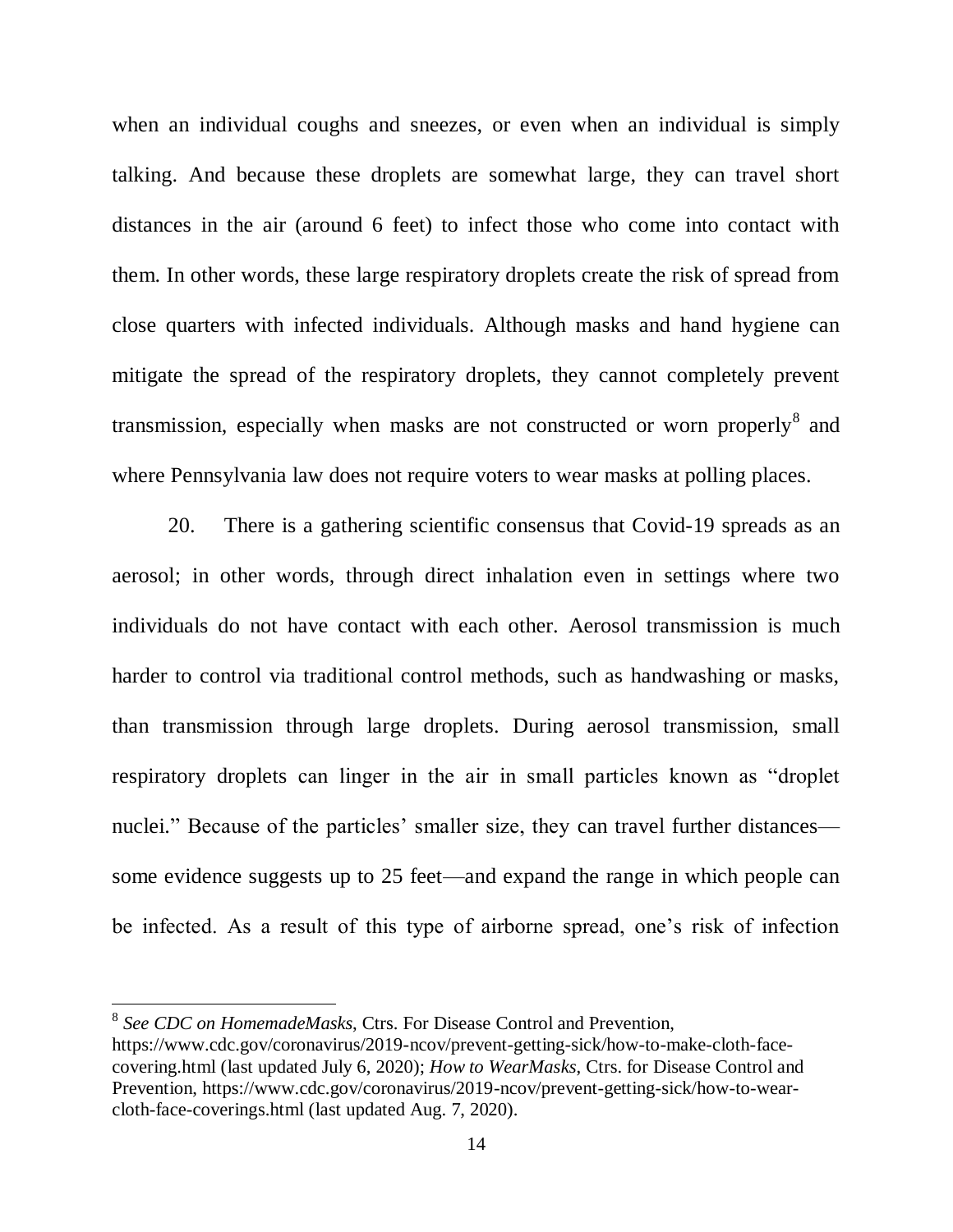when an individual coughs and sneezes, or even when an individual is simply talking. And because these droplets are somewhat large, they can travel short distances in the air (around 6 feet) to infect those who come into contact with them. In other words, these large respiratory droplets create the risk of spread from close quarters with infected individuals. Although masks and hand hygiene can mitigate the spread of the respiratory droplets, they cannot completely prevent transmission, especially when masks are not constructed or worn properly[8] and where Pennsylvania law does not require voters to wear masks at polling places.

20. There is a gathering scientific consensus that Covid-19 spreads as an aerosol; in other words, through direct inhalation even in settings where two individuals do not have contact with each other. Aerosol transmission is much harder to control via traditional control methods, such as handwashing or masks, than transmission through large droplets. During aerosol transmission, small respiratory droplets can linger in the air in small particles known as "droplet nuclei." Because of the particles' smaller size, they can travel further distances—some evidence suggests up to 25 feet—and expand the range in which people can be infected. As a result of this type of airborne spread, one's risk of infection

---

[8] *See CDC on HomemadeMasks*, Ctrs. For Disease Control and Prevention, https://www.cdc.gov/coronavirus/2019-ncov/prevent-getting-sick/how-to-make-cloth-face-covering.html (last updated July 6, 2020); *How to WearMasks*, Ctrs. for Disease Control and Prevention, https://www.cdc.gov/coronavirus/2019-ncov/prevent-getting-sick/how-to-wear-cloth-face-coverings.html (last updated Aug. 7, 2020).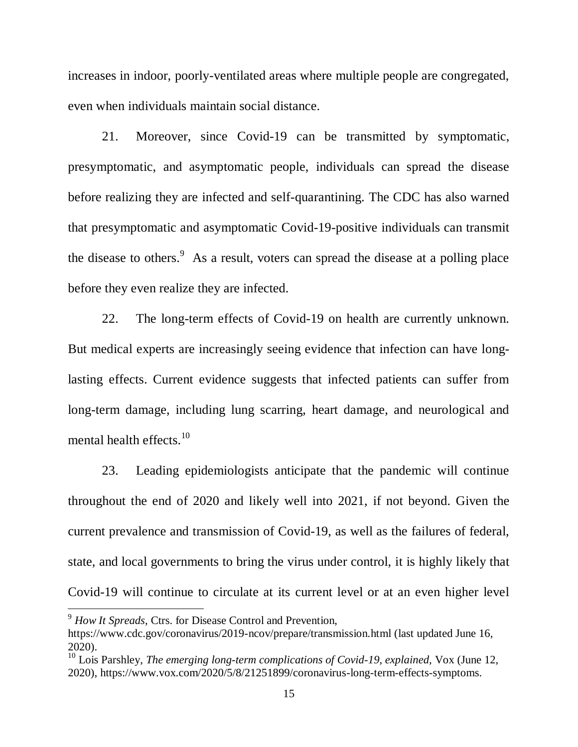increases in indoor, poorly-ventilated areas where multiple people are congregated, even when individuals maintain social distance.

21. Moreover, since Covid-19 can be transmitted by symptomatic, presymptomatic, and asymptomatic people, individuals can spread the disease before realizing they are infected and self-quarantining. The CDC has also warned that presymptomatic and asymptomatic Covid-19-positive individuals can transmit the disease to others.[9] As a result, voters can spread the disease at a polling place before they even realize they are infected.

22. The long-term effects of Covid-19 on health are currently unknown. But medical experts are increasingly seeing evidence that infection can have long-lasting effects. Current evidence suggests that infected patients can suffer from long-term damage, including lung scarring, heart damage, and neurological and mental health effects.[10]

23. Leading epidemiologists anticipate that the pandemic will continue throughout the end of 2020 and likely well into 2021, if not beyond. Given the current prevalence and transmission of Covid-19, as well as the failures of federal, state, and local governments to bring the virus under control, it is highly likely that Covid-19 will continue to circulate at its current level or at an even higher level

---

[9] *How It Spreads*, Ctrs. for Disease Control and Prevention, https://www.cdc.gov/coronavirus/2019-ncov/prepare/transmission.html (last updated June 16, 2020).

[10] Lois Parshley, *The emerging long-term complications of Covid-19, explained*, Vox (June 12, 2020), https://www.vox.com/2020/5/8/21251899/coronavirus-long-term-effects-symptoms.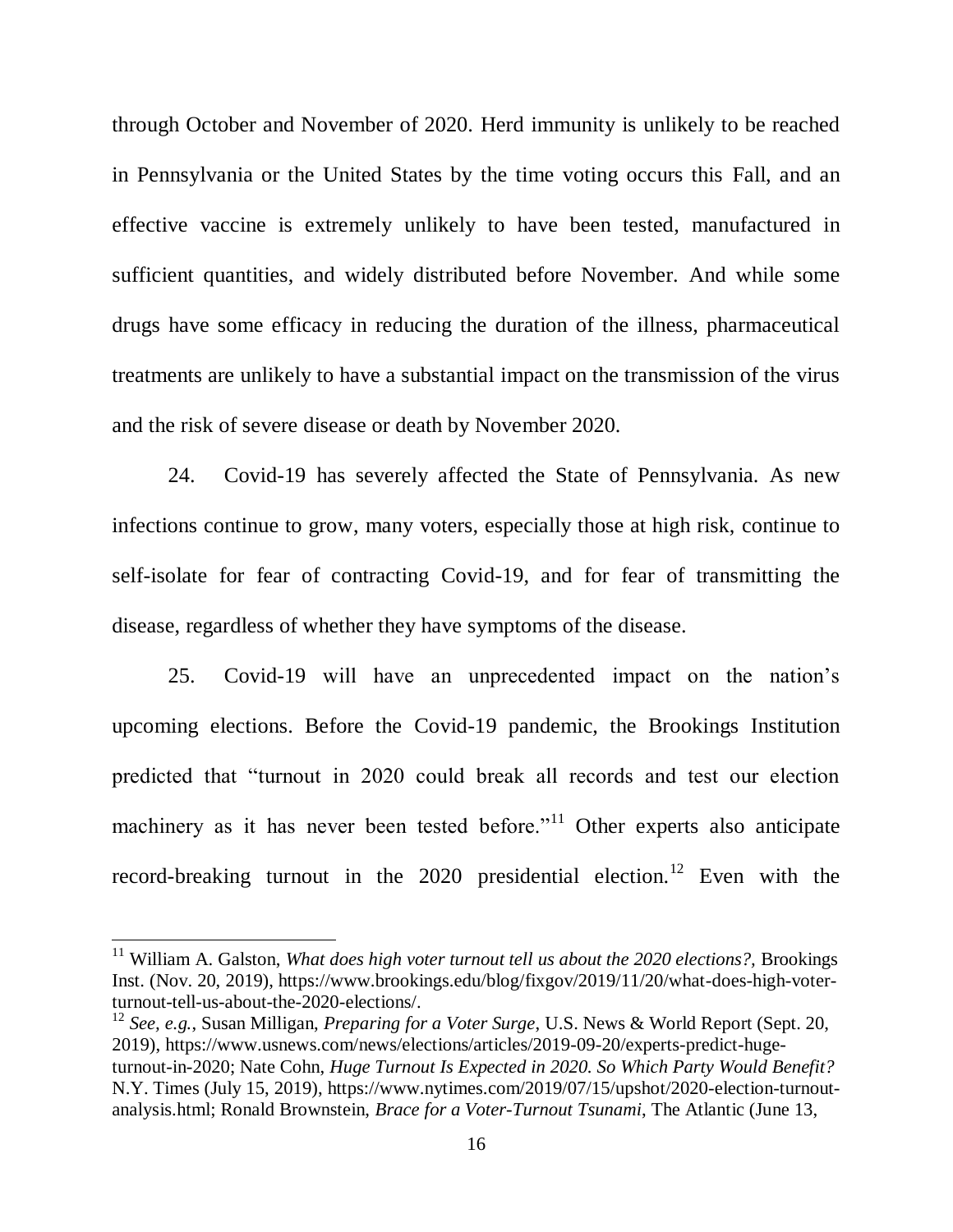through October and November of 2020. Herd immunity is unlikely to be reached in Pennsylvania or the United States by the time voting occurs this Fall, and an effective vaccine is extremely unlikely to have been tested, manufactured in sufficient quantities, and widely distributed before November. And while some drugs have some efficacy in reducing the duration of the illness, pharmaceutical treatments are unlikely to have a substantial impact on the transmission of the virus and the risk of severe disease or death by November 2020.

24. Covid-19 has severely affected the State of Pennsylvania. As new infections continue to grow, many voters, especially those at high risk, continue to self-isolate for fear of contracting Covid-19, and for fear of transmitting the disease, regardless of whether they have symptoms of the disease.

25. Covid-19 will have an unprecedented impact on the nation's upcoming elections. Before the Covid-19 pandemic, the Brookings Institution predicted that "turnout in 2020 could break all records and test our election machinery as it has never been tested before."[11] Other experts also anticipate record-breaking turnout in the 2020 presidential election.[12] Even with the

---

[11] William A. Galston, *What does high voter turnout tell us about the 2020 elections?*, Brookings Inst. (Nov. 20, 2019), https://www.brookings.edu/blog/fixgov/2019/11/20/what-does-high-voter-turnout-tell-us-about-the-2020-elections/.

[12] *See, e.g.*, Susan Milligan, *Preparing for a Voter Surge*, U.S. News & World Report (Sept. 20, 2019), https://www.usnews.com/news/elections/articles/2019-09-20/experts-predict-huge-turnout-in-2020; Nate Cohn, *Huge Turnout Is Expected in 2020. So Which Party Would Benefit?* N.Y. Times (July 15, 2019), https://www.nytimes.com/2019/07/15/upshot/2020-election-turnout-analysis.html; Ronald Brownstein, *Brace for a Voter-Turnout Tsunami*, The Atlantic (June 13,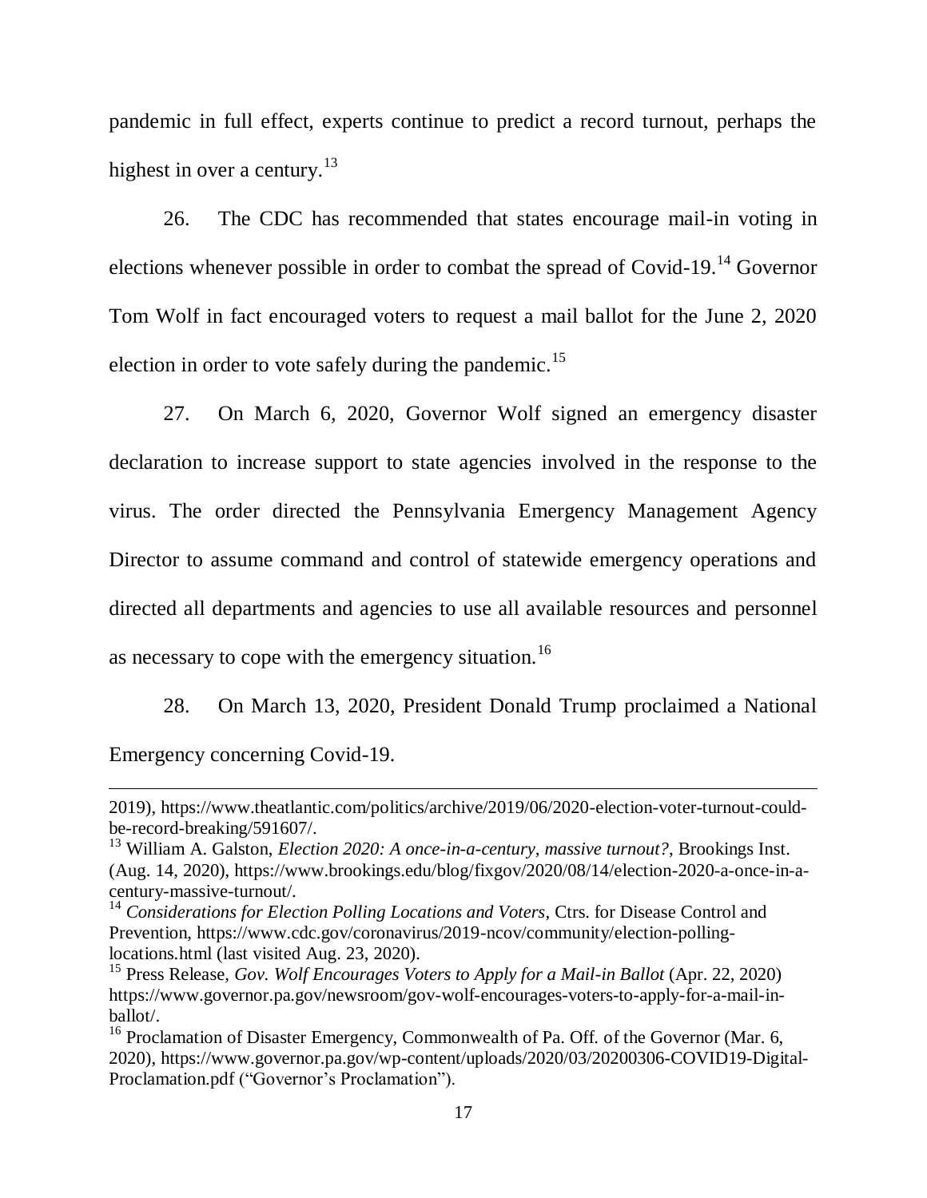pandemic in full effect, experts continue to predict a record turnout, perhaps the highest in over a century.[13]

26. The CDC has recommended that states encourage mail-in voting in elections whenever possible in order to combat the spread of Covid-19.[14] Governor Tom Wolf in fact encouraged voters to request a mail ballot for the June 2, 2020 election in order to vote safely during the pandemic.[15]

27. On March 6, 2020, Governor Wolf signed an emergency disaster declaration to increase support to state agencies involved in the response to the virus. The order directed the Pennsylvania Emergency Management Agency Director to assume command and control of statewide emergency operations and directed all departments and agencies to use all available resources and personnel as necessary to cope with the emergency situation.[16]

28. On March 13, 2020, President Donald Trump proclaimed a National Emergency concerning Covid-19.

---

2019), https://www.theatlantic.com/politics/archive/2019/06/2020-election-voter-turnout-could-be-record-breaking/591607/.

[13] William A. Galston, *Election 2020: A once-in-a-century, massive turnout?*, Brookings Inst. (Aug. 14, 2020), https://www.brookings.edu/blog/fixgov/2020/08/14/election-2020-a-once-in-a-century-massive-turnout/.

[14] *Considerations for Election Polling Locations and Voters*, Ctrs. for Disease Control and Prevention, https://www.cdc.gov/coronavirus/2019-ncov/community/election-polling-locations.html (last visited Aug. 23, 2020).

[15] Press Release, *Gov. Wolf Encourages Voters to Apply for a Mail-in Ballot* (Apr. 22, 2020) https://www.governor.pa.gov/newsroom/gov-wolf-encourages-voters-to-apply-for-a-mail-in-ballot/.

[16] Proclamation of Disaster Emergency, Commonwealth of Pa. Off. of the Governor (Mar. 6, 2020), https://www.governor.pa.gov/wp-content/uploads/2020/03/20200306-COVID19-Digital-Proclamation.pdf ("Governor's Proclamation").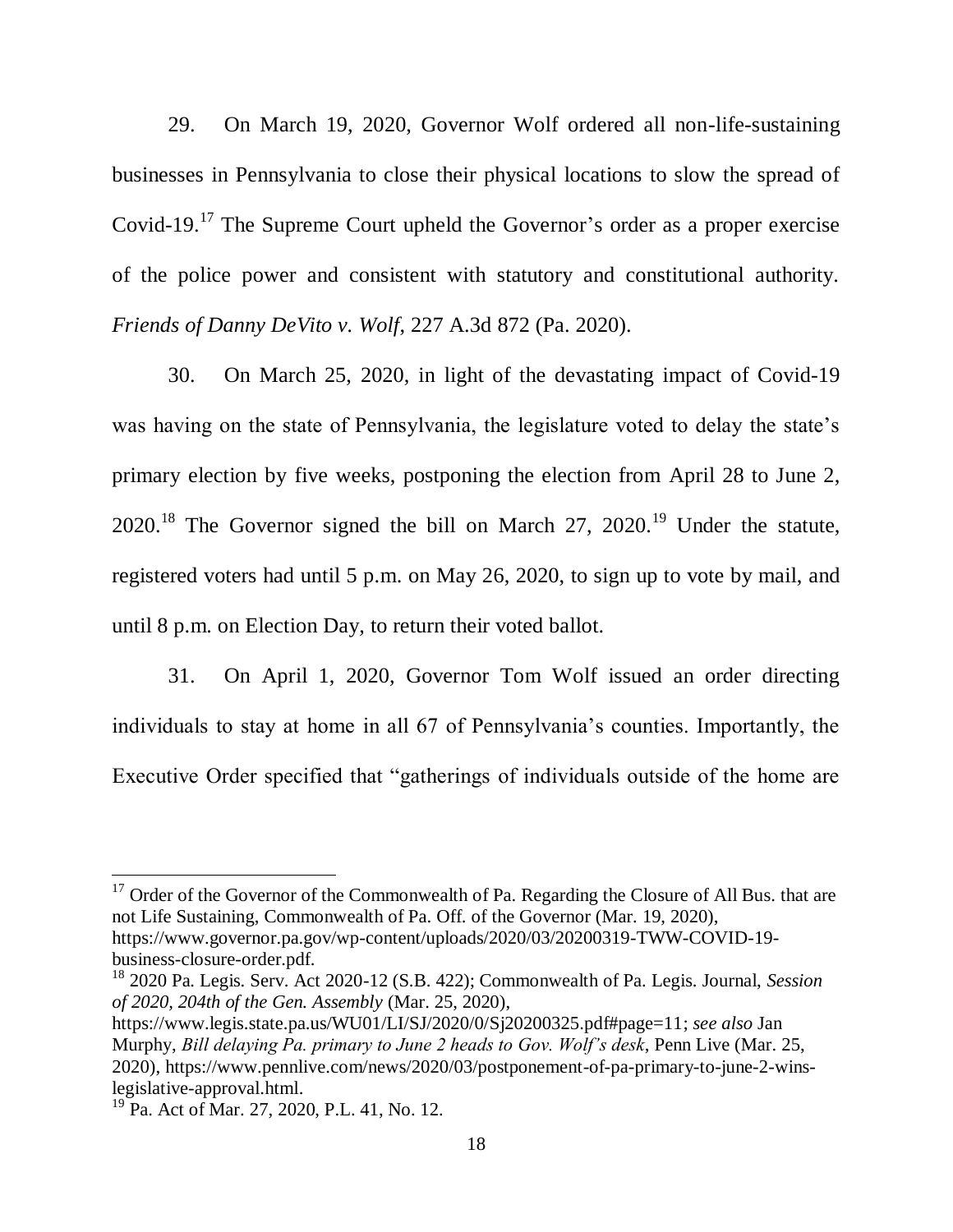29. On March 19, 2020, Governor Wolf ordered all non-life-sustaining businesses in Pennsylvania to close their physical locations to slow the spread of Covid-19.[17] The Supreme Court upheld the Governor's order as a proper exercise of the police power and consistent with statutory and constitutional authority. *Friends of Danny DeVito v. Wolf*, 227 A.3d 872 (Pa. 2020).

30. On March 25, 2020, in light of the devastating impact of Covid-19 was having on the state of Pennsylvania, the legislature voted to delay the state's primary election by five weeks, postponing the election from April 28 to June 2, 2020.[18] The Governor signed the bill on March 27, 2020.[19] Under the statute, registered voters had until 5 p.m. on May 26, 2020, to sign up to vote by mail, and until 8 p.m. on Election Day, to return their voted ballot.

31. On April 1, 2020, Governor Tom Wolf issued an order directing individuals to stay at home in all 67 of Pennsylvania's counties. Importantly, the Executive Order specified that "gatherings of individuals outside of the home are

---

[17] Order of the Governor of the Commonwealth of Pa. Regarding the Closure of All Bus. that are not Life Sustaining, Commonwealth of Pa. Off. of the Governor (Mar. 19, 2020), https://www.governor.pa.gov/wp-content/uploads/2020/03/20200319-TWW-COVID-19-business-closure-order.pdf.

[18] 2020 Pa. Legis. Serv. Act 2020-12 (S.B. 422); Commonwealth of Pa. Legis. Journal, *Session of 2020, 204th of the Gen. Assembly* (Mar. 25, 2020), https://www.legis.state.pa.us/WU01/LI/SJ/2020/0/Sj20200325.pdf#page=11; *see also* Jan Murphy, *Bill delaying Pa. primary to June 2 heads to Gov. Wolf's desk*, Penn Live (Mar. 25, 2020), https://www.pennlive.com/news/2020/03/postponement-of-pa-primary-to-june-2-wins-legislative-approval.html.

[19] Pa. Act of Mar. 27, 2020, P.L. 41, No. 12.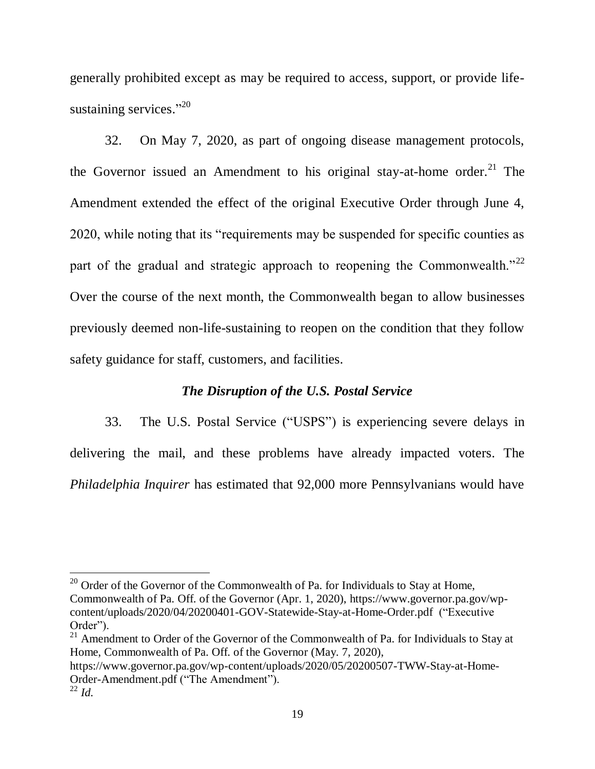generally prohibited except as may be required to access, support, or provide life-sustaining services."[20]

32. On May 7, 2020, as part of ongoing disease management protocols, the Governor issued an Amendment to his original stay-at-home order.[21] The Amendment extended the effect of the original Executive Order through June 4, 2020, while noting that its "requirements may be suspended for specific counties as part of the gradual and strategic approach to reopening the Commonwealth."[22] Over the course of the next month, the Commonwealth began to allow businesses previously deemed non-life-sustaining to reopen on the condition that they follow safety guidance for staff, customers, and facilities.

### *The Disruption of the U.S. Postal Service*

33. The U.S. Postal Service ("USPS") is experiencing severe delays in delivering the mail, and these problems have already impacted voters. The *Philadelphia Inquirer* has estimated that 92,000 more Pennsylvanians would have

---

[20] Order of the Governor of the Commonwealth of Pa. for Individuals to Stay at Home, Commonwealth of Pa. Off. of the Governor (Apr. 1, 2020), https://www.governor.pa.gov/wp-content/uploads/2020/04/20200401-GOV-Statewide-Stay-at-Home-Order.pdf ("Executive Order").

[21] Amendment to Order of the Governor of the Commonwealth of Pa. for Individuals to Stay at Home, Commonwealth of Pa. Off. of the Governor (May. 7, 2020), https://www.governor.pa.gov/wp-content/uploads/2020/05/20200507-TWW-Stay-at-Home-Order-Amendment.pdf ("The Amendment").

[22] *Id.*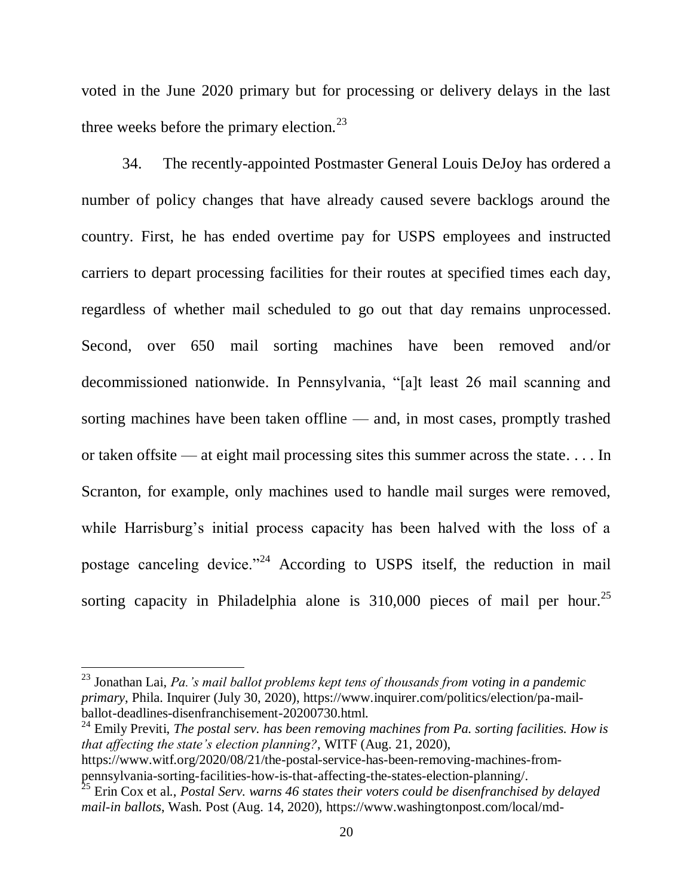voted in the June 2020 primary but for processing or delivery delays in the last three weeks before the primary election.[23]

34. The recently-appointed Postmaster General Louis DeJoy has ordered a number of policy changes that have already caused severe backlogs around the country. First, he has ended overtime pay for USPS employees and instructed carriers to depart processing facilities for their routes at specified times each day, regardless of whether mail scheduled to go out that day remains unprocessed. Second, over 650 mail sorting machines have been removed and/or decommissioned nationwide. In Pennsylvania, "[a]t least 26 mail scanning and sorting machines have been taken offline — and, in most cases, promptly trashed or taken offsite — at eight mail processing sites this summer across the state. . . . In Scranton, for example, only machines used to handle mail surges were removed, while Harrisburg's initial process capacity has been halved with the loss of a postage canceling device."[24] According to USPS itself, the reduction in mail sorting capacity in Philadelphia alone is 310,000 pieces of mail per hour.[25]

---

[23] Jonathan Lai, *Pa.'s mail ballot problems kept tens of thousands from voting in a pandemic primary*, Phila. Inquirer (July 30, 2020), https://www.inquirer.com/politics/election/pa-mail-ballot-deadlines-disenfranchisement-20200730.html.

[24] Emily Previti, *The postal serv. has been removing machines from Pa. sorting facilities. How is that affecting the state's election planning?*, WITF (Aug. 21, 2020), https://www.witf.org/2020/08/21/the-postal-service-has-been-removing-machines-from-pennsylvania-sorting-facilities-how-is-that-affecting-the-states-election-planning/.

[25] Erin Cox et al., *Postal Serv. warns 46 states their voters could be disenfranchised by delayed mail-in ballots*, Wash. Post (Aug. 14, 2020), https://www.washingtonpost.com/local/md-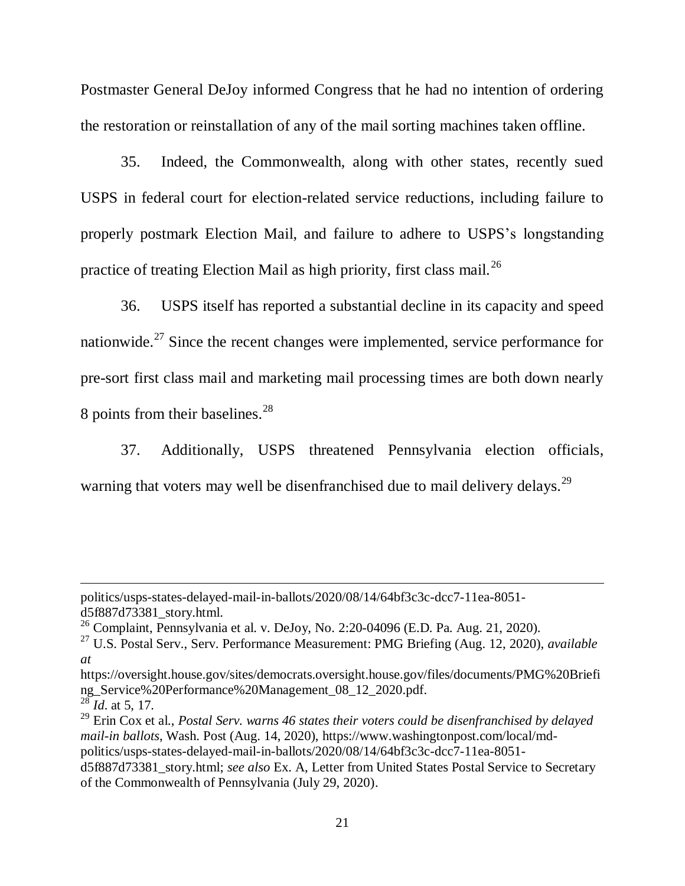Postmaster General DeJoy informed Congress that he had no intention of ordering the restoration or reinstallation of any of the mail sorting machines taken offline.

35. Indeed, the Commonwealth, along with other states, recently sued USPS in federal court for election-related service reductions, including failure to properly postmark Election Mail, and failure to adhere to USPS's longstanding practice of treating Election Mail as high priority, first class mail.[26]

36. USPS itself has reported a substantial decline in its capacity and speed nationwide.[27] Since the recent changes were implemented, service performance for pre-sort first class mail and marketing mail processing times are both down nearly 8 points from their baselines.[28]

37. Additionally, USPS threatened Pennsylvania election officials, warning that voters may well be disenfranchised due to mail delivery delays.[29]

---

politics/usps-states-delayed-mail-in-ballots/2020/08/14/64bf3c3c-dcc7-11ea-8051-d5f887d73381_story.html.

[26] Complaint, Pennsylvania et al. v. DeJoy, No. 2:20-04096 (E.D. Pa. Aug. 21, 2020).

[27] U.S. Postal Serv., Serv. Performance Measurement: PMG Briefing (Aug. 12, 2020), *available at* https://oversight.house.gov/sites/democrats.oversight.house.gov/files/documents/PMG%20Briefing_Service%20Performance%20Management_08_12_2020.pdf.

[28] *Id*. at 5, 17.

[29] Erin Cox et al., *Postal Serv. warns 46 states their voters could be disenfranchised by delayed mail-in ballots*, Wash. Post (Aug. 14, 2020), https://www.washingtonpost.com/local/md-politics/usps-states-delayed-mail-in-ballots/2020/08/14/64bf3c3c-dcc7-11ea-8051-d5f887d73381_story.html; *see also* Ex. A, Letter from United States Postal Service to Secretary of the Commonwealth of Pennsylvania (July 29, 2020).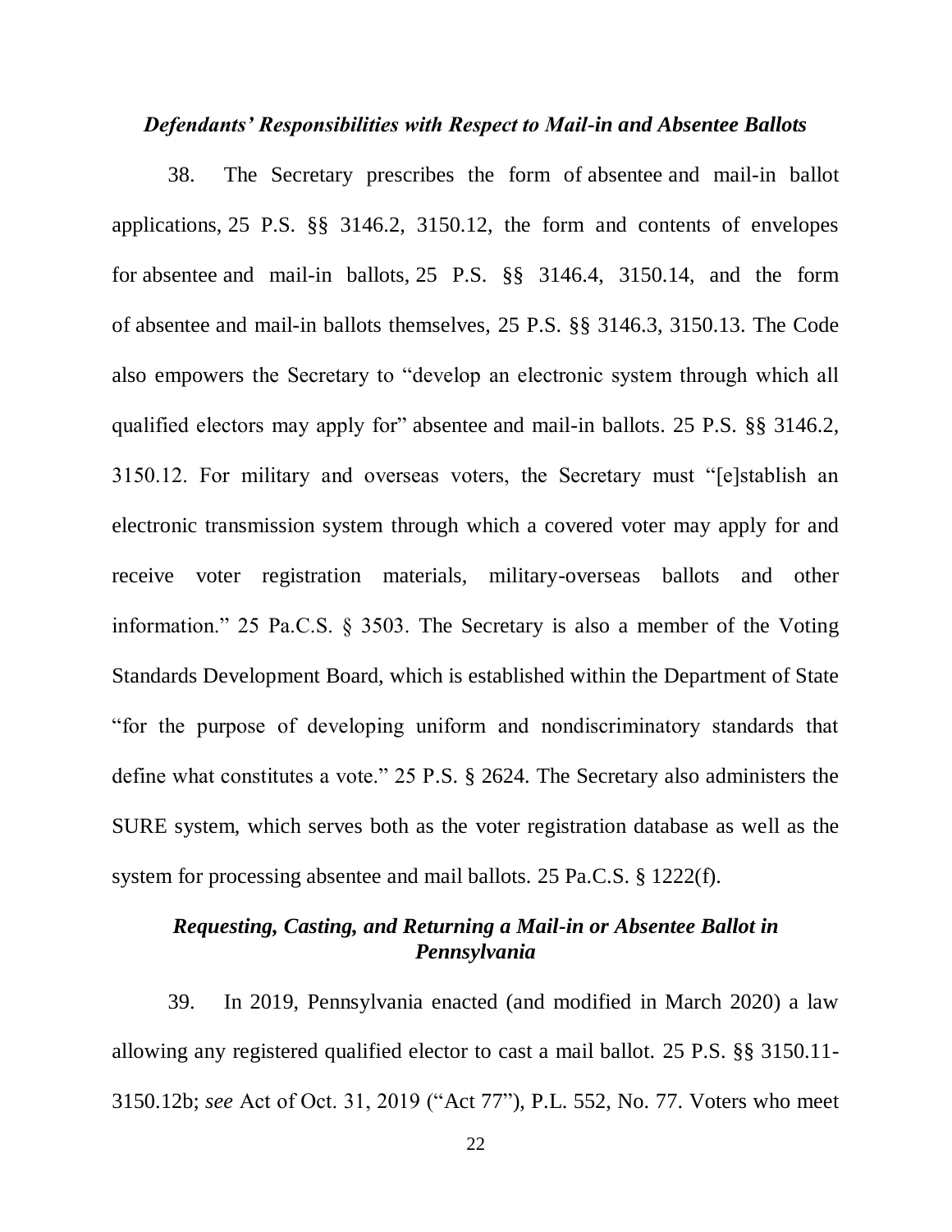### *Defendants' Responsibilities with Respect to Mail-in and Absentee Ballots*

38. The Secretary prescribes the form of absentee and mail-in ballot applications, 25 P.S. §§ 3146.2, 3150.12, the form and contents of envelopes for absentee and mail-in ballots, 25 P.S. §§ 3146.4, 3150.14, and the form of absentee and mail-in ballots themselves, 25 P.S. §§ 3146.3, 3150.13. The Code also empowers the Secretary to "develop an electronic system through which all qualified electors may apply for" absentee and mail-in ballots. 25 P.S. §§ 3146.2, 3150.12. For military and overseas voters, the Secretary must "[e]stablish an electronic transmission system through which a covered voter may apply for and receive voter registration materials, military-overseas ballots and other information." 25 Pa.C.S. § 3503. The Secretary is also a member of the Voting Standards Development Board, which is established within the Department of State "for the purpose of developing uniform and nondiscriminatory standards that define what constitutes a vote." 25 P.S. § 2624. The Secretary also administers the SURE system, which serves both as the voter registration database as well as the system for processing absentee and mail ballots. 25 Pa.C.S. § 1222(f).

### *Requesting, Casting, and Returning a Mail-in or Absentee Ballot in Pennsylvania*

39. In 2019, Pennsylvania enacted (and modified in March 2020) a law allowing any registered qualified elector to cast a mail ballot. 25 P.S. §§ 3150.11-3150.12b; *see* Act of Oct. 31, 2019 ("Act 77"), P.L. 552, No. 77. Voters who meet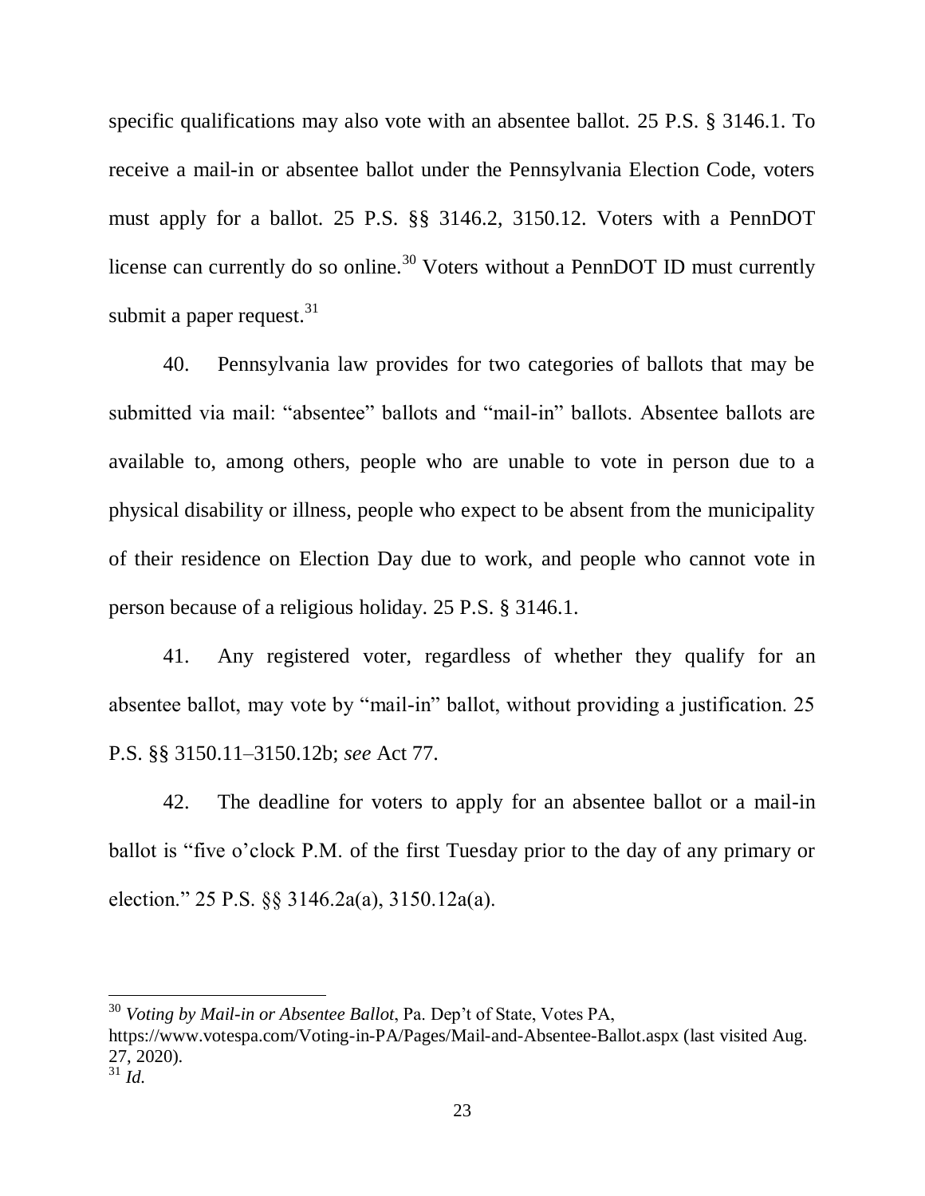specific qualifications may also vote with an absentee ballot. 25 P.S. § 3146.1. To receive a mail-in or absentee ballot under the Pennsylvania Election Code, voters must apply for a ballot. 25 P.S. §§ 3146.2, 3150.12. Voters with a PennDOT license can currently do so online.[30] Voters without a PennDOT ID must currently submit a paper request.[31]

40. Pennsylvania law provides for two categories of ballots that may be submitted via mail: "absentee" ballots and "mail-in" ballots. Absentee ballots are available to, among others, people who are unable to vote in person due to a physical disability or illness, people who expect to be absent from the municipality of their residence on Election Day due to work, and people who cannot vote in person because of a religious holiday. 25 P.S. § 3146.1.

41. Any registered voter, regardless of whether they qualify for an absentee ballot, may vote by "mail-in" ballot, without providing a justification. 25 P.S. §§ 3150.11–3150.12b; *see* Act 77.

42. The deadline for voters to apply for an absentee ballot or a mail-in ballot is "five o'clock P.M. of the first Tuesday prior to the day of any primary or election." 25 P.S. §§ 3146.2a(a), 3150.12a(a).

---

[30] *Voting by Mail-in or Absentee Ballot*, Pa. Dep't of State, Votes PA, https://www.votespa.com/Voting-in-PA/Pages/Mail-and-Absentee-Ballot.aspx (last visited Aug. 27, 2020).

[31] *Id.*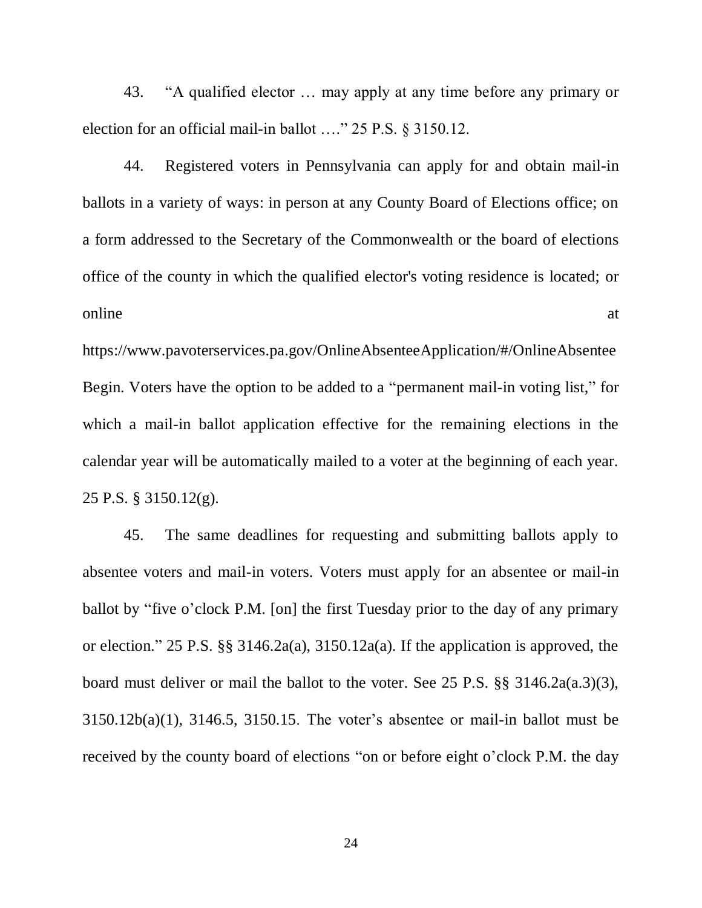43. "A qualified elector … may apply at any time before any primary or election for an official mail-in ballot …." 25 P.S. § 3150.12.

44. Registered voters in Pennsylvania can apply for and obtain mail-in ballots in a variety of ways: in person at any County Board of Elections office; on a form addressed to the Secretary of the Commonwealth or the board of elections office of the county in which the qualified elector's voting residence is located; or online at https://www.pavoterservices.pa.gov/OnlineAbsenteeApplication/#/OnlineAbsenteeBegin. Voters have the option to be added to a "permanent mail-in voting list," for which a mail-in ballot application effective for the remaining elections in the calendar year will be automatically mailed to a voter at the beginning of each year. 25 P.S. § 3150.12(g).

45. The same deadlines for requesting and submitting ballots apply to absentee voters and mail-in voters. Voters must apply for an absentee or mail-in ballot by "five o'clock P.M. [on] the first Tuesday prior to the day of any primary or election." 25 P.S. §§ 3146.2a(a), 3150.12a(a). If the application is approved, the board must deliver or mail the ballot to the voter. See 25 P.S. §§ 3146.2a(a.3)(3), 3150.12b(a)(1), 3146.5, 3150.15. The voter's absentee or mail-in ballot must be received by the county board of elections "on or before eight o'clock P.M. the day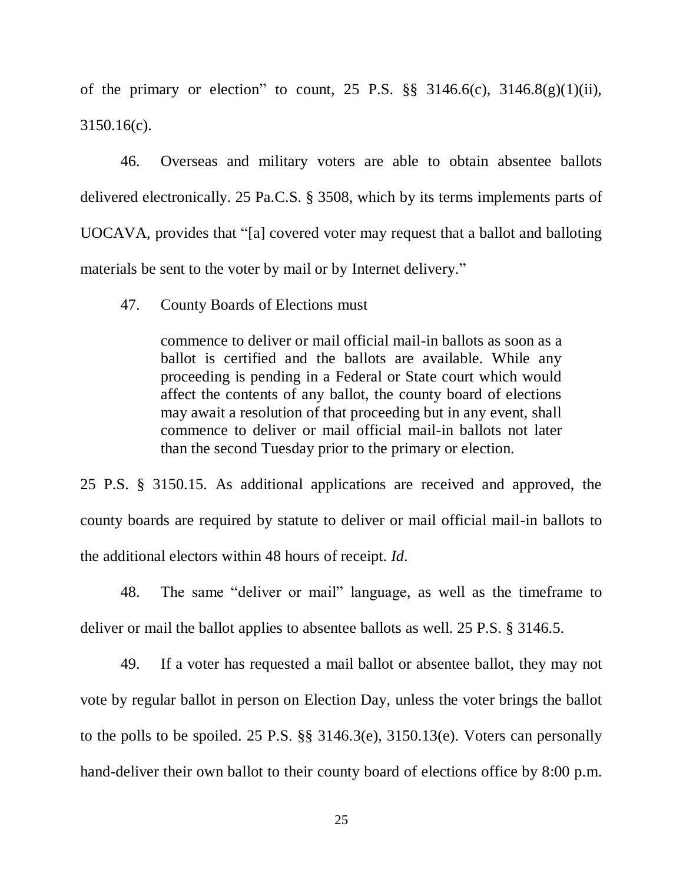of the primary or election" to count, 25 P.S. §§ 3146.6(c), 3146.8(g)(1)(ii), 3150.16(c).

46. Overseas and military voters are able to obtain absentee ballots delivered electronically. 25 Pa.C.S. § 3508, which by its terms implements parts of UOCAVA, provides that "[a] covered voter may request that a ballot and balloting materials be sent to the voter by mail or by Internet delivery."

47. County Boards of Elections must

> commence to deliver or mail official mail-in ballots as soon as a ballot is certified and the ballots are available. While any proceeding is pending in a Federal or State court which would affect the contents of any ballot, the county board of elections may await a resolution of that proceeding but in any event, shall commence to deliver or mail official mail-in ballots not later than the second Tuesday prior to the primary or election.

25 P.S. § 3150.15. As additional applications are received and approved, the county boards are required by statute to deliver or mail official mail-in ballots to the additional electors within 48 hours of receipt. *Id*.

48. The same "deliver or mail" language, as well as the timeframe to deliver or mail the ballot applies to absentee ballots as well. 25 P.S. § 3146.5.

49. If a voter has requested a mail ballot or absentee ballot, they may not vote by regular ballot in person on Election Day, unless the voter brings the ballot to the polls to be spoiled. 25 P.S. §§ 3146.3(e), 3150.13(e). Voters can personally hand-deliver their own ballot to their county board of elections office by 8:00 p.m.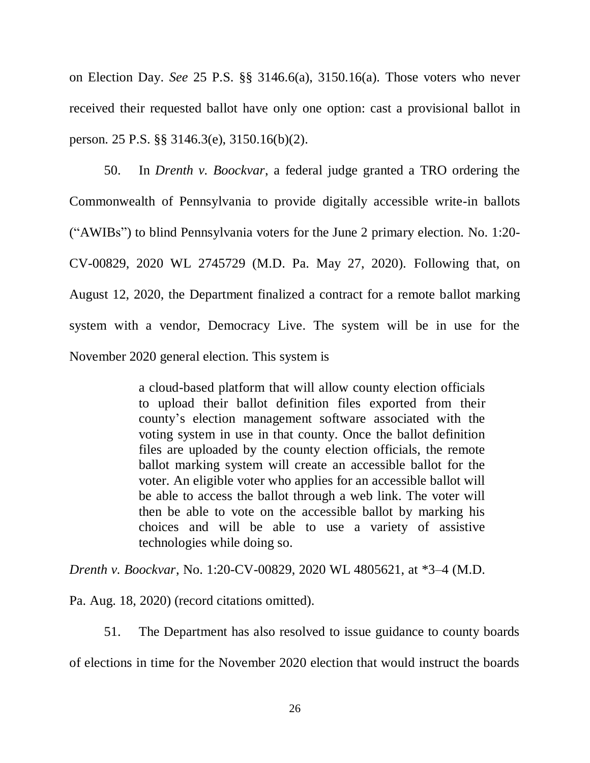on Election Day. *See* 25 P.S. §§ 3146.6(a), 3150.16(a). Those voters who never received their requested ballot have only one option: cast a provisional ballot in person. 25 P.S. §§ 3146.3(e), 3150.16(b)(2).

50. In *Drenth v. Boockvar*, a federal judge granted a TRO ordering the Commonwealth of Pennsylvania to provide digitally accessible write-in ballots ("AWIBs") to blind Pennsylvania voters for the June 2 primary election. No. 1:20-CV-00829, 2020 WL 2745729 (M.D. Pa. May 27, 2020). Following that, on August 12, 2020, the Department finalized a contract for a remote ballot marking system with a vendor, Democracy Live. The system will be in use for the November 2020 general election. This system is

> a cloud-based platform that will allow county election officials to upload their ballot definition files exported from their county's election management software associated with the voting system in use in that county. Once the ballot definition files are uploaded by the county election officials, the remote ballot marking system will create an accessible ballot for the voter. An eligible voter who applies for an accessible ballot will be able to access the ballot through a web link. The voter will then be able to vote on the accessible ballot by marking his choices and will be able to use a variety of assistive technologies while doing so.

*Drenth v. Boockvar*, No. 1:20-CV-00829, 2020 WL 4805621, at *3–4 (M.D. Pa. Aug. 18, 2020) (record citations omitted).

51. The Department has also resolved to issue guidance to county boards of elections in time for the November 2020 election that would instruct the boards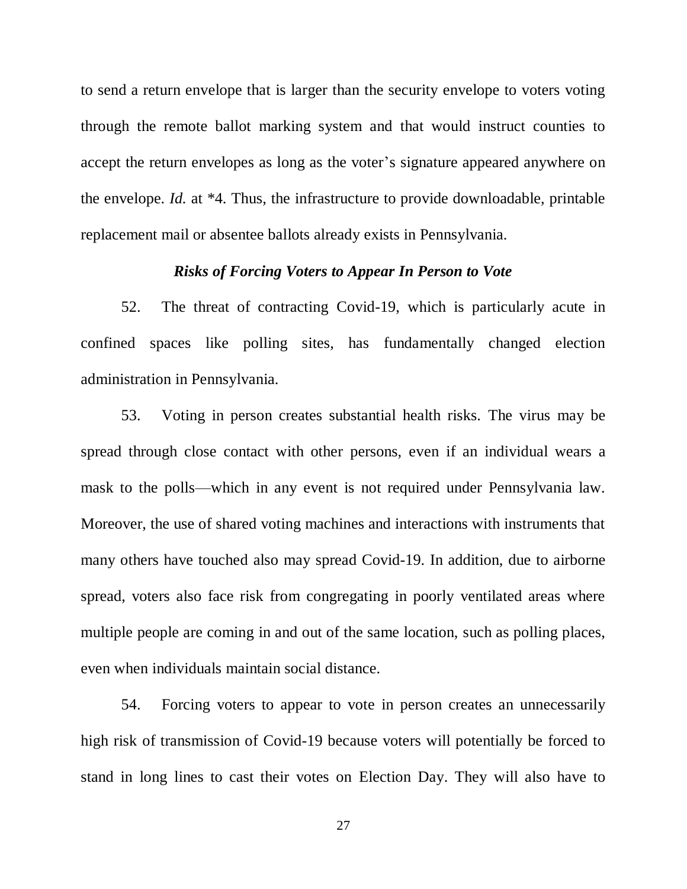to send a return envelope that is larger than the security envelope to voters voting through the remote ballot marking system and that would instruct counties to accept the return envelopes as long as the voter's signature appeared anywhere on the envelope. *Id.* at *4. Thus, the infrastructure to provide downloadable, printable replacement mail or absentee ballots already exists in Pennsylvania.

### *Risks of Forcing Voters to Appear In Person to Vote*

52. The threat of contracting Covid-19, which is particularly acute in confined spaces like polling sites, has fundamentally changed election administration in Pennsylvania.

53. Voting in person creates substantial health risks. The virus may be spread through close contact with other persons, even if an individual wears a mask to the polls—which in any event is not required under Pennsylvania law. Moreover, the use of shared voting machines and interactions with instruments that many others have touched also may spread Covid-19. In addition, due to airborne spread, voters also face risk from congregating in poorly ventilated areas where multiple people are coming in and out of the same location, such as polling places, even when individuals maintain social distance.

54. Forcing voters to appear to vote in person creates an unnecessarily high risk of transmission of Covid-19 because voters will potentially be forced to stand in long lines to cast their votes on Election Day. They will also have to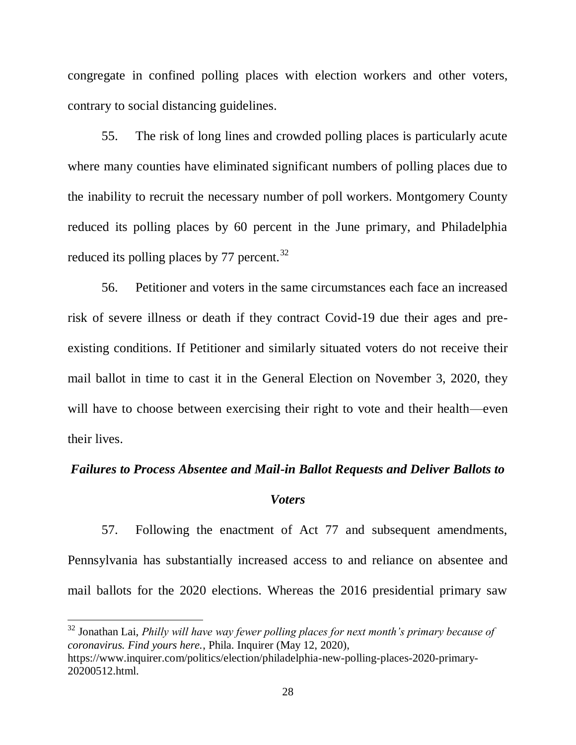congregate in confined polling places with election workers and other voters, contrary to social distancing guidelines.

55. The risk of long lines and crowded polling places is particularly acute where many counties have eliminated significant numbers of polling places due to the inability to recruit the necessary number of poll workers. Montgomery County reduced its polling places by 60 percent in the June primary, and Philadelphia reduced its polling places by 77 percent.[32]

56. Petitioner and voters in the same circumstances each face an increased risk of severe illness or death if they contract Covid-19 due their ages and pre-existing conditions. If Petitioner and similarly situated voters do not receive their mail ballot in time to cast it in the General Election on November 3, 2020, they will have to choose between exercising their right to vote and their health—even their lives.

***Failures to Process Absentee and Mail-in Ballot Requests and Deliver Ballots to Voters***

57. Following the enactment of Act 77 and subsequent amendments, Pennsylvania has substantially increased access to and reliance on absentee and mail ballots for the 2020 elections. Whereas the 2016 presidential primary saw

---

[32] Jonathan Lai, *Philly will have way fewer polling places for next month's primary because of coronavirus. Find yours here.*, Phila. Inquirer (May 12, 2020), https://www.inquirer.com/politics/election/philadelphia-new-polling-places-2020-primary-20200512.html.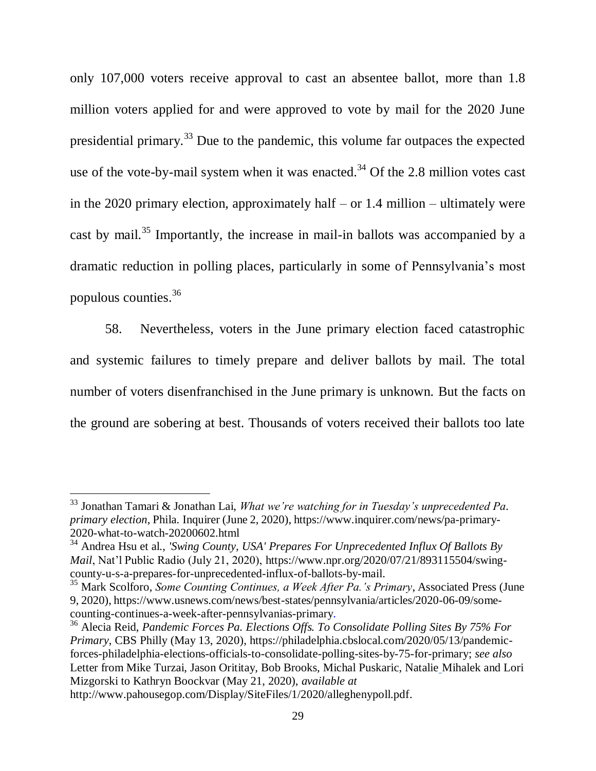only 107,000 voters receive approval to cast an absentee ballot, more than 1.8 million voters applied for and were approved to vote by mail for the 2020 June presidential primary.[33] Due to the pandemic, this volume far outpaces the expected use of the vote-by-mail system when it was enacted.[34] Of the 2.8 million votes cast in the 2020 primary election, approximately half – or 1.4 million – ultimately were cast by mail.[35] Importantly, the increase in mail-in ballots was accompanied by a dramatic reduction in polling places, particularly in some of Pennsylvania's most populous counties.[36]

58. Nevertheless, voters in the June primary election faced catastrophic and systemic failures to timely prepare and deliver ballots by mail. The total number of voters disenfranchised in the June primary is unknown. But the facts on the ground are sobering at best. Thousands of voters received their ballots too late

---

[33] Jonathan Tamari & Jonathan Lai, *What we're watching for in Tuesday's unprecedented Pa. primary election*, Phila. Inquirer (June 2, 2020), https://www.inquirer.com/news/pa-primary-2020-what-to-watch-20200602.html

[34] Andrea Hsu et al., *'Swing County, USA' Prepares For Unprecedented Influx Of Ballots By Mail*, Nat'l Public Radio (July 21, 2020), https://www.npr.org/2020/07/21/893115504/swing-county-u-s-a-prepares-for-unprecedented-influx-of-ballots-by-mail.

[35] Mark Scolforo, *Some Counting Continues, a Week After Pa.'s Primary*, Associated Press (June 9, 2020), https://www.usnews.com/news/best-states/pennsylvania/articles/2020-06-09/some-counting-continues-a-week-after-pennsylvanias-primary.

[36] Alecia Reid, *Pandemic Forces Pa. Elections Offs. To Consolidate Polling Sites By 75% For Primary*, CBS Philly (May 13, 2020), https://philadelphia.cbslocal.com/2020/05/13/pandemic-forces-philadelphia-elections-officials-to-consolidate-polling-sites-by-75-for-primary; *see also* Letter from Mike Turzai, Jason Orititay, Bob Brooks, Michal Puskaric, Natalie Mihalek and Lori Mizgorski to Kathryn Boockvar (May 21, 2020), *available at* http://www.pahousegop.com/Display/SiteFiles/1/2020/alleghenypoll.pdf.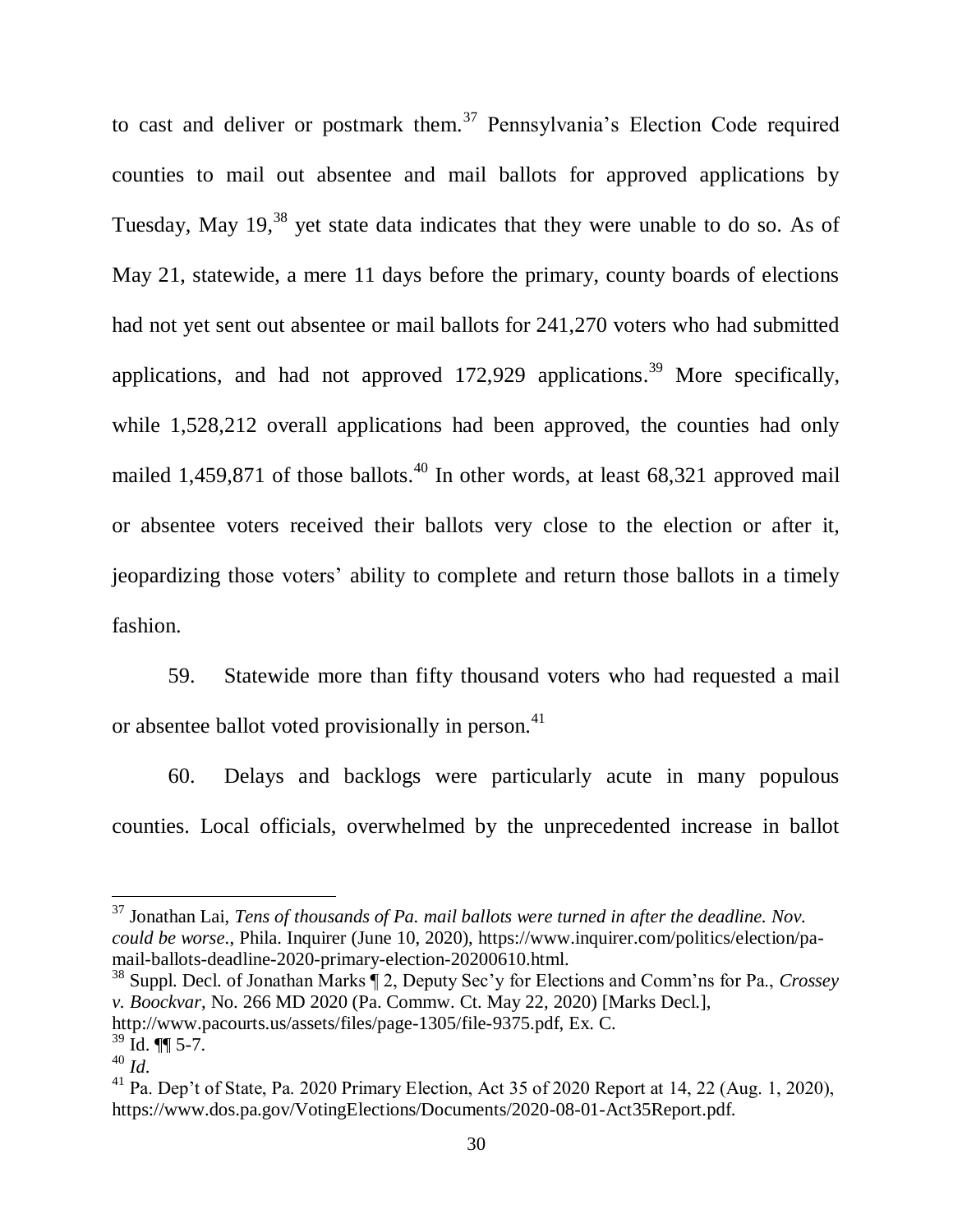to cast and deliver or postmark them.[37] Pennsylvania's Election Code required counties to mail out absentee and mail ballots for approved applications by Tuesday, May 19,[38] yet state data indicates that they were unable to do so. As of May 21, statewide, a mere 11 days before the primary, county boards of elections had not yet sent out absentee or mail ballots for 241,270 voters who had submitted applications, and had not approved 172,929 applications.[39] More specifically, while 1,528,212 overall applications had been approved, the counties had only mailed 1,459,871 of those ballots.[40] In other words, at least 68,321 approved mail or absentee voters received their ballots very close to the election or after it, jeopardizing those voters' ability to complete and return those ballots in a timely fashion.

59. Statewide more than fifty thousand voters who had requested a mail or absentee ballot voted provisionally in person.[41]

60. Delays and backlogs were particularly acute in many populous counties. Local officials, overwhelmed by the unprecedented increase in ballot

---

[37] Jonathan Lai, *Tens of thousands of Pa. mail ballots were turned in after the deadline. Nov. could be worse*., Phila. Inquirer (June 10, 2020), https://www.inquirer.com/politics/election/pa-mail-ballots-deadline-2020-primary-election-20200610.html.

[38] Suppl. Decl. of Jonathan Marks ¶ 2, Deputy Sec'y for Elections and Comm'ns for Pa., *Crossey v. Boockvar*, No. 266 MD 2020 (Pa. Commw. Ct. May 22, 2020) [Marks Decl.], http://www.pacourts.us/assets/files/page-1305/file-9375.pdf, Ex. C.

[39] Id. ¶¶ 5-7.

[40] *Id*.

[41] Pa. Dep't of State, Pa. 2020 Primary Election, Act 35 of 2020 Report at 14, 22 (Aug. 1, 2020), https://www.dos.pa.gov/VotingElections/Documents/2020-08-01-Act35Report.pdf.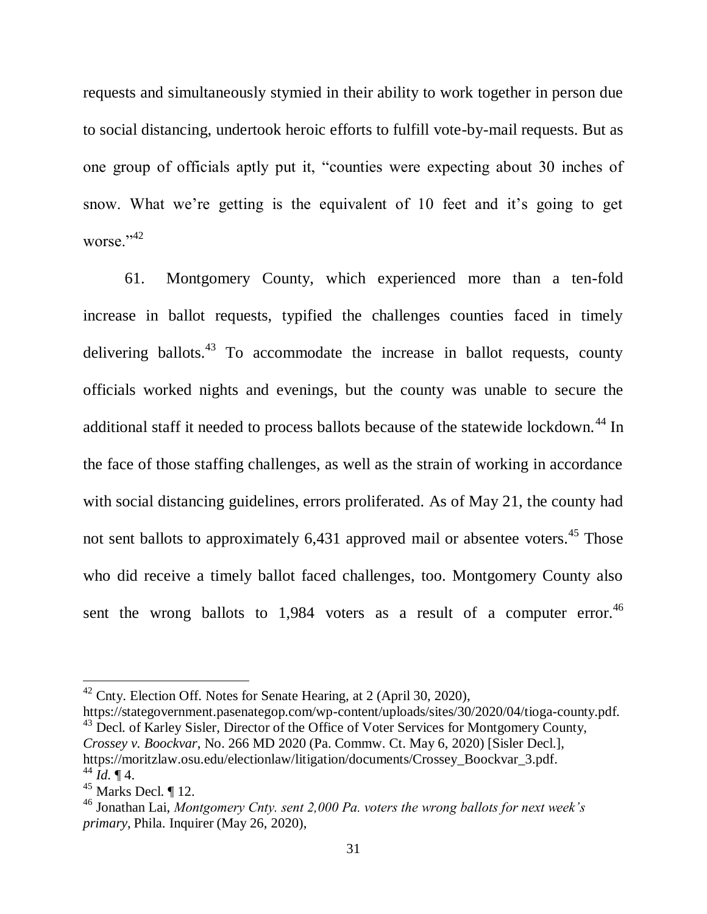requests and simultaneously stymied in their ability to work together in person due to social distancing, undertook heroic efforts to fulfill vote-by-mail requests. But as one group of officials aptly put it, "counties were expecting about 30 inches of snow. What we're getting is the equivalent of 10 feet and it's going to get worse."[42]

61. Montgomery County, which experienced more than a ten-fold increase in ballot requests, typified the challenges counties faced in timely delivering ballots.[43] To accommodate the increase in ballot requests, county officials worked nights and evenings, but the county was unable to secure the additional staff it needed to process ballots because of the statewide lockdown.[44] In the face of those staffing challenges, as well as the strain of working in accordance with social distancing guidelines, errors proliferated. As of May 21, the county had not sent ballots to approximately 6,431 approved mail or absentee voters.[45] Those who did receive a timely ballot faced challenges, too. Montgomery County also sent the wrong ballots to 1,984 voters as a result of a computer error.[46]

---

[42] Cnty. Election Off. Notes for Senate Hearing, at 2 (April 30, 2020), https://stategovernment.pasenategop.com/wp-content/uploads/sites/30/2020/04/tioga-county.pdf.

[43] Decl. of Karley Sisler, Director of the Office of Voter Services for Montgomery County, *Crossey v. Boockvar*, No. 266 MD 2020 (Pa. Commw. Ct. May 6, 2020) [Sisler Decl.], https://moritzlaw.osu.edu/electionlaw/litigation/documents/Crossey_Boockvar_3.pdf.

[44] *Id.* ¶ 4.

[45] Marks Decl. ¶ 12.

[46] Jonathan Lai, *Montgomery Cnty. sent 2,000 Pa. voters the wrong ballots for next week's primary*, Phila. Inquirer (May 26, 2020),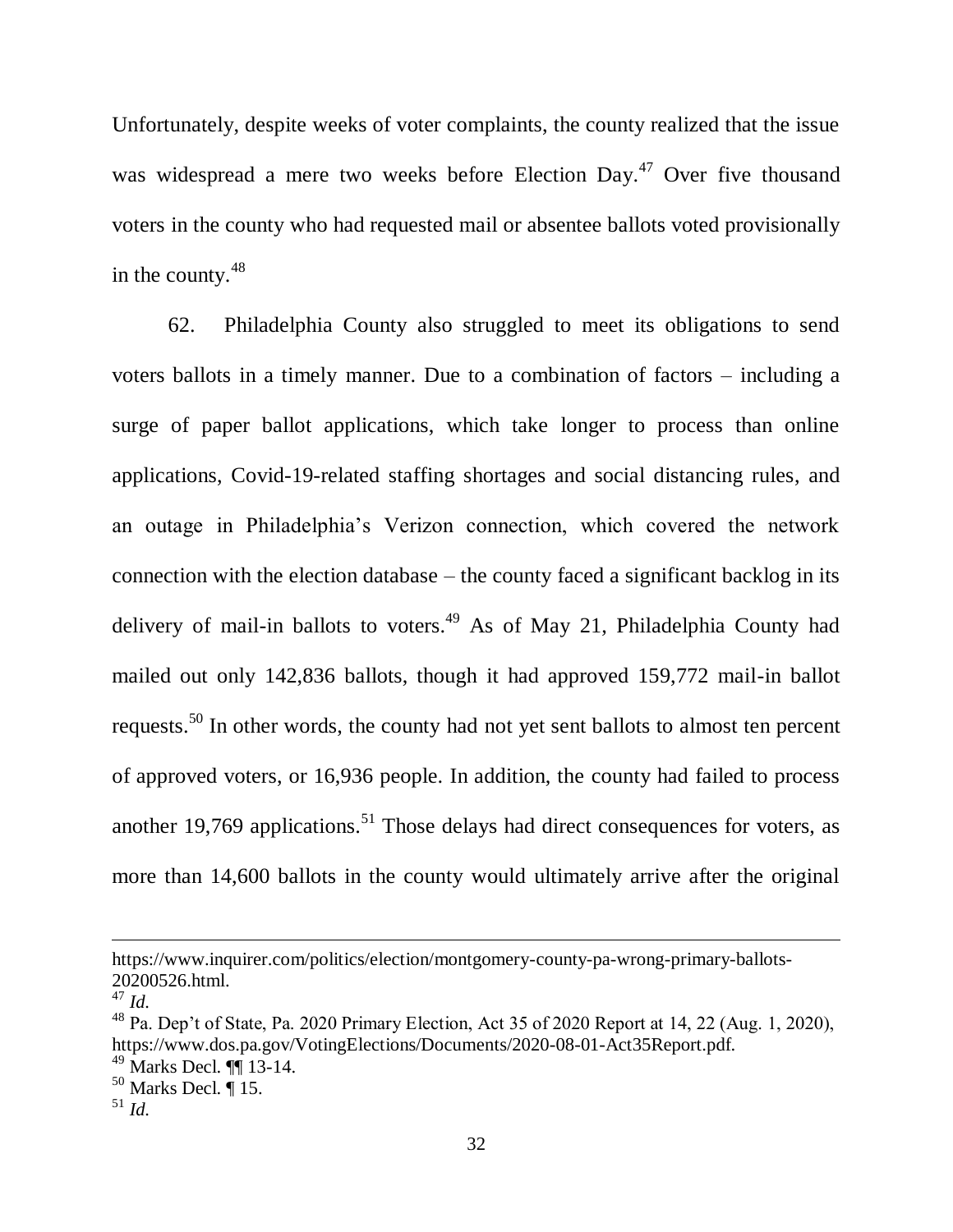Unfortunately, despite weeks of voter complaints, the county realized that the issue was widespread a mere two weeks before Election Day.[47] Over five thousand voters in the county who had requested mail or absentee ballots voted provisionally in the county.[48]

62. Philadelphia County also struggled to meet its obligations to send voters ballots in a timely manner. Due to a combination of factors – including a surge of paper ballot applications, which take longer to process than online applications, Covid-19-related staffing shortages and social distancing rules, and an outage in Philadelphia's Verizon connection, which covered the network connection with the election database – the county faced a significant backlog in its delivery of mail-in ballots to voters.[49] As of May 21, Philadelphia County had mailed out only 142,836 ballots, though it had approved 159,772 mail-in ballot requests.[50] In other words, the county had not yet sent ballots to almost ten percent of approved voters, or 16,936 people. In addition, the county had failed to process another 19,769 applications.[51] Those delays had direct consequences for voters, as more than 14,600 ballots in the county would ultimately arrive after the original

---

https://www.inquirer.com/politics/election/montgomery-county-pa-wrong-primary-ballots-20200526.html.

[47] *Id.*

[48] Pa. Dep't of State, Pa. 2020 Primary Election, Act 35 of 2020 Report at 14, 22 (Aug. 1, 2020), https://www.dos.pa.gov/VotingElections/Documents/2020-08-01-Act35Report.pdf.

[49] Marks Decl. ¶¶ 13-14.

[50] Marks Decl. ¶ 15.

[51] *Id.*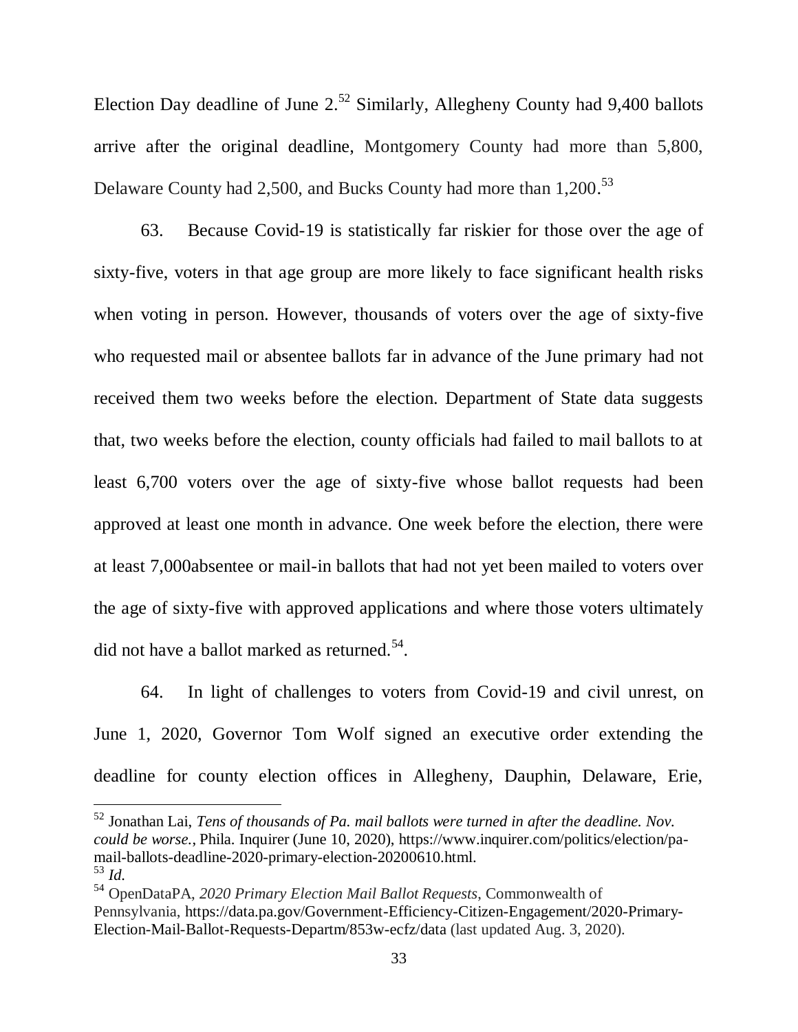Election Day deadline of June 2.[52] Similarly, Allegheny County had 9,400 ballots arrive after the original deadline, Montgomery County had more than 5,800, Delaware County had 2,500, and Bucks County had more than 1,200.[53]

63. Because Covid-19 is statistically far riskier for those over the age of sixty-five, voters in that age group are more likely to face significant health risks when voting in person. However, thousands of voters over the age of sixty-five who requested mail or absentee ballots far in advance of the June primary had not received them two weeks before the election. Department of State data suggests that, two weeks before the election, county officials had failed to mail ballots to at least 6,700 voters over the age of sixty-five whose ballot requests had been approved at least one month in advance. One week before the election, there were at least 7,000absentee or mail-in ballots that had not yet been mailed to voters over the age of sixty-five with approved applications and where those voters ultimately did not have a ballot marked as returned.[54].

64. In light of challenges to voters from Covid-19 and civil unrest, on June 1, 2020, Governor Tom Wolf signed an executive order extending the deadline for county election offices in Allegheny, Dauphin, Delaware, Erie,

---

[52] Jonathan Lai, *Tens of thousands of Pa. mail ballots were turned in after the deadline. Nov. could be worse.*, Phila. Inquirer (June 10, 2020), https://www.inquirer.com/politics/election/pa-mail-ballots-deadline-2020-primary-election-20200610.html.

[53] *Id.*

[54] OpenDataPA, *2020 Primary Election Mail Ballot Requests*, Commonwealth of Pennsylvania, https://data.pa.gov/Government-Efficiency-Citizen-Engagement/2020-Primary-Election-Mail-Ballot-Requests-Departm/853w-ecfz/data (last updated Aug. 3, 2020).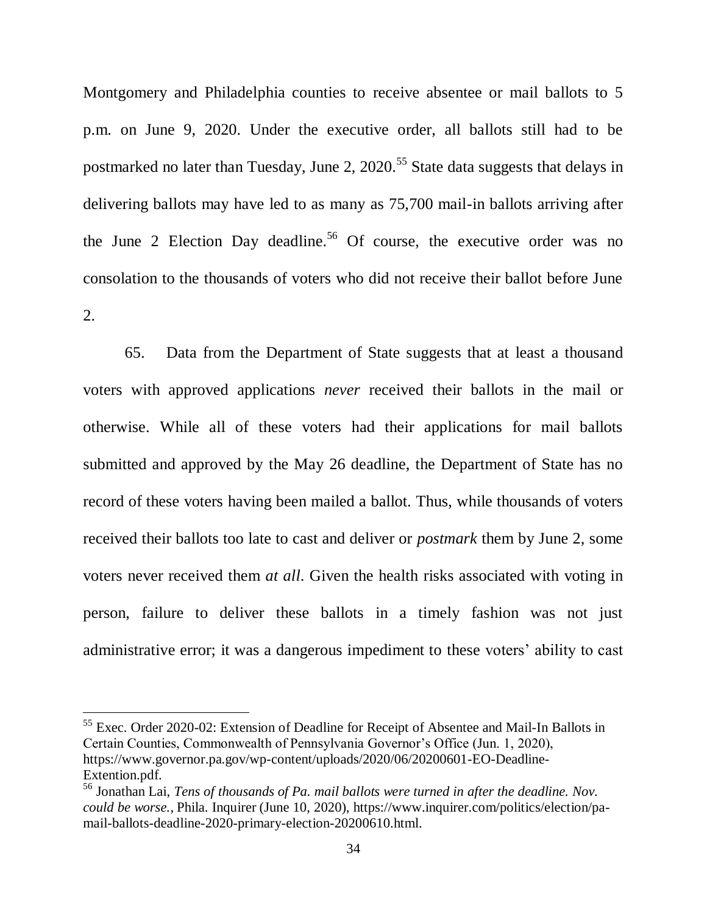Montgomery and Philadelphia counties to receive absentee or mail ballots to 5 p.m. on June 9, 2020. Under the executive order, all ballots still had to be postmarked no later than Tuesday, June 2, 2020.[55] State data suggests that delays in delivering ballots may have led to as many as 75,700 mail-in ballots arriving after the June 2 Election Day deadline.[56] Of course, the executive order was no consolation to the thousands of voters who did not receive their ballot before June 2.

65. Data from the Department of State suggests that at least a thousand voters with approved applications *never* received their ballots in the mail or otherwise. While all of these voters had their applications for mail ballots submitted and approved by the May 26 deadline, the Department of State has no record of these voters having been mailed a ballot. Thus, while thousands of voters received their ballots too late to cast and deliver or *postmark* them by June 2, some voters never received them *at all*. Given the health risks associated with voting in person, failure to deliver these ballots in a timely fashion was not just administrative error; it was a dangerous impediment to these voters' ability to cast

---

[55] Exec. Order 2020-02: Extension of Deadline for Receipt of Absentee and Mail-In Ballots in Certain Counties, Commonwealth of Pennsylvania Governor's Office (Jun. 1, 2020), https://www.governor.pa.gov/wp-content/uploads/2020/06/20200601-EO-Deadline-Extention.pdf.

[56] Jonathan Lai, *Tens of thousands of Pa. mail ballots were turned in after the deadline. Nov. could be worse.*, Phila. Inquirer (June 10, 2020), https://www.inquirer.com/politics/election/pa-mail-ballots-deadline-2020-primary-election-20200610.html.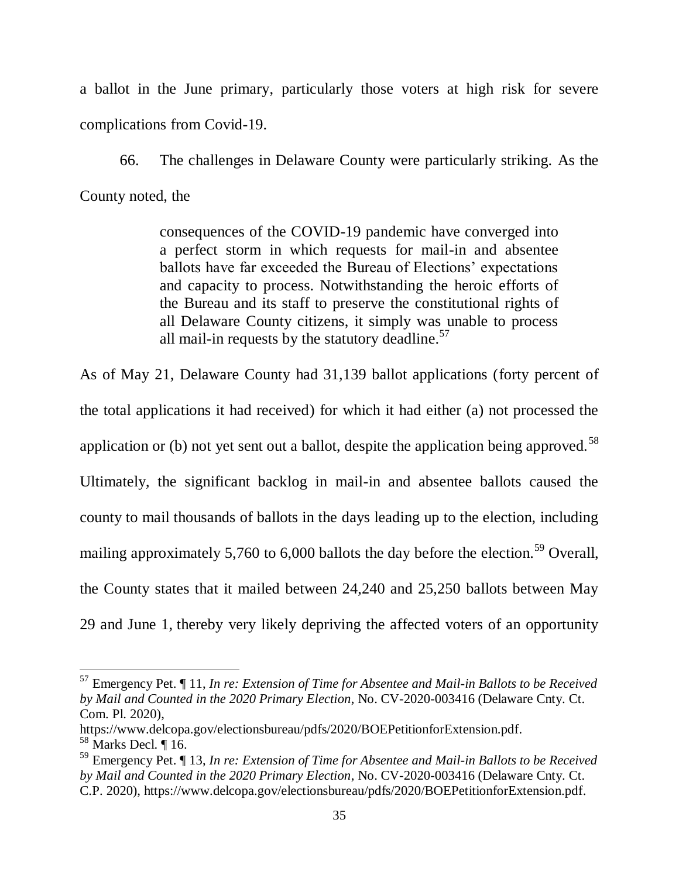a ballot in the June primary, particularly those voters at high risk for severe complications from Covid-19.

66. The challenges in Delaware County were particularly striking. As the County noted, the

> consequences of the COVID-19 pandemic have converged into a perfect storm in which requests for mail-in and absentee ballots have far exceeded the Bureau of Elections' expectations and capacity to process. Notwithstanding the heroic efforts of the Bureau and its staff to preserve the constitutional rights of all Delaware County citizens, it simply was unable to process all mail-in requests by the statutory deadline.[57]

As of May 21, Delaware County had 31,139 ballot applications (forty percent of the total applications it had received) for which it had either (a) not processed the application or (b) not yet sent out a ballot, despite the application being approved.[58] Ultimately, the significant backlog in mail-in and absentee ballots caused the county to mail thousands of ballots in the days leading up to the election, including mailing approximately 5,760 to 6,000 ballots the day before the election.[59] Overall, the County states that it mailed between 24,240 and 25,250 ballots between May 29 and June 1, thereby very likely depriving the affected voters of an opportunity

---

[57] Emergency Pet. ¶ 11, *In re: Extension of Time for Absentee and Mail-in Ballots to be Received by Mail and Counted in the 2020 Primary Election*, No. CV-2020-003416 (Delaware Cnty. Ct. Com. Pl. 2020), https://www.delcopa.gov/electionsbureau/pdfs/2020/BOEPetitionforExtension.pdf.

[58] Marks Decl. ¶ 16.

[59] Emergency Pet. ¶ 13, *In re: Extension of Time for Absentee and Mail-in Ballots to be Received by Mail and Counted in the 2020 Primary Election*, No. CV-2020-003416 (Delaware Cnty. Ct. C.P. 2020), https://www.delcopa.gov/electionsbureau/pdfs/2020/BOEPetitionforExtension.pdf.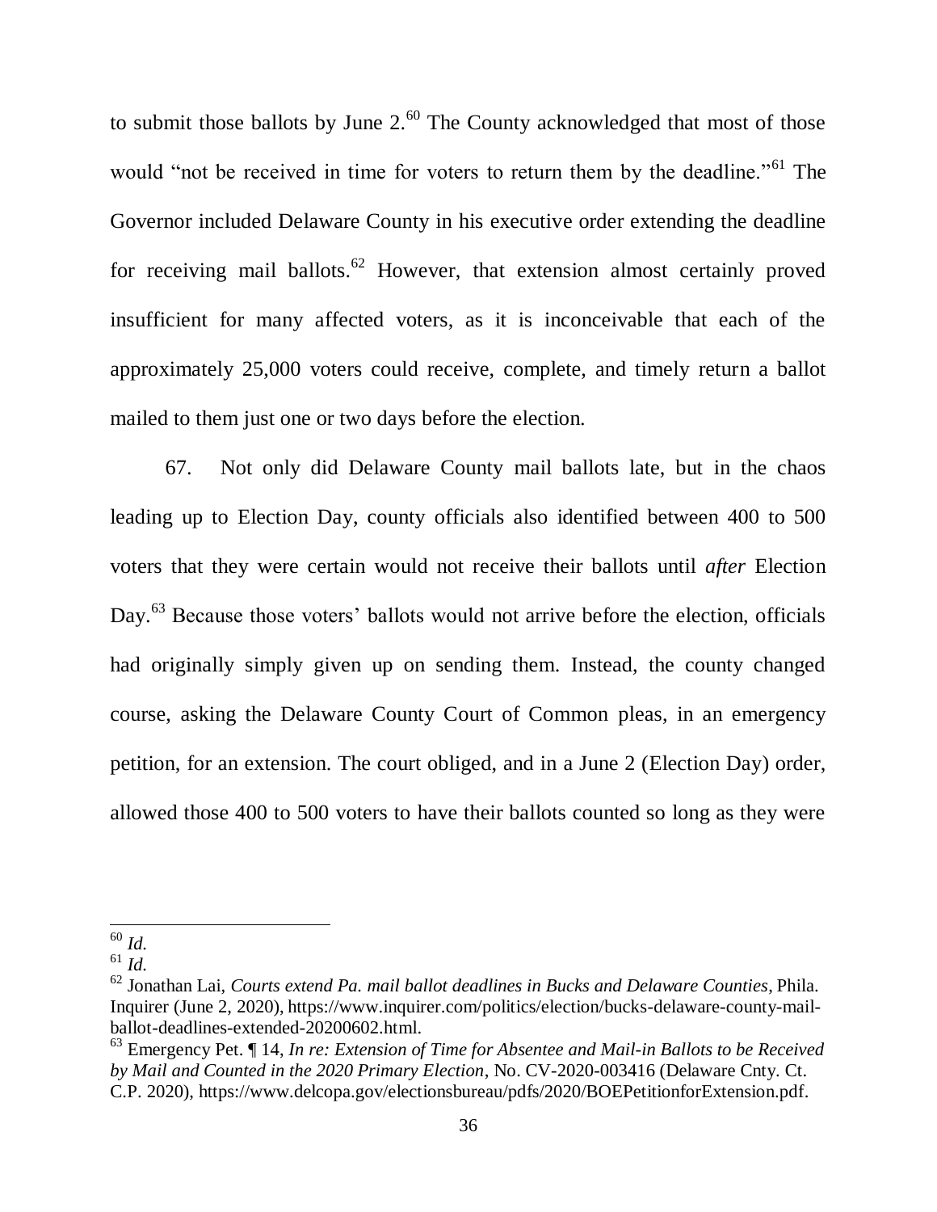to submit those ballots by June 2.[60] The County acknowledged that most of those would "not be received in time for voters to return them by the deadline."[61] The Governor included Delaware County in his executive order extending the deadline for receiving mail ballots.[62] However, that extension almost certainly proved insufficient for many affected voters, as it is inconceivable that each of the approximately 25,000 voters could receive, complete, and timely return a ballot mailed to them just one or two days before the election.

67. Not only did Delaware County mail ballots late, but in the chaos leading up to Election Day, county officials also identified between 400 to 500 voters that they were certain would not receive their ballots until *after* Election Day.[63] Because those voters' ballots would not arrive before the election, officials had originally simply given up on sending them. Instead, the county changed course, asking the Delaware County Court of Common pleas, in an emergency petition, for an extension. The court obliged, and in a June 2 (Election Day) order, allowed those 400 to 500 voters to have their ballots counted so long as they were

---

[60] *Id.*

[61] *Id.*

[62] Jonathan Lai, *Courts extend Pa. mail ballot deadlines in Bucks and Delaware Counties*, Phila. Inquirer (June 2, 2020), https://www.inquirer.com/politics/election/bucks-delaware-county-mail-ballot-deadlines-extended-20200602.html.

[63] Emergency Pet. ¶ 14, *In re: Extension of Time for Absentee and Mail-in Ballots to be Received by Mail and Counted in the 2020 Primary Election*, No. CV-2020-003416 (Delaware Cnty. Ct. C.P. 2020), https://www.delcopa.gov/electionsbureau/pdfs/2020/BOEPetitionforExtension.pdf.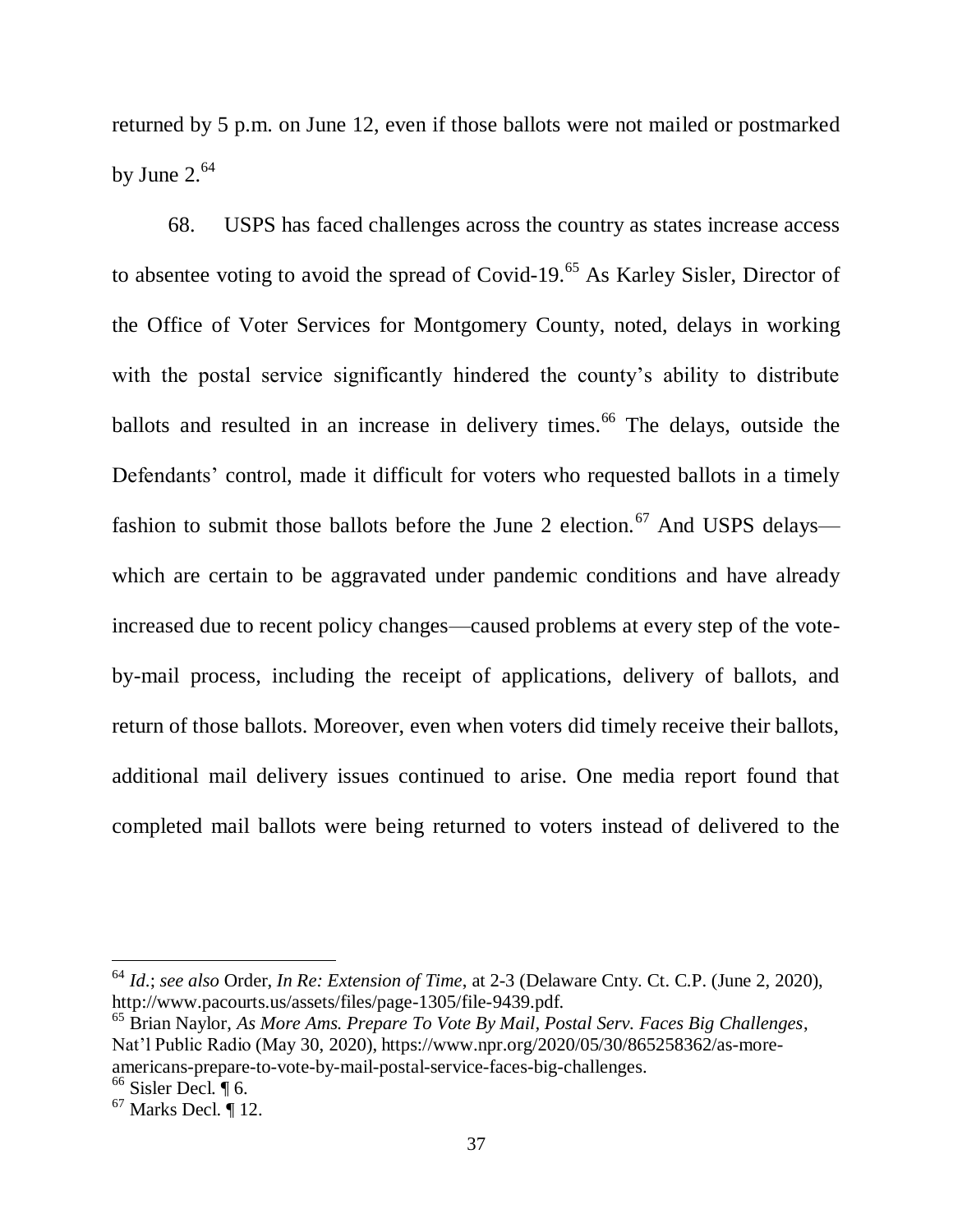returned by 5 p.m. on June 12, even if those ballots were not mailed or postmarked by June 2.[64]

68. USPS has faced challenges across the country as states increase access to absentee voting to avoid the spread of Covid-19.[65] As Karley Sisler, Director of the Office of Voter Services for Montgomery County, noted, delays in working with the postal service significantly hindered the county's ability to distribute ballots and resulted in an increase in delivery times.[66] The delays, outside the Defendants' control, made it difficult for voters who requested ballots in a timely fashion to submit those ballots before the June 2 election.[67] And USPS delays—which are certain to be aggravated under pandemic conditions and have already increased due to recent policy changes—caused problems at every step of the vote-by-mail process, including the receipt of applications, delivery of ballots, and return of those ballots. Moreover, even when voters did timely receive their ballots, additional mail delivery issues continued to arise. One media report found that completed mail ballots were being returned to voters instead of delivered to the

---

[64] *Id.*; *see also* Order, *In Re: Extension of Time*, at 2-3 (Delaware Cnty. Ct. C.P. (June 2, 2020), http://www.pacourts.us/assets/files/page-1305/file-9439.pdf.

[65] Brian Naylor, *As More Ams. Prepare To Vote By Mail, Postal Serv. Faces Big Challenges*, Nat'l Public Radio (May 30, 2020), https://www.npr.org/2020/05/30/865258362/as-more-americans-prepare-to-vote-by-mail-postal-service-faces-big-challenges.

[66] Sisler Decl. ¶ 6.

[67] Marks Decl. ¶ 12.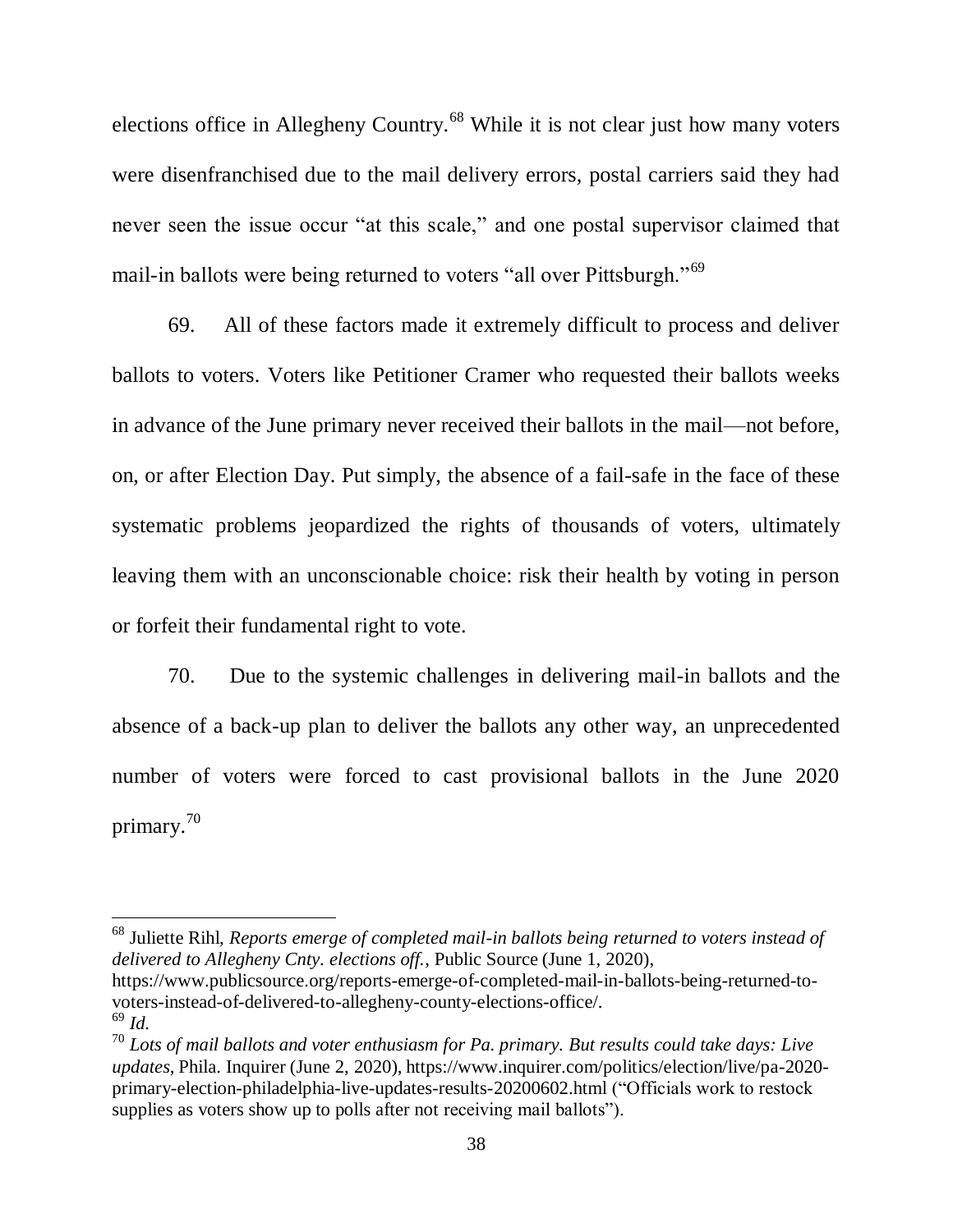elections office in Allegheny Country.[68] While it is not clear just how many voters were disenfranchised due to the mail delivery errors, postal carriers said they had never seen the issue occur "at this scale," and one postal supervisor claimed that mail-in ballots were being returned to voters "all over Pittsburgh."[69]

69. All of these factors made it extremely difficult to process and deliver ballots to voters. Voters like Petitioner Cramer who requested their ballots weeks in advance of the June primary never received their ballots in the mail—not before, on, or after Election Day. Put simply, the absence of a fail-safe in the face of these systematic problems jeopardized the rights of thousands of voters, ultimately leaving them with an unconscionable choice: risk their health by voting in person or forfeit their fundamental right to vote.

70. Due to the systemic challenges in delivering mail-in ballots and the absence of a back-up plan to deliver the ballots any other way, an unprecedented number of voters were forced to cast provisional ballots in the June 2020 primary.[70]

---

[68] Juliette Rihl, *Reports emerge of completed mail-in ballots being returned to voters instead of delivered to Allegheny Cnty. elections off.*, Public Source (June 1, 2020), https://www.publicsource.org/reports-emerge-of-completed-mail-in-ballots-being-returned-to-voters-instead-of-delivered-to-allegheny-county-elections-office/.

[69] *Id.*

[70] *Lots of mail ballots and voter enthusiasm for Pa. primary. But results could take days: Live updates*, Phila. Inquirer (June 2, 2020), https://www.inquirer.com/politics/election/live/pa-2020-primary-election-philadelphia-live-updates-results-20200602.html ("Officials work to restock supplies as voters show up to polls after not receiving mail ballots").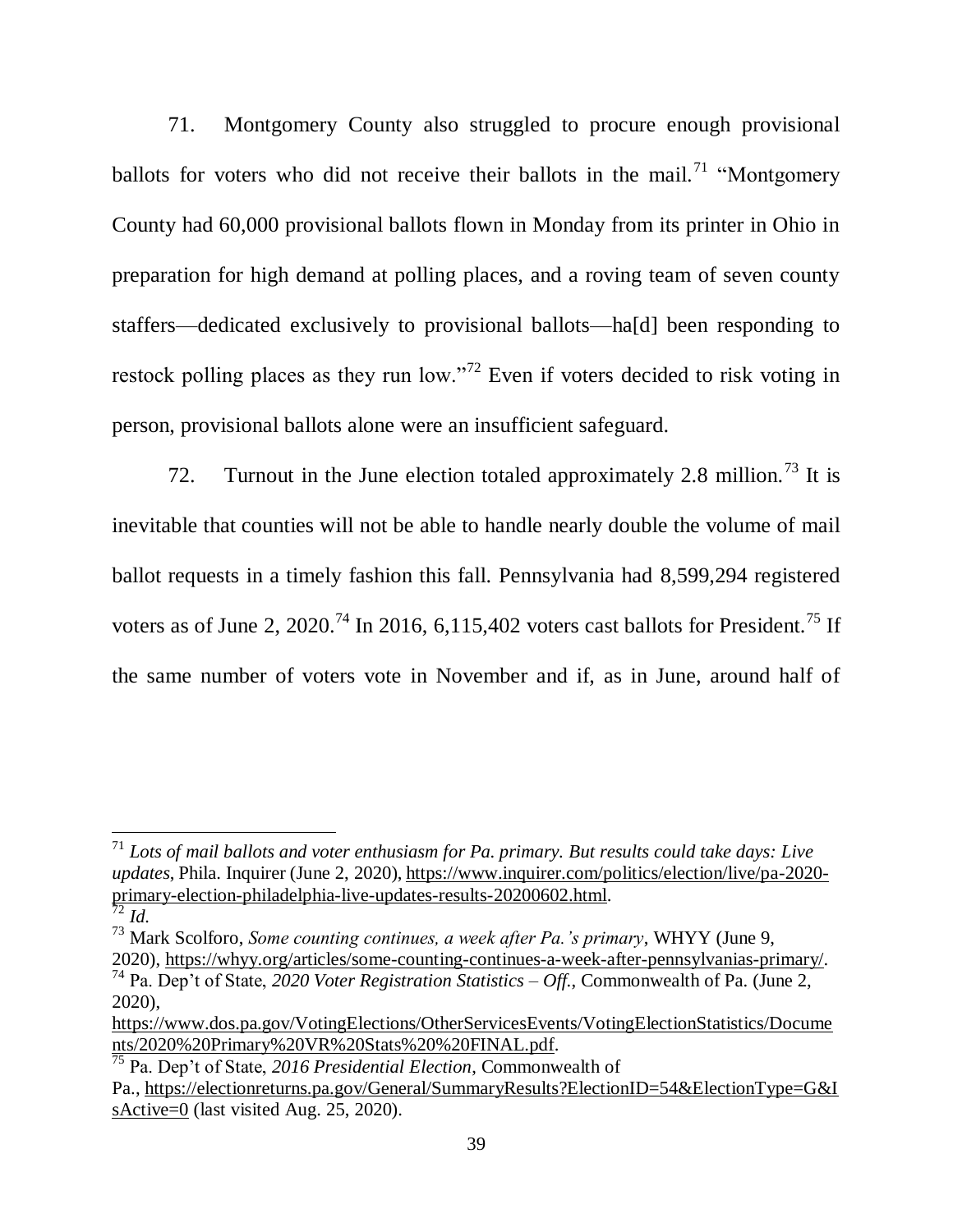71. Montgomery County also struggled to procure enough provisional ballots for voters who did not receive their ballots in the mail.[71] "Montgomery County had 60,000 provisional ballots flown in Monday from its printer in Ohio in preparation for high demand at polling places, and a roving team of seven county staffers—dedicated exclusively to provisional ballots—ha[d] been responding to restock polling places as they run low."[72] Even if voters decided to risk voting in person, provisional ballots alone were an insufficient safeguard.

72. Turnout in the June election totaled approximately 2.8 million.[73] It is inevitable that counties will not be able to handle nearly double the volume of mail ballot requests in a timely fashion this fall. Pennsylvania had 8,599,294 registered voters as of June 2, 2020.[74] In 2016, 6,115,402 voters cast ballots for President.[75] If the same number of voters vote in November and if, as in June, around half of

---

[71] *Lots of mail ballots and voter enthusiasm for Pa. primary. But results could take days: Live updates*, Phila. Inquirer (June 2, 2020), https://www.inquirer.com/politics/election/live/pa-2020-primary-election-philadelphia-live-updates-results-20200602.html.

[72] *Id.*

[73] Mark Scolforo, *Some counting continues, a week after Pa.'s primary*, WHYY (June 9, 2020), https://whyy.org/articles/some-counting-continues-a-week-after-pennsylvanias-primary/.

[74] Pa. Dep't of State, *2020 Voter Registration Statistics – Off.*, Commonwealth of Pa. (June 2, 2020), https://www.dos.pa.gov/VotingElections/OtherServicesEvents/VotingElectionStatistics/Documents/2020%20Primary%20VR%20Stats%20%20FINAL.pdf.

[75] Pa. Dep't of State, *2016 Presidential Election*, Commonwealth of Pa., https://electionreturns.pa.gov/General/SummaryResults?ElectionID=54&ElectionType=G&IsActive=0 (last visited Aug. 25, 2020).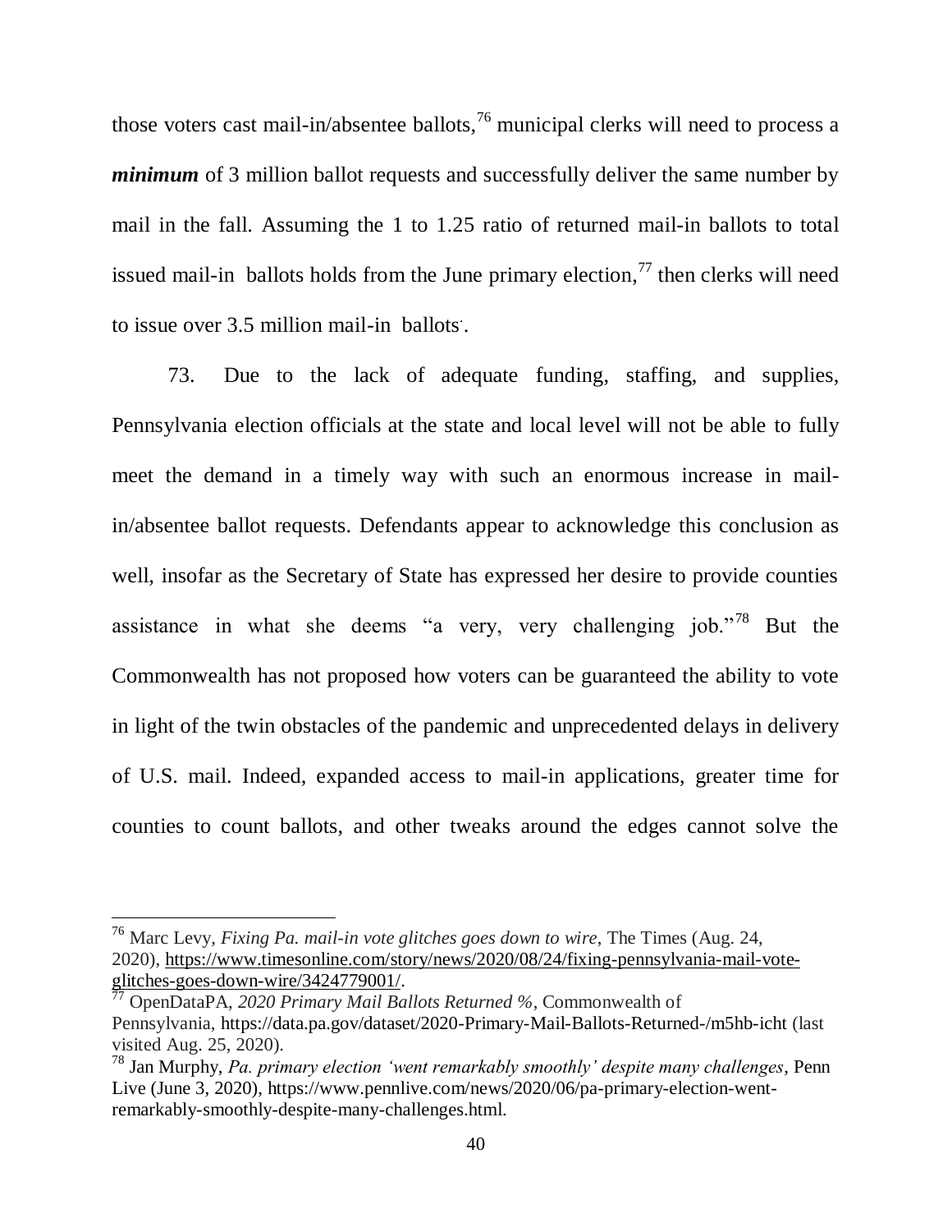those voters cast mail-in/absentee ballots,[76] municipal clerks will need to process a ***minimum*** of 3 million ballot requests and successfully deliver the same number by mail in the fall. Assuming the 1 to 1.25 ratio of returned mail-in ballots to total issued mail-in ballots holds from the June primary election,[77] then clerks will need to issue over 3.5 million mail-in ballots.

73. Due to the lack of adequate funding, staffing, and supplies, Pennsylvania election officials at the state and local level will not be able to fully meet the demand in a timely way with such an enormous increase in mail-in/absentee ballot requests. Defendants appear to acknowledge this conclusion as well, insofar as the Secretary of State has expressed her desire to provide counties assistance in what she deems "a very, very challenging job."[78] But the Commonwealth has not proposed how voters can be guaranteed the ability to vote in light of the twin obstacles of the pandemic and unprecedented delays in delivery of U.S. mail. Indeed, expanded access to mail-in applications, greater time for counties to count ballots, and other tweaks around the edges cannot solve the

---

[76] Marc Levy, *Fixing Pa. mail-in vote glitches goes down to wire*, The Times (Aug. 24, 2020), https://www.timesonline.com/story/news/2020/08/24/fixing-pennsylvania-mail-vote-glitches-goes-down-wire/3424779001/.

[77] OpenDataPA, *2020 Primary Mail Ballots Returned %*, Commonwealth of Pennsylvania, https://data.pa.gov/dataset/2020-Primary-Mail-Ballots-Returned-/m5hb-icht (last visited Aug. 25, 2020).

[78] Jan Murphy, *Pa. primary election 'went remarkably smoothly' despite many challenges*, Penn Live (June 3, 2020), https://www.pennlive.com/news/2020/06/pa-primary-election-went-remarkably-smoothly-despite-many-challenges.html.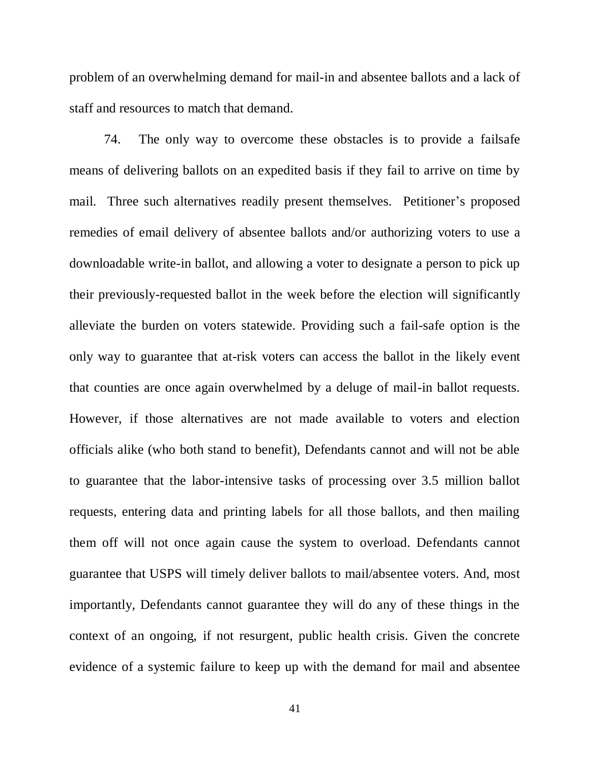problem of an overwhelming demand for mail-in and absentee ballots and a lack of staff and resources to match that demand.

74. The only way to overcome these obstacles is to provide a failsafe means of delivering ballots on an expedited basis if they fail to arrive on time by mail. Three such alternatives readily present themselves. Petitioner's proposed remedies of email delivery of absentee ballots and/or authorizing voters to use a downloadable write-in ballot, and allowing a voter to designate a person to pick up their previously-requested ballot in the week before the election will significantly alleviate the burden on voters statewide. Providing such a fail-safe option is the only way to guarantee that at-risk voters can access the ballot in the likely event that counties are once again overwhelmed by a deluge of mail-in ballot requests. However, if those alternatives are not made available to voters and election officials alike (who both stand to benefit), Defendants cannot and will not be able to guarantee that the labor-intensive tasks of processing over 3.5 million ballot requests, entering data and printing labels for all those ballots, and then mailing them off will not once again cause the system to overload. Defendants cannot guarantee that USPS will timely deliver ballots to mail/absentee voters. And, most importantly, Defendants cannot guarantee they will do any of these things in the context of an ongoing, if not resurgent, public health crisis. Given the concrete evidence of a systemic failure to keep up with the demand for mail and absentee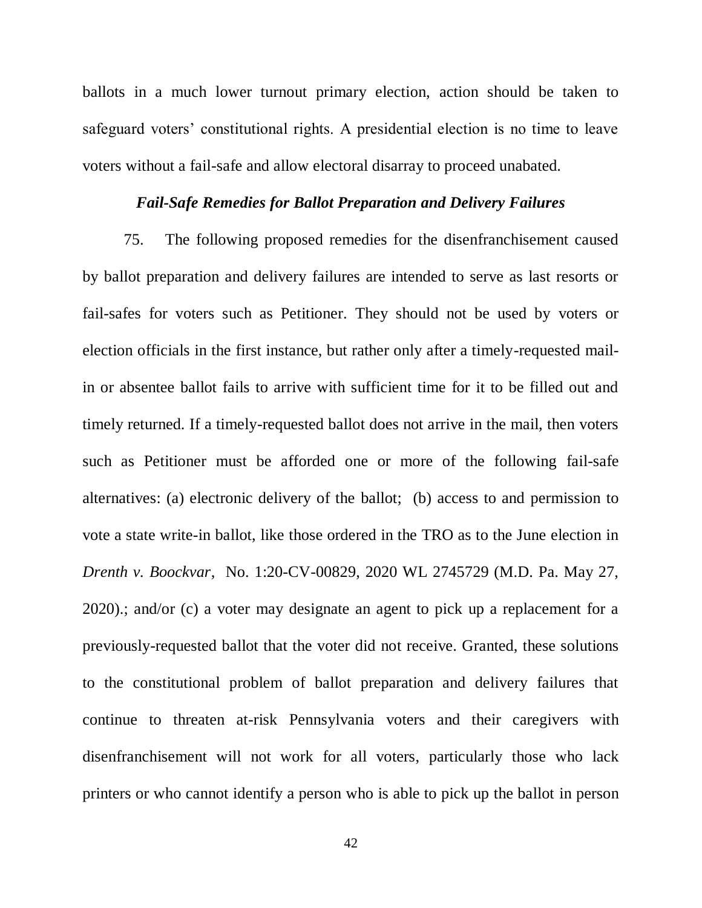ballots in a much lower turnout primary election, action should be taken to safeguard voters' constitutional rights. A presidential election is no time to leave voters without a fail-safe and allow electoral disarray to proceed unabated.

### *Fail-Safe Remedies for Ballot Preparation and Delivery Failures*

75. The following proposed remedies for the disenfranchisement caused by ballot preparation and delivery failures are intended to serve as last resorts or fail-safes for voters such as Petitioner. They should not be used by voters or election officials in the first instance, but rather only after a timely-requested mail-in or absentee ballot fails to arrive with sufficient time for it to be filled out and timely returned. If a timely-requested ballot does not arrive in the mail, then voters such as Petitioner must be afforded one or more of the following fail-safe alternatives: (a) electronic delivery of the ballot; (b) access to and permission to vote a state write-in ballot, like those ordered in the TRO as to the June election in *Drenth v. Boockvar*, No. 1:20-CV-00829, 2020 WL 2745729 (M.D. Pa. May 27, 2020).; and/or (c) a voter may designate an agent to pick up a replacement for a previously-requested ballot that the voter did not receive. Granted, these solutions to the constitutional problem of ballot preparation and delivery failures that continue to threaten at-risk Pennsylvania voters and their caregivers with disenfranchisement will not work for all voters, particularly those who lack printers or who cannot identify a person who is able to pick up the ballot in person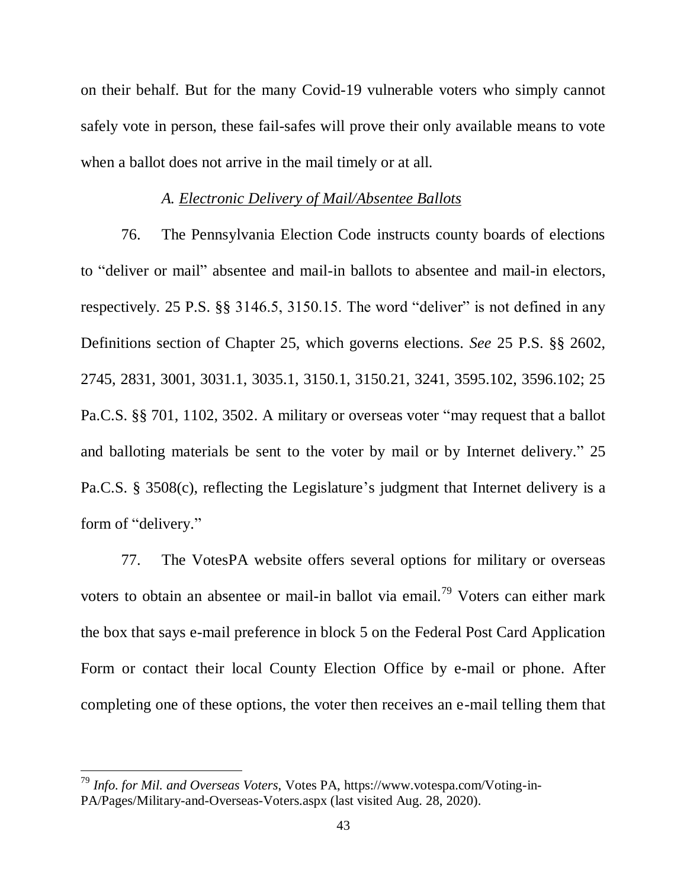on their behalf. But for the many Covid-19 vulnerable voters who simply cannot safely vote in person, these fail-safes will prove their only available means to vote when a ballot does not arrive in the mail timely or at all.

### *A. Electronic Delivery of Mail/Absentee Ballots*

76. The Pennsylvania Election Code instructs county boards of elections to "deliver or mail" absentee and mail-in ballots to absentee and mail-in electors, respectively. 25 P.S. §§ 3146.5, 3150.15. The word "deliver" is not defined in any Definitions section of Chapter 25, which governs elections. *See* 25 P.S. §§ 2602, 2745, 2831, 3001, 3031.1, 3035.1, 3150.1, 3150.21, 3241, 3595.102, 3596.102; 25 Pa.C.S. §§ 701, 1102, 3502. A military or overseas voter "may request that a ballot and balloting materials be sent to the voter by mail or by Internet delivery." 25 Pa.C.S. § 3508(c), reflecting the Legislature's judgment that Internet delivery is a form of "delivery."

77. The VotesPA website offers several options for military or overseas voters to obtain an absentee or mail-in ballot via email.[79] Voters can either mark the box that says e-mail preference in block 5 on the Federal Post Card Application Form or contact their local County Election Office by e-mail or phone. After completing one of these options, the voter then receives an e-mail telling them that

---

[79] *Info. for Mil. and Overseas Voters*, Votes PA, https://www.votespa.com/Voting-in-PA/Pages/Military-and-Overseas-Voters.aspx (last visited Aug. 28, 2020).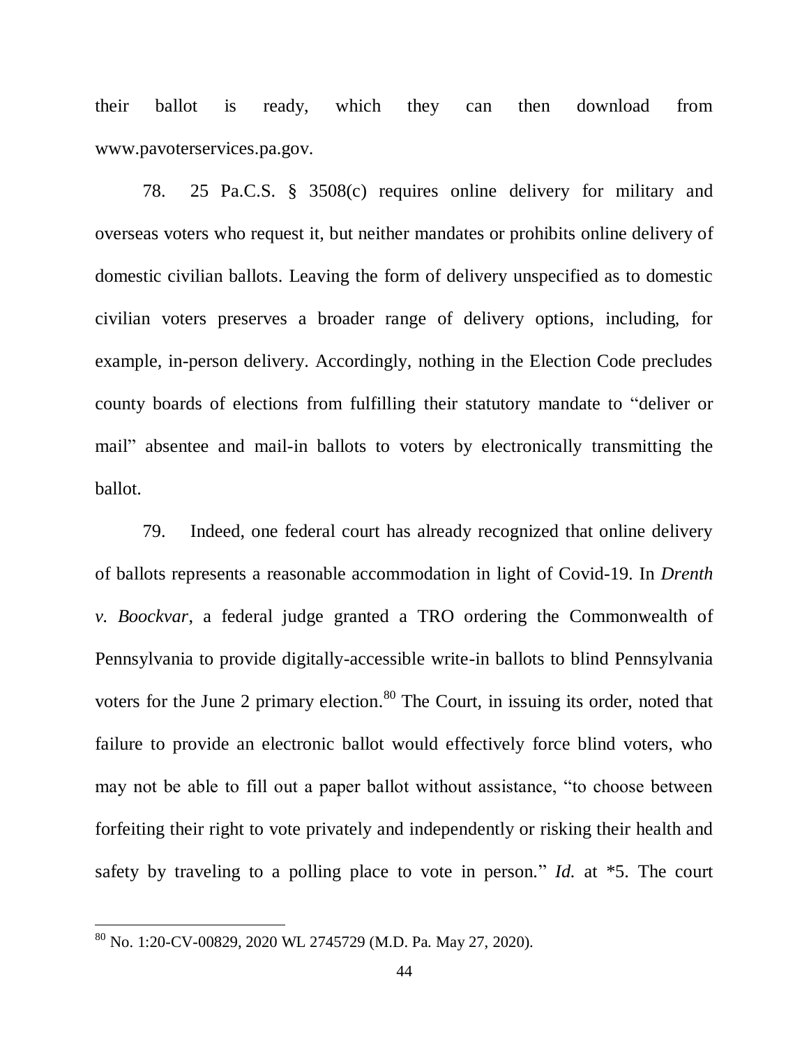their ballot is ready, which they can then download from www.pavoterservices.pa.gov.

78. 25 Pa.C.S. § 3508(c) requires online delivery for military and overseas voters who request it, but neither mandates or prohibits online delivery of domestic civilian ballots. Leaving the form of delivery unspecified as to domestic civilian voters preserves a broader range of delivery options, including, for example, in-person delivery. Accordingly, nothing in the Election Code precludes county boards of elections from fulfilling their statutory mandate to "deliver or mail" absentee and mail-in ballots to voters by electronically transmitting the ballot.

79. Indeed, one federal court has already recognized that online delivery of ballots represents a reasonable accommodation in light of Covid-19. In *Drenth v. Boockvar*, a federal judge granted a TRO ordering the Commonwealth of Pennsylvania to provide digitally-accessible write-in ballots to blind Pennsylvania voters for the June 2 primary election.[80] The Court, in issuing its order, noted that failure to provide an electronic ballot would effectively force blind voters, who may not be able to fill out a paper ballot without assistance, "to choose between forfeiting their right to vote privately and independently or risking their health and safety by traveling to a polling place to vote in person." *Id.* at *5. The court

---

[80] No. 1:20-CV-00829, 2020 WL 2745729 (M.D. Pa. May 27, 2020).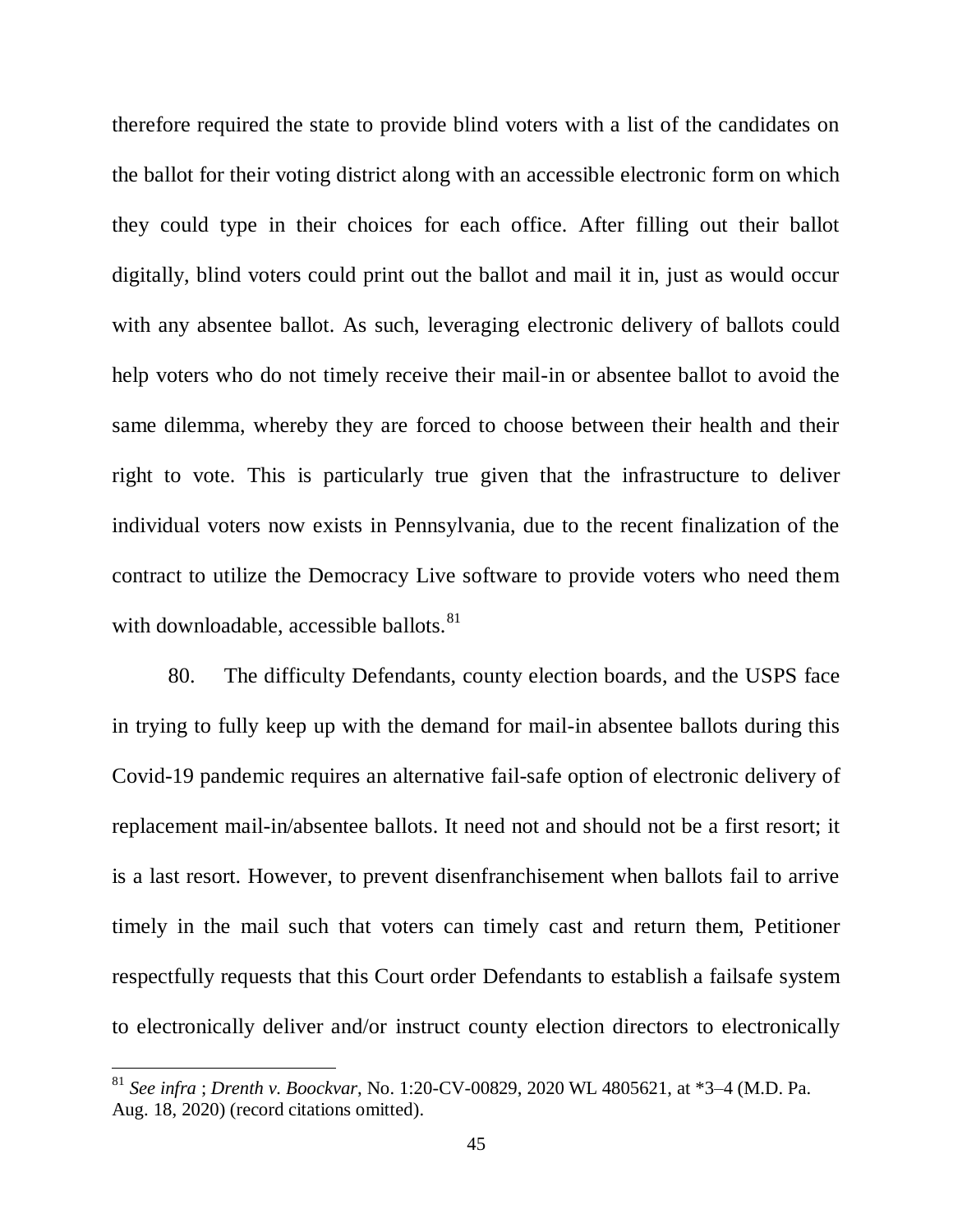therefore required the state to provide blind voters with a list of the candidates on the ballot for their voting district along with an accessible electronic form on which they could type in their choices for each office. After filling out their ballot digitally, blind voters could print out the ballot and mail it in, just as would occur with any absentee ballot. As such, leveraging electronic delivery of ballots could help voters who do not timely receive their mail-in or absentee ballot to avoid the same dilemma, whereby they are forced to choose between their health and their right to vote. This is particularly true given that the infrastructure to deliver individual voters now exists in Pennsylvania, due to the recent finalization of the contract to utilize the Democracy Live software to provide voters who need them with downloadable, accessible ballots.[81]

80. The difficulty Defendants, county election boards, and the USPS face in trying to fully keep up with the demand for mail-in absentee ballots during this Covid-19 pandemic requires an alternative fail-safe option of electronic delivery of replacement mail-in/absentee ballots. It need not and should not be a first resort; it is a last resort. However, to prevent disenfranchisement when ballots fail to arrive timely in the mail such that voters can timely cast and return them, Petitioner respectfully requests that this Court order Defendants to establish a failsafe system to electronically deliver and/or instruct county election directors to electronically

---

[81] *See infra* ; *Drenth v. Boockvar*, No. 1:20-CV-00829, 2020 WL 4805621, at *3–4 (M.D. Pa. Aug. 18, 2020) (record citations omitted).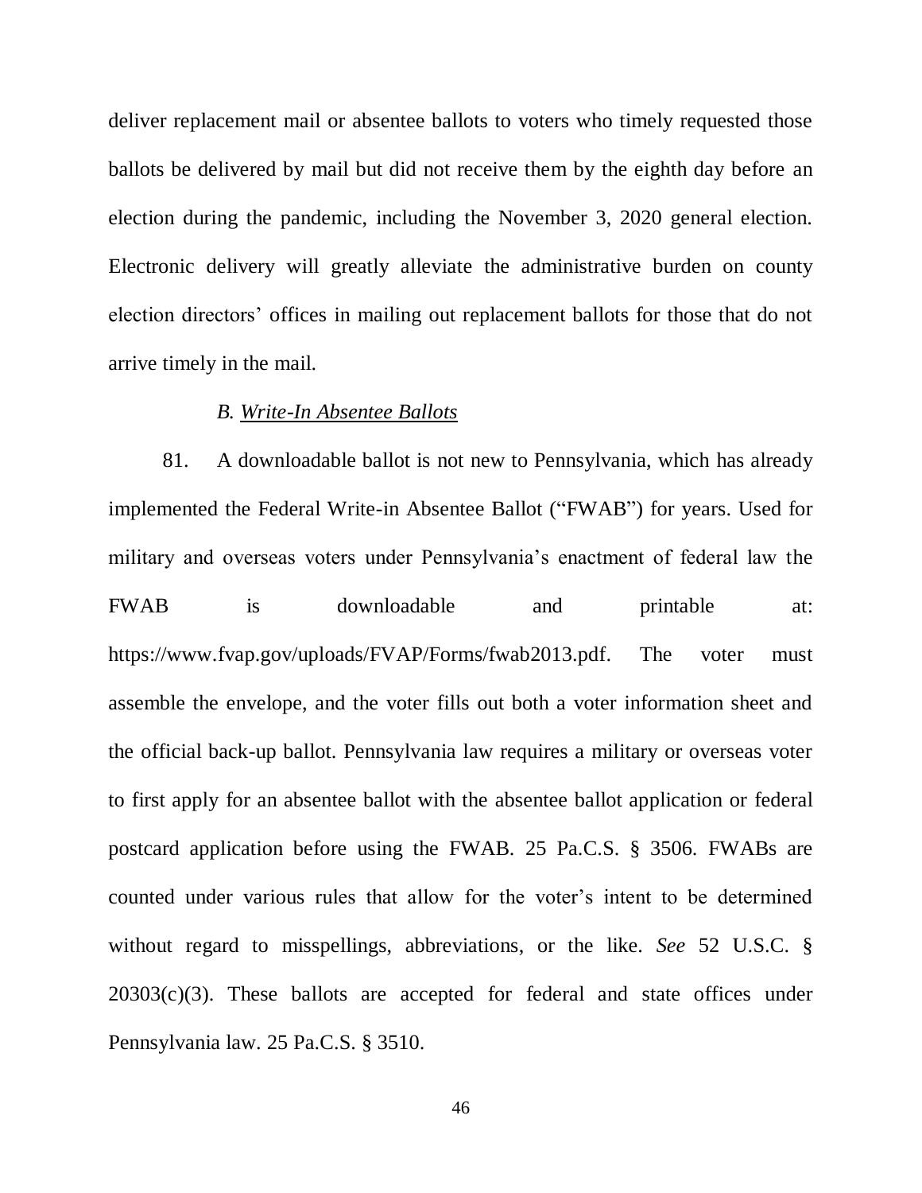deliver replacement mail or absentee ballots to voters who timely requested those ballots be delivered by mail but did not receive them by the eighth day before an election during the pandemic, including the November 3, 2020 general election. Electronic delivery will greatly alleviate the administrative burden on county election directors' offices in mailing out replacement ballots for those that do not arrive timely in the mail.

### *B. Write-In Absentee Ballots*

81. A downloadable ballot is not new to Pennsylvania, which has already implemented the Federal Write-in Absentee Ballot ("FWAB") for years. Used for military and overseas voters under Pennsylvania's enactment of federal law the FWAB is downloadable and printable at: https://www.fvap.gov/uploads/FVAP/Forms/fwab2013.pdf. The voter must assemble the envelope, and the voter fills out both a voter information sheet and the official back-up ballot. Pennsylvania law requires a military or overseas voter to first apply for an absentee ballot with the absentee ballot application or federal postcard application before using the FWAB. 25 Pa.C.S. § 3506. FWABs are counted under various rules that allow for the voter's intent to be determined without regard to misspellings, abbreviations, or the like. *See* 52 U.S.C. § 20303(c)(3). These ballots are accepted for federal and state offices under Pennsylvania law. 25 Pa.C.S. § 3510.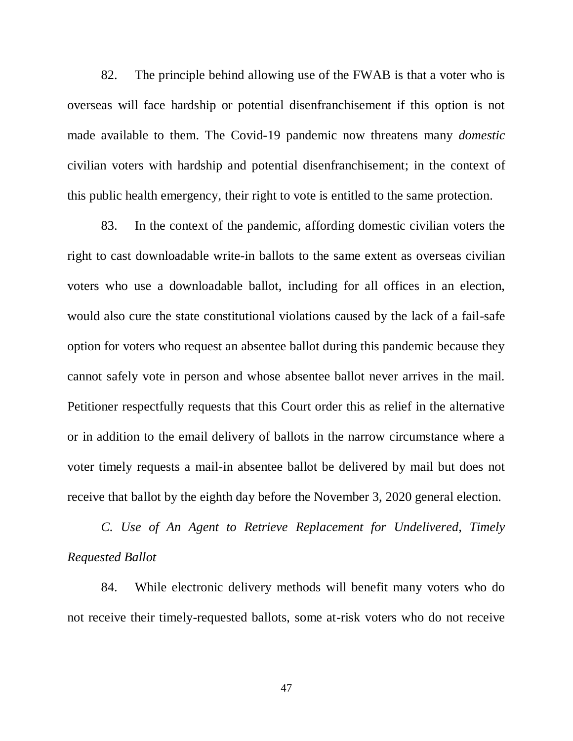82. The principle behind allowing use of the FWAB is that a voter who is overseas will face hardship or potential disenfranchisement if this option is not made available to them. The Covid-19 pandemic now threatens many *domestic* civilian voters with hardship and potential disenfranchisement; in the context of this public health emergency, their right to vote is entitled to the same protection.

83. In the context of the pandemic, affording domestic civilian voters the right to cast downloadable write-in ballots to the same extent as overseas civilian voters who use a downloadable ballot, including for all offices in an election, would also cure the state constitutional violations caused by the lack of a fail-safe option for voters who request an absentee ballot during this pandemic because they cannot safely vote in person and whose absentee ballot never arrives in the mail. Petitioner respectfully requests that this Court order this as relief in the alternative or in addition to the email delivery of ballots in the narrow circumstance where a voter timely requests a mail-in absentee ballot be delivered by mail but does not receive that ballot by the eighth day before the November 3, 2020 general election.

*C. Use of An Agent to Retrieve Replacement for Undelivered, Timely Requested Ballot*

84. While electronic delivery methods will benefit many voters who do not receive their timely-requested ballots, some at-risk voters who do not receive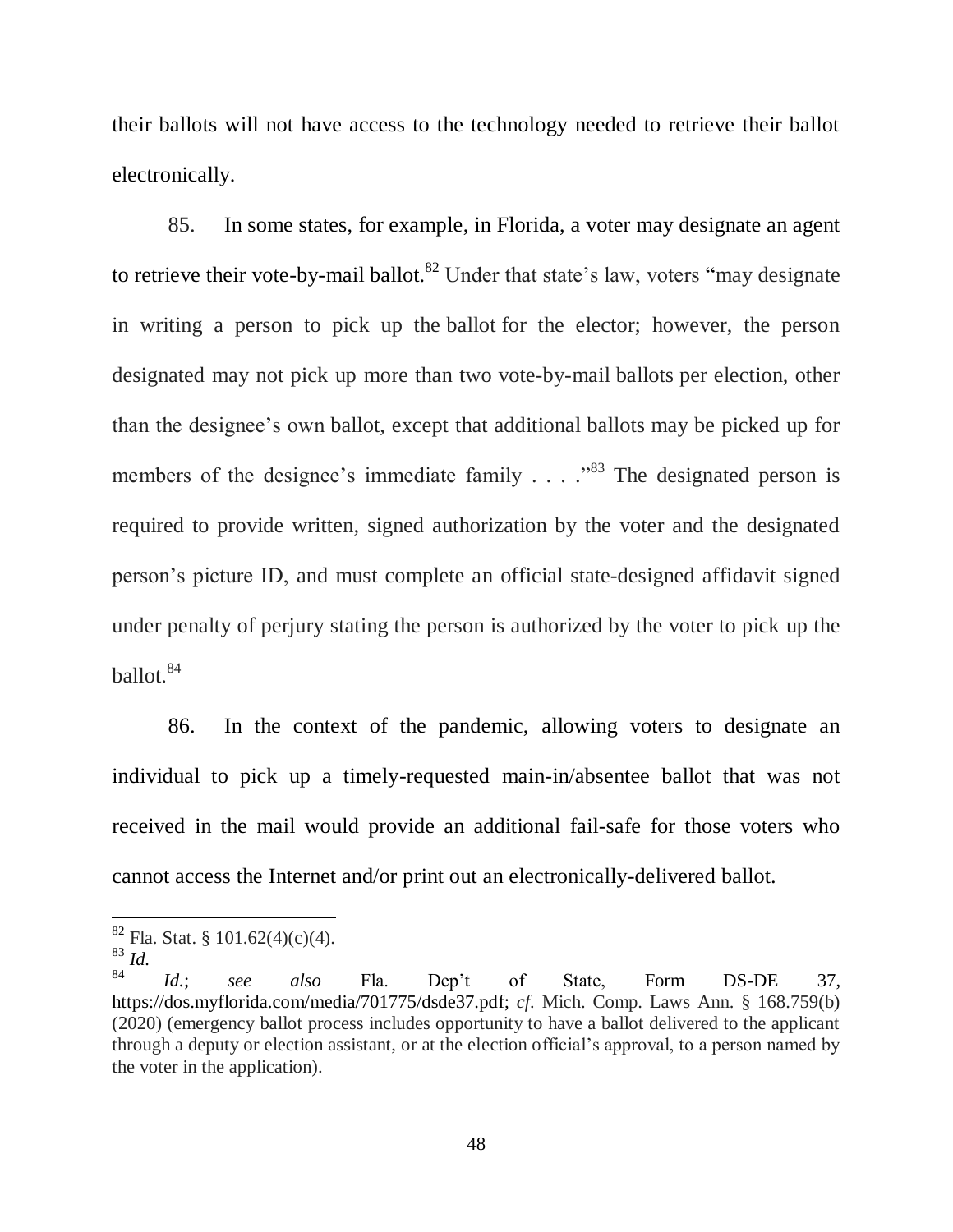their ballots will not have access to the technology needed to retrieve their ballot electronically.

85. In some states, for example, in Florida, a voter may designate an agent to retrieve their vote-by-mail ballot.[82] Under that state's law, voters "may designate in writing a person to pick up the ballot for the elector; however, the person designated may not pick up more than two vote-by-mail ballots per election, other than the designee's own ballot, except that additional ballots may be picked up for members of the designee's immediate family . . . ."[83] The designated person is required to provide written, signed authorization by the voter and the designated person's picture ID, and must complete an official state-designed affidavit signed under penalty of perjury stating the person is authorized by the voter to pick up the ballot.[84]

86. In the context of the pandemic, allowing voters to designate an individual to pick up a timely-requested main-in/absentee ballot that was not received in the mail would provide an additional fail-safe for those voters who cannot access the Internet and/or print out an electronically-delivered ballot.

---

[82] Fla. Stat. § 101.62(4)(c)(4).

[83] *Id.*

[84] *Id.*; *see also* Fla. Dep't of State, Form DS-DE 37, https://dos.myflorida.com/media/701775/dsde37.pdf; *cf.* Mich. Comp. Laws Ann. § 168.759(b) (2020) (emergency ballot process includes opportunity to have a ballot delivered to the applicant through a deputy or election assistant, or at the election official's approval, to a person named by the voter in the application).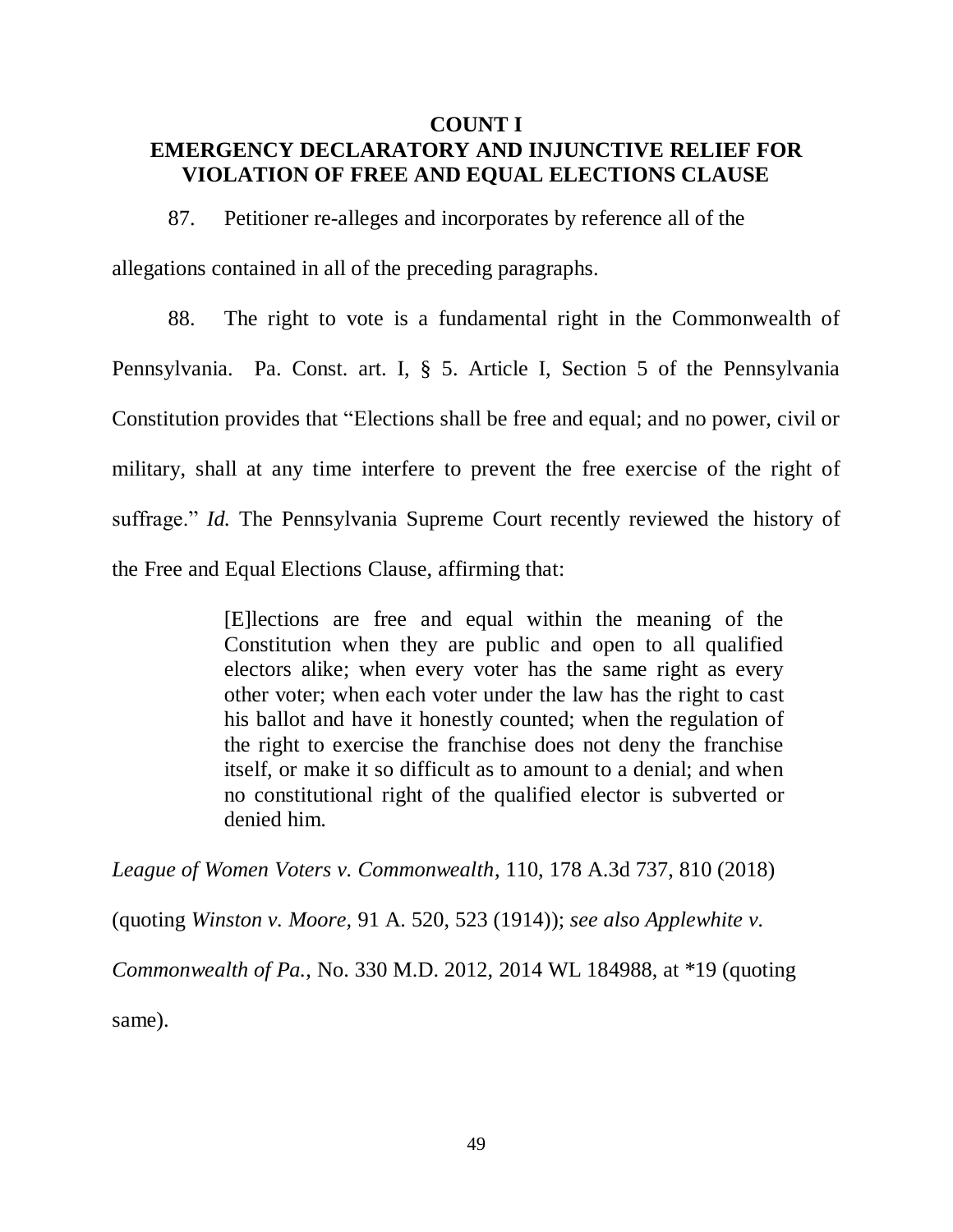**COUNT I**
**EMERGENCY DECLARATORY AND INJUNCTIVE RELIEF FOR VIOLATION OF FREE AND EQUAL ELECTIONS CLAUSE**

87. Petitioner re-alleges and incorporates by reference all of the allegations contained in all of the preceding paragraphs.

88. The right to vote is a fundamental right in the Commonwealth of Pennsylvania. Pa. Const. art. I, § 5. Article I, Section 5 of the Pennsylvania Constitution provides that "Elections shall be free and equal; and no power, civil or military, shall at any time interfere to prevent the free exercise of the right of suffrage." *Id.* The Pennsylvania Supreme Court recently reviewed the history of the Free and Equal Elections Clause, affirming that:

> [E]lections are free and equal within the meaning of the Constitution when they are public and open to all qualified electors alike; when every voter has the same right as every other voter; when each voter under the law has the right to cast his ballot and have it honestly counted; when the regulation of the right to exercise the franchise does not deny the franchise itself, or make it so difficult as to amount to a denial; and when no constitutional right of the qualified elector is subverted or denied him.

*League of Women Voters v. Commonwealth*, 110, 178 A.3d 737, 810 (2018) (quoting *Winston v. Moore*, 91 A. 520, 523 (1914)); *see also Applewhite v. Commonwealth of Pa.*, No. 330 M.D. 2012, 2014 WL 184988, at *19 (quoting same).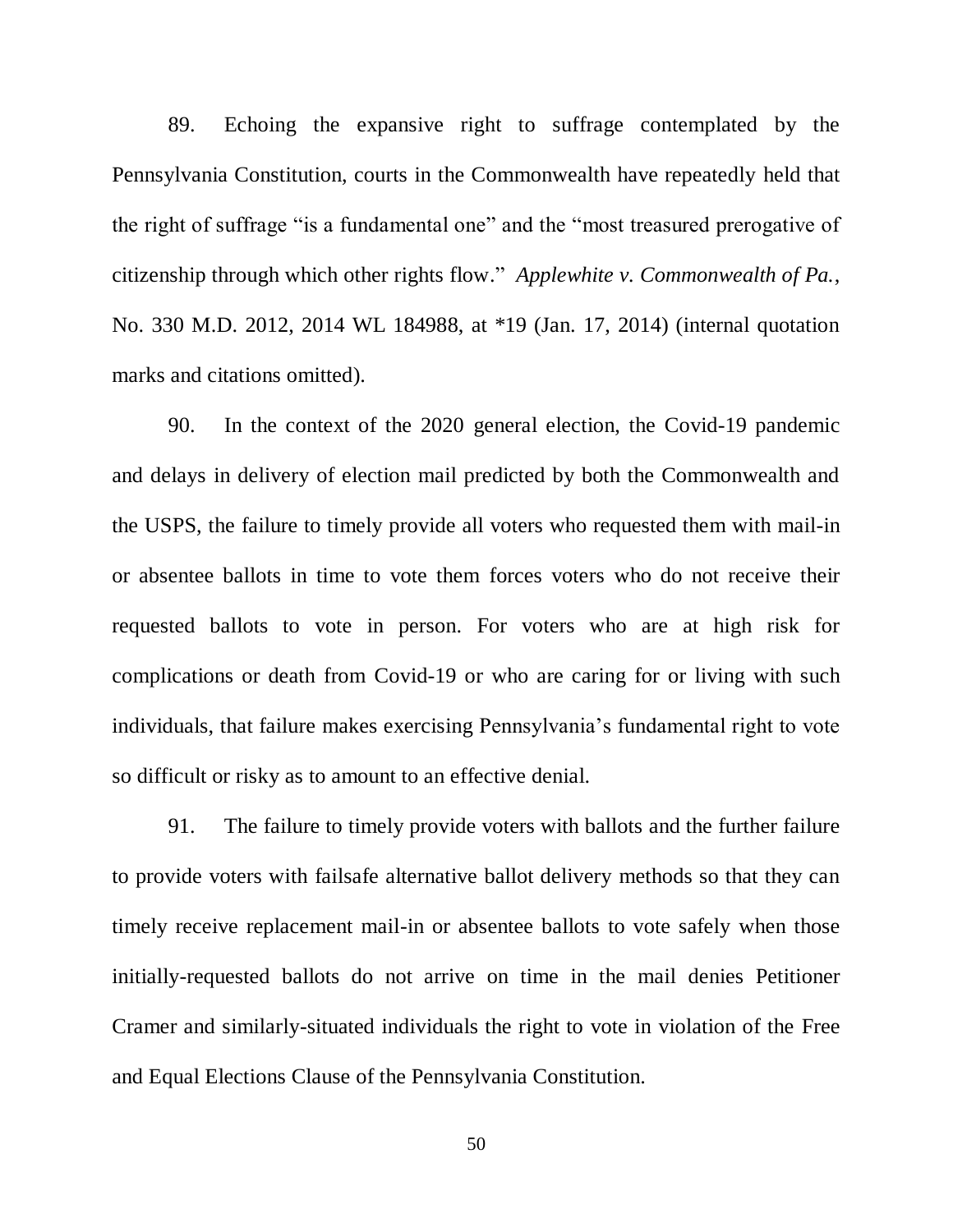89. Echoing the expansive right to suffrage contemplated by the Pennsylvania Constitution, courts in the Commonwealth have repeatedly held that the right of suffrage "is a fundamental one" and the "most treasured prerogative of citizenship through which other rights flow." *Applewhite v. Commonwealth of Pa.*, No. 330 M.D. 2012, 2014 WL 184988, at *19 (Jan. 17, 2014) (internal quotation marks and citations omitted).

90. In the context of the 2020 general election, the Covid-19 pandemic and delays in delivery of election mail predicted by both the Commonwealth and the USPS, the failure to timely provide all voters who requested them with mail-in or absentee ballots in time to vote them forces voters who do not receive their requested ballots to vote in person. For voters who are at high risk for complications or death from Covid-19 or who are caring for or living with such individuals, that failure makes exercising Pennsylvania's fundamental right to vote so difficult or risky as to amount to an effective denial.

91. The failure to timely provide voters with ballots and the further failure to provide voters with failsafe alternative ballot delivery methods so that they can timely receive replacement mail-in or absentee ballots to vote safely when those initially-requested ballots do not arrive on time in the mail denies Petitioner Cramer and similarly-situated individuals the right to vote in violation of the Free and Equal Elections Clause of the Pennsylvania Constitution.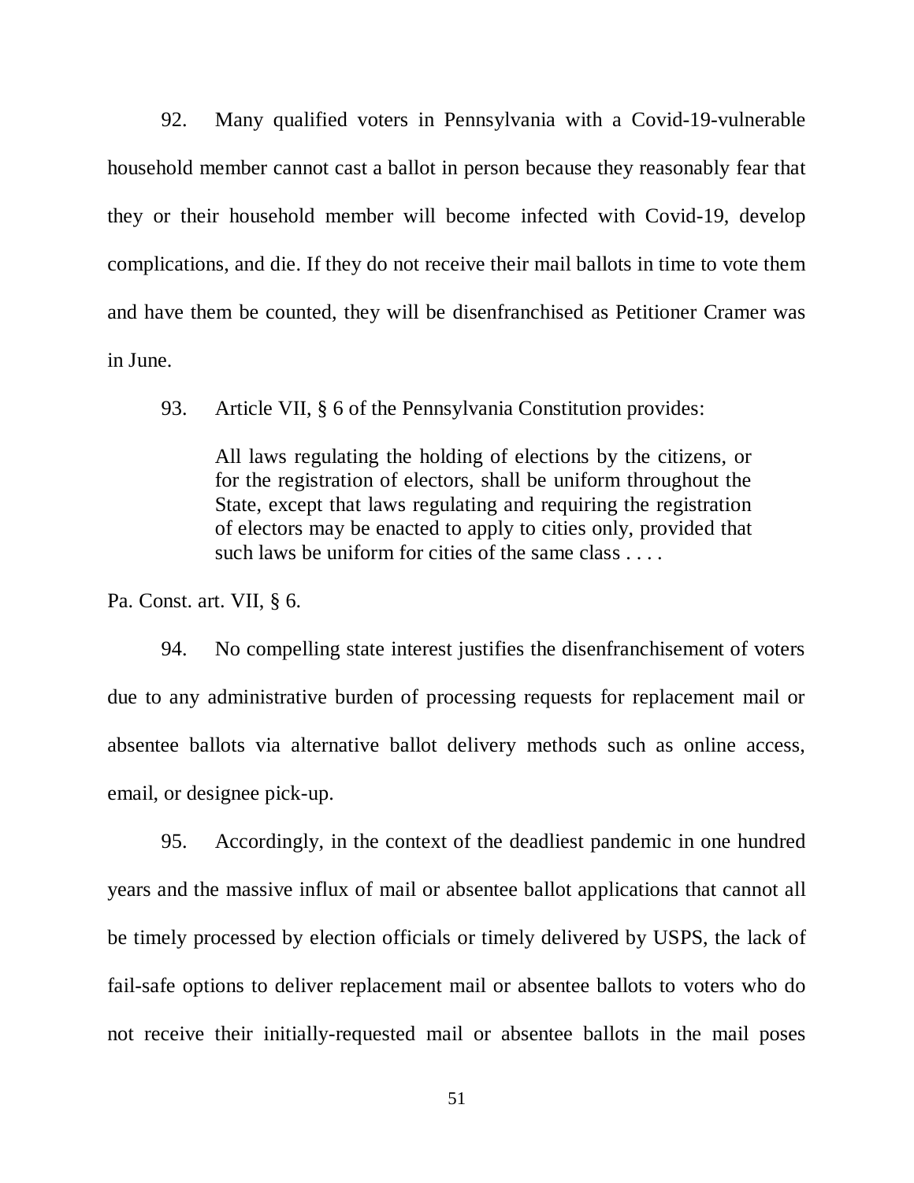92. Many qualified voters in Pennsylvania with a Covid-19-vulnerable household member cannot cast a ballot in person because they reasonably fear that they or their household member will become infected with Covid-19, develop complications, and die. If they do not receive their mail ballots in time to vote them and have them be counted, they will be disenfranchised as Petitioner Cramer was in June.

93. Article VII, § 6 of the Pennsylvania Constitution provides:

> All laws regulating the holding of elections by the citizens, or for the registration of electors, shall be uniform throughout the State, except that laws regulating and requiring the registration of electors may be enacted to apply to cities only, provided that such laws be uniform for cities of the same class . . . .

Pa. Const. art. VII, § 6.

94. No compelling state interest justifies the disenfranchisement of voters due to any administrative burden of processing requests for replacement mail or absentee ballots via alternative ballot delivery methods such as online access, email, or designee pick-up.

95. Accordingly, in the context of the deadliest pandemic in one hundred years and the massive influx of mail or absentee ballot applications that cannot all be timely processed by election officials or timely delivered by USPS, the lack of fail-safe options to deliver replacement mail or absentee ballots to voters who do not receive their initially-requested mail or absentee ballots in the mail poses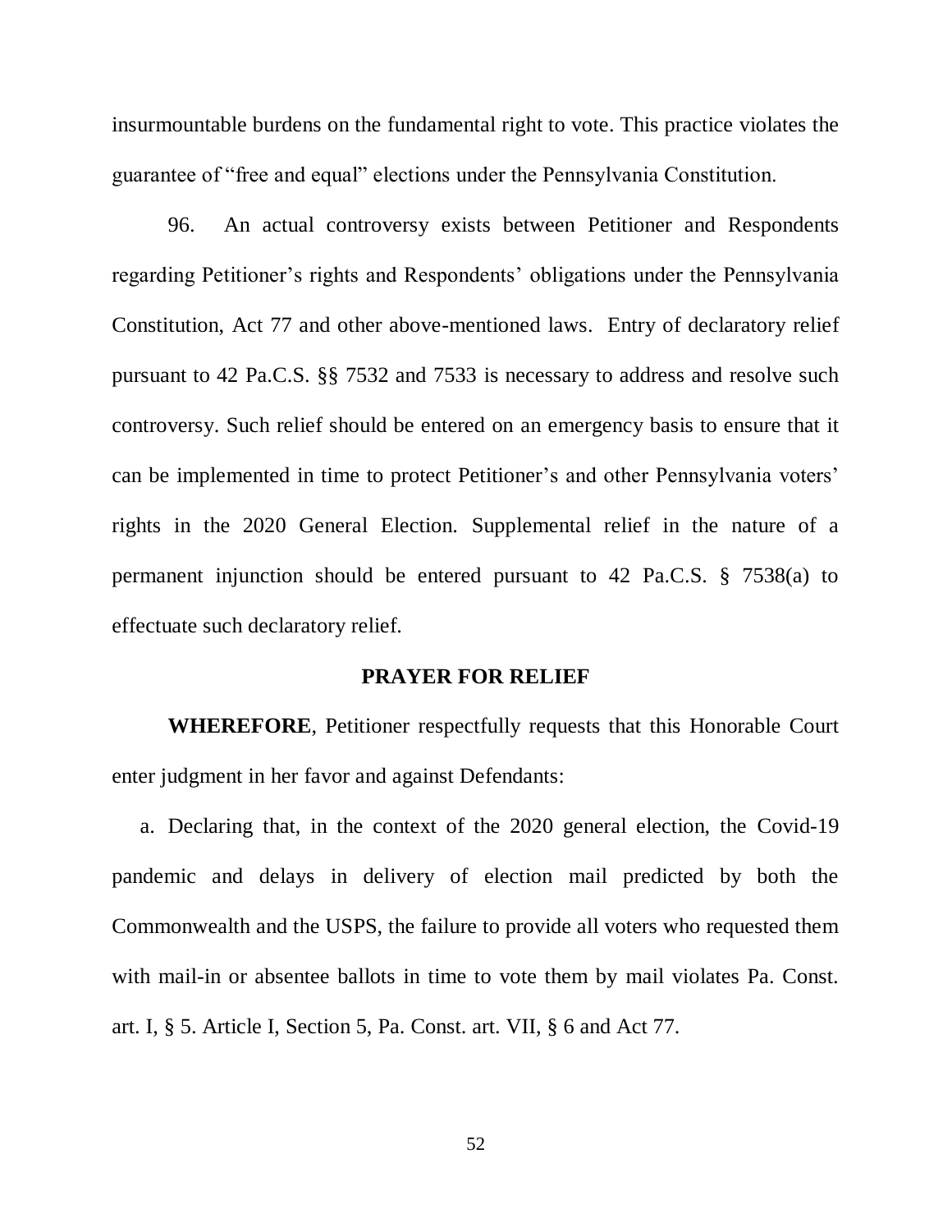insurmountable burdens on the fundamental right to vote. This practice violates the guarantee of "free and equal" elections under the Pennsylvania Constitution.

96. An actual controversy exists between Petitioner and Respondents regarding Petitioner's rights and Respondents' obligations under the Pennsylvania Constitution, Act 77 and other above-mentioned laws. Entry of declaratory relief pursuant to 42 Pa.C.S. §§ 7532 and 7533 is necessary to address and resolve such controversy. Such relief should be entered on an emergency basis to ensure that it can be implemented in time to protect Petitioner's and other Pennsylvania voters' rights in the 2020 General Election. Supplemental relief in the nature of a permanent injunction should be entered pursuant to 42 Pa.C.S. § 7538(a) to effectuate such declaratory relief.

## PRAYER FOR RELIEF

**WHEREFORE**, Petitioner respectfully requests that this Honorable Court enter judgment in her favor and against Defendants:

a. Declaring that, in the context of the 2020 general election, the Covid-19 pandemic and delays in delivery of election mail predicted by both the Commonwealth and the USPS, the failure to provide all voters who requested them with mail-in or absentee ballots in time to vote them by mail violates Pa. Const. art. I, § 5. Article I, Section 5, Pa. Const. art. VII, § 6 and Act 77.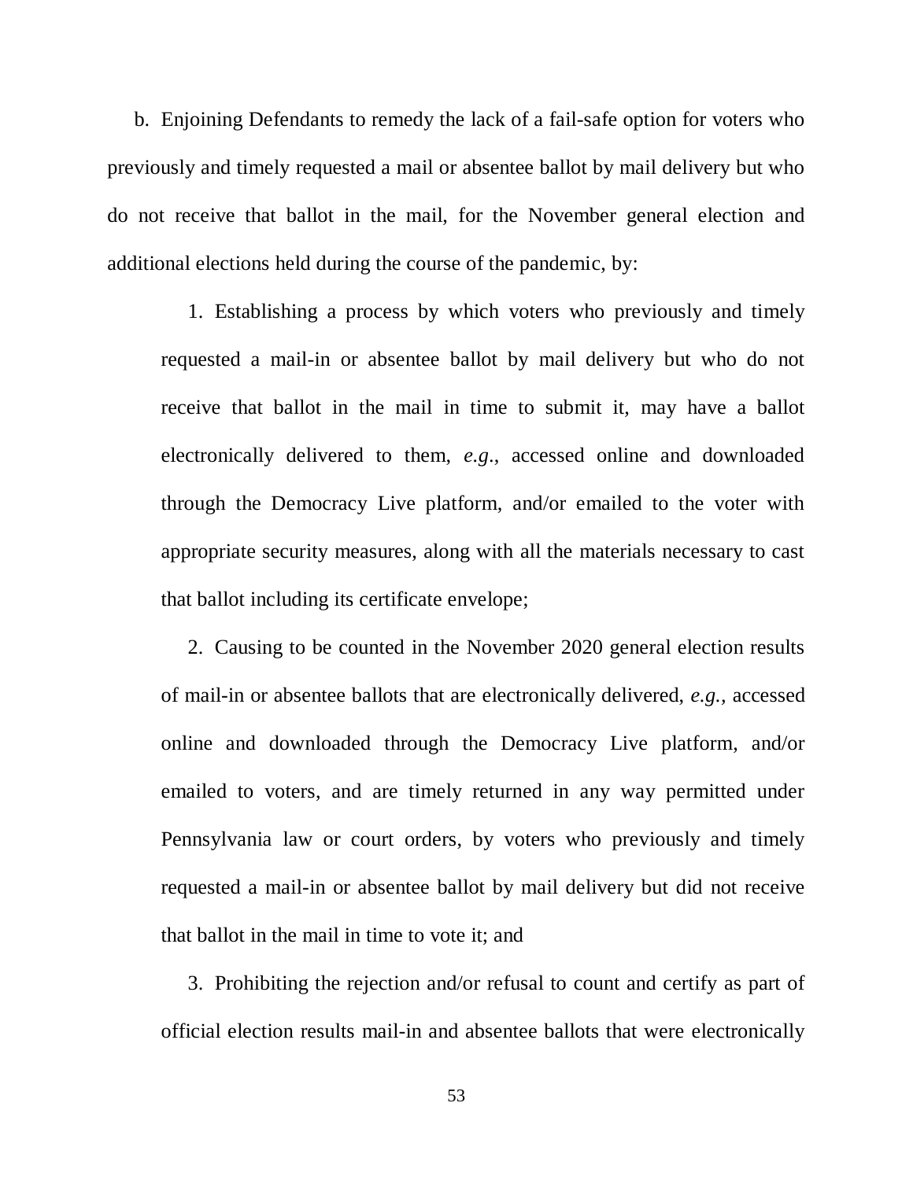b. Enjoining Defendants to remedy the lack of a fail-safe option for voters who previously and timely requested a mail or absentee ballot by mail delivery but who do not receive that ballot in the mail, for the November general election and additional elections held during the course of the pandemic, by:

1. Establishing a process by which voters who previously and timely requested a mail-in or absentee ballot by mail delivery but who do not receive that ballot in the mail in time to submit it, may have a ballot electronically delivered to them, *e.g.*, accessed online and downloaded through the Democracy Live platform, and/or emailed to the voter with appropriate security measures, along with all the materials necessary to cast that ballot including its certificate envelope;

2. Causing to be counted in the November 2020 general election results of mail-in or absentee ballots that are electronically delivered, *e.g.*, accessed online and downloaded through the Democracy Live platform, and/or emailed to voters, and are timely returned in any way permitted under Pennsylvania law or court orders, by voters who previously and timely requested a mail-in or absentee ballot by mail delivery but did not receive that ballot in the mail in time to vote it; and

3. Prohibiting the rejection and/or refusal to count and certify as part of official election results mail-in and absentee ballots that were electronically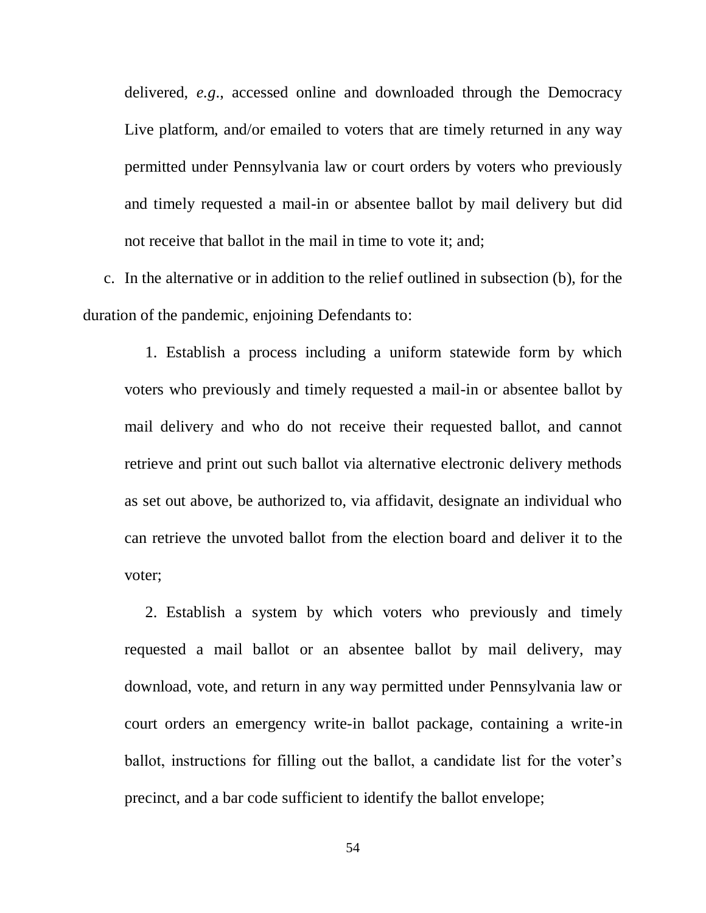delivered, *e.g.*, accessed online and downloaded through the Democracy Live platform, and/or emailed to voters that are timely returned in any way permitted under Pennsylvania law or court orders by voters who previously and timely requested a mail-in or absentee ballot by mail delivery but did not receive that ballot in the mail in time to vote it; and;

c. In the alternative or in addition to the relief outlined in subsection (b), for the duration of the pandemic, enjoining Defendants to:

1. Establish a process including a uniform statewide form by which voters who previously and timely requested a mail-in or absentee ballot by mail delivery and who do not receive their requested ballot, and cannot retrieve and print out such ballot via alternative electronic delivery methods as set out above, be authorized to, via affidavit, designate an individual who can retrieve the unvoted ballot from the election board and deliver it to the voter;

2. Establish a system by which voters who previously and timely requested a mail ballot or an absentee ballot by mail delivery, may download, vote, and return in any way permitted under Pennsylvania law or court orders an emergency write-in ballot package, containing a write-in ballot, instructions for filling out the ballot, a candidate list for the voter's precinct, and a bar code sufficient to identify the ballot envelope;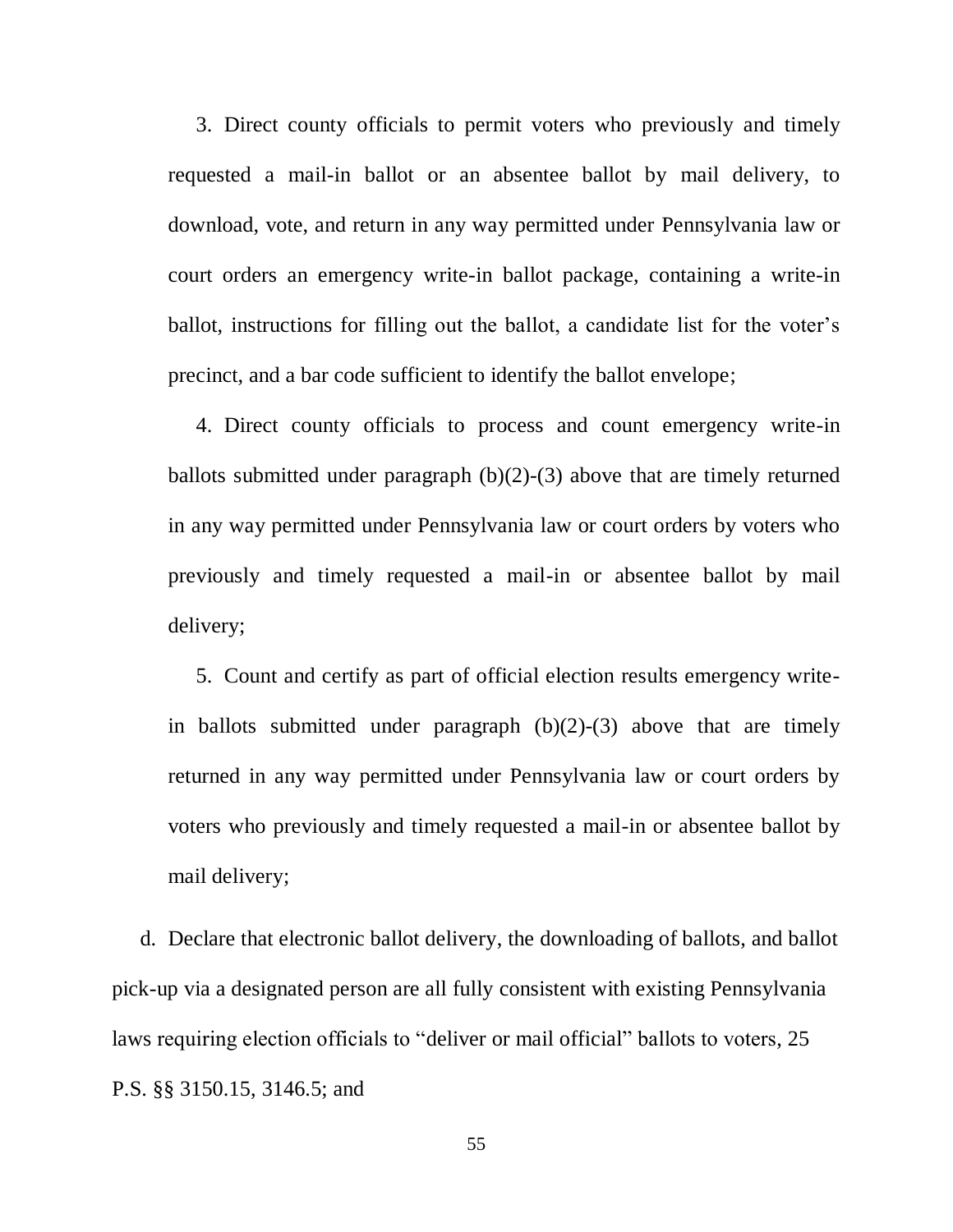3. Direct county officials to permit voters who previously and timely requested a mail-in ballot or an absentee ballot by mail delivery, to download, vote, and return in any way permitted under Pennsylvania law or court orders an emergency write-in ballot package, containing a write-in ballot, instructions for filling out the ballot, a candidate list for the voter's precinct, and a bar code sufficient to identify the ballot envelope;

4. Direct county officials to process and count emergency write-in ballots submitted under paragraph (b)(2)-(3) above that are timely returned in any way permitted under Pennsylvania law or court orders by voters who previously and timely requested a mail-in or absentee ballot by mail delivery;

5. Count and certify as part of official election results emergency write-in ballots submitted under paragraph (b)(2)-(3) above that are timely returned in any way permitted under Pennsylvania law or court orders by voters who previously and timely requested a mail-in or absentee ballot by mail delivery;

d. Declare that electronic ballot delivery, the downloading of ballots, and ballot pick-up via a designated person are all fully consistent with existing Pennsylvania laws requiring election officials to "deliver or mail official" ballots to voters, 25 P.S. §§ 3150.15, 3146.5; and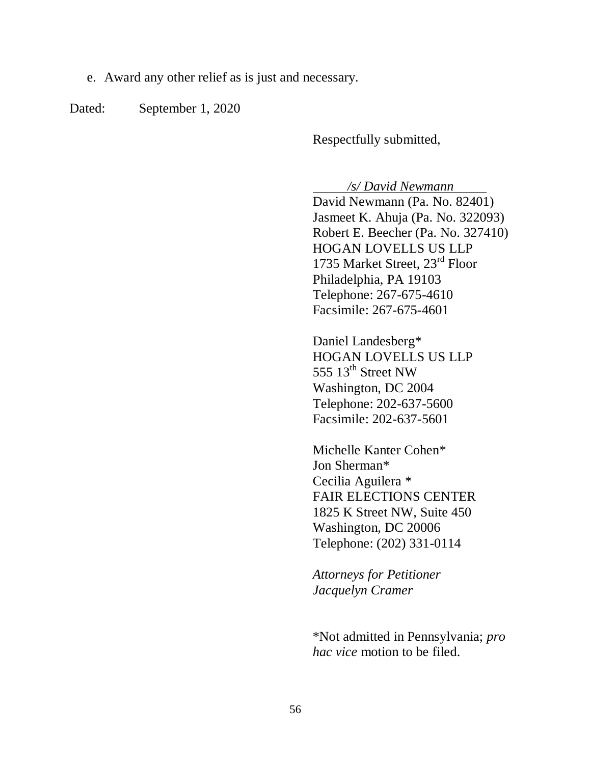e. Award any other relief as is just and necessary.

Dated: September 1, 2020

Respectfully submitted,

*/s/ David Newmann*

David Newmann (Pa. No. 82401)
Jasmeet K. Ahuja (Pa. No. 322093)
Robert E. Beecher (Pa. No. 327410)
HOGAN LOVELLS US LLP
1735 Market Street, 23rd Floor
Philadelphia, PA 19103
Telephone: 267-675-4610
Facsimile: 267-675-4601

Daniel Landesberg*
HOGAN LOVELLS US LLP
555 13th Street NW
Washington, DC 2004
Telephone: 202-637-5600
Facsimile: 202-637-5601

Michelle Kanter Cohen*
Jon Sherman*
Cecilia Aguilera *
FAIR ELECTIONS CENTER
1825 K Street NW, Suite 450
Washington, DC 20006
Telephone: (202) 331-0114

*Attorneys for Petitioner*
*Jacquelyn Cramer*

*Not admitted in Pennsylvania; *pro hac vice* motion to be filed.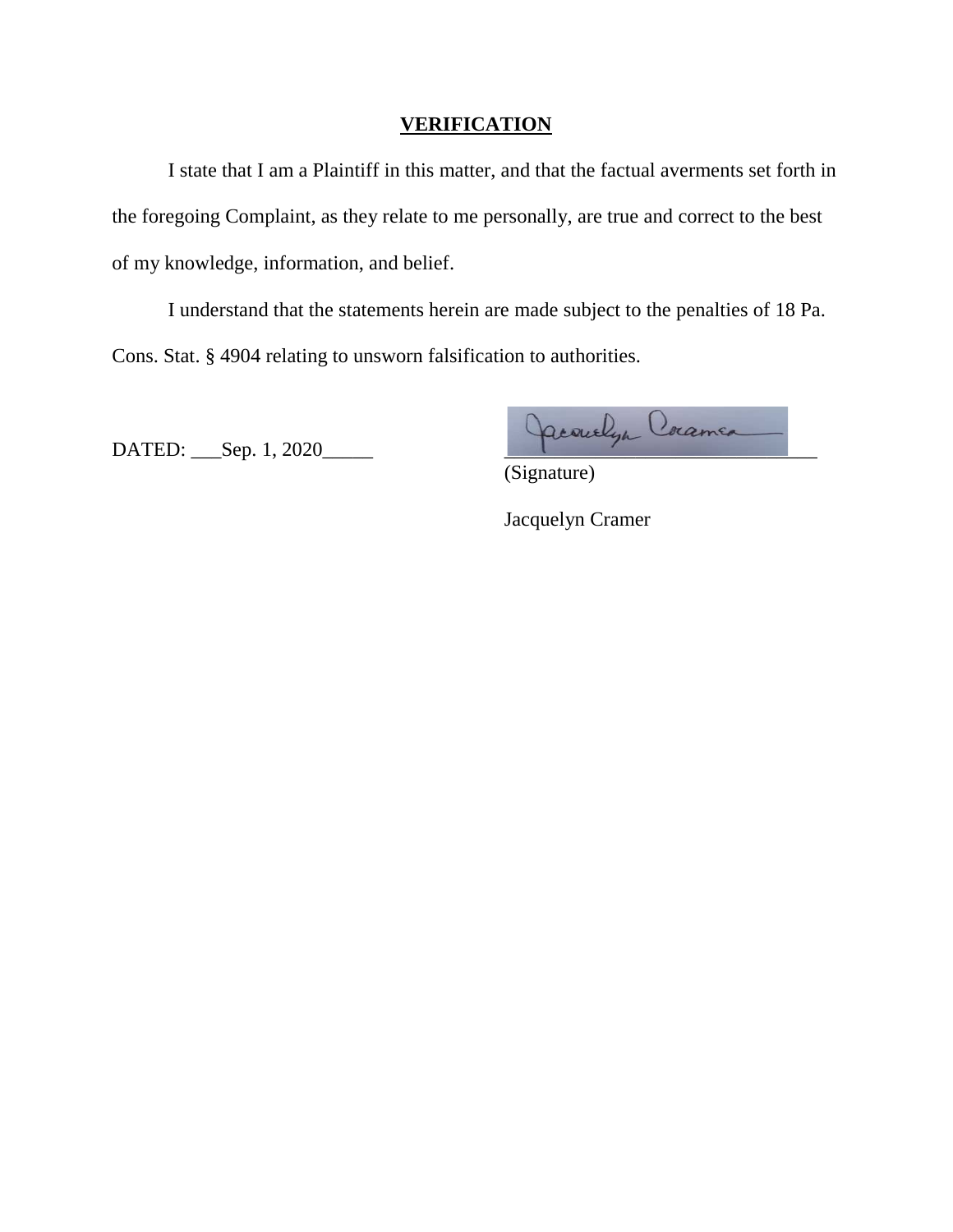## **VERIFICATION**

I state that I am a Plaintiff in this matter, and that the factual averments set forth in the foregoing Complaint, as they relate to me personally, are true and correct to the best of my knowledge, information, and belief.

I understand that the statements herein are made subject to the penalties of 18 Pa. Cons. Stat. § 4904 relating to unsworn falsification to authorities.

DATED: \_\_\_Sep. 1, 2020\_\_\_\_\_

Jacquelyn Cramer

\_\_\_\_\_\_\_\_\_\_\_\_\_\_\_\_\_\_\_\_\_\_\_\_\_\_\_\_\_\_
(Signature)

Jacquelyn Cramer